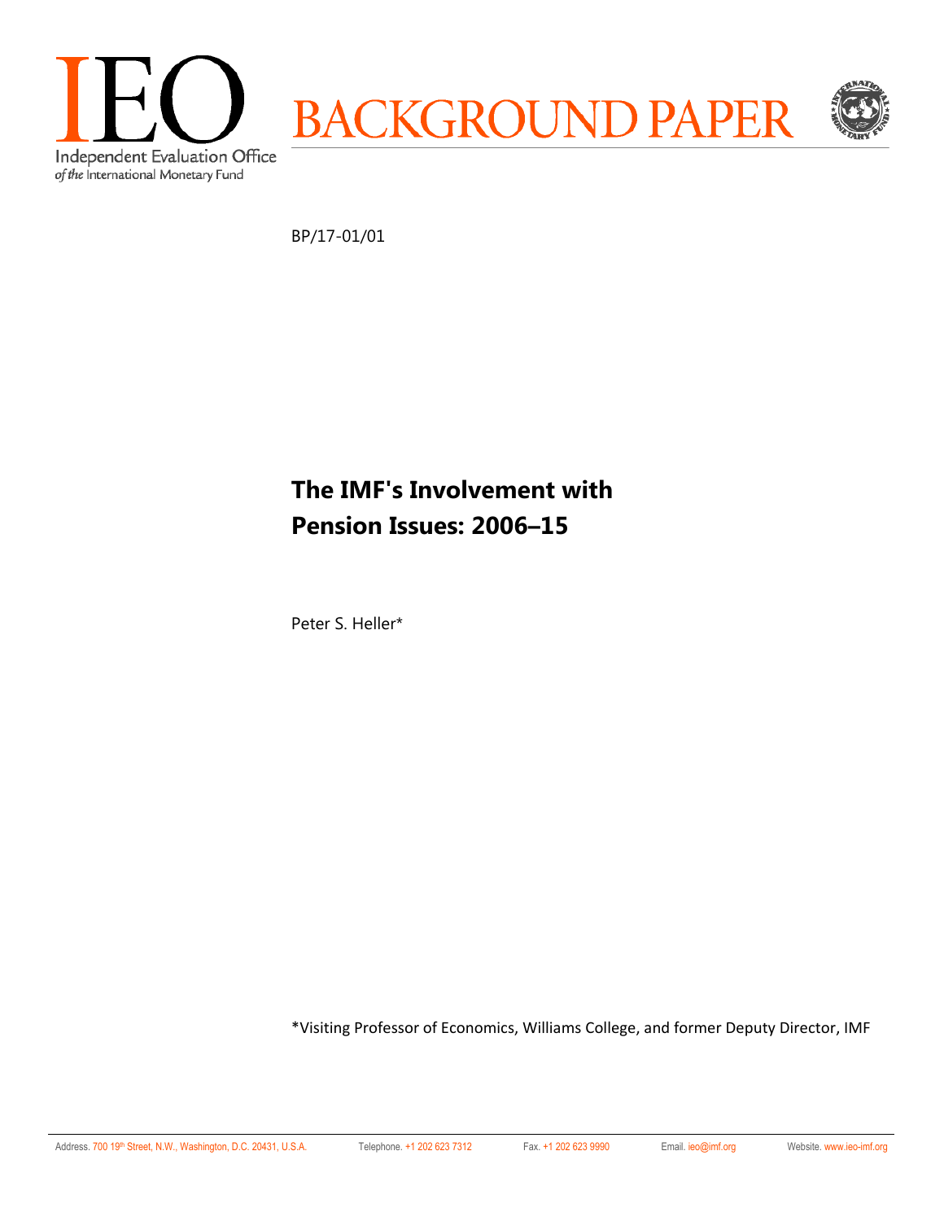IEO

Independent Evaluation Office
*of the* International Monetary Fund

BACKGROUND PAPER

BP/17-01/01

# The IMF's Involvement with Pension Issues: 2006–15

Peter S. Heller*

*Visiting Professor of Economics, Williams College, and former Deputy Director, IMF

Address. 700 19th Street, N.W., Washington, D.C. 20431, U.S.A. Telephone. +1 202 623 7312 Fax. +1 202 623 9990 Email. ieo@imf.org Website. www.ieo-imf.org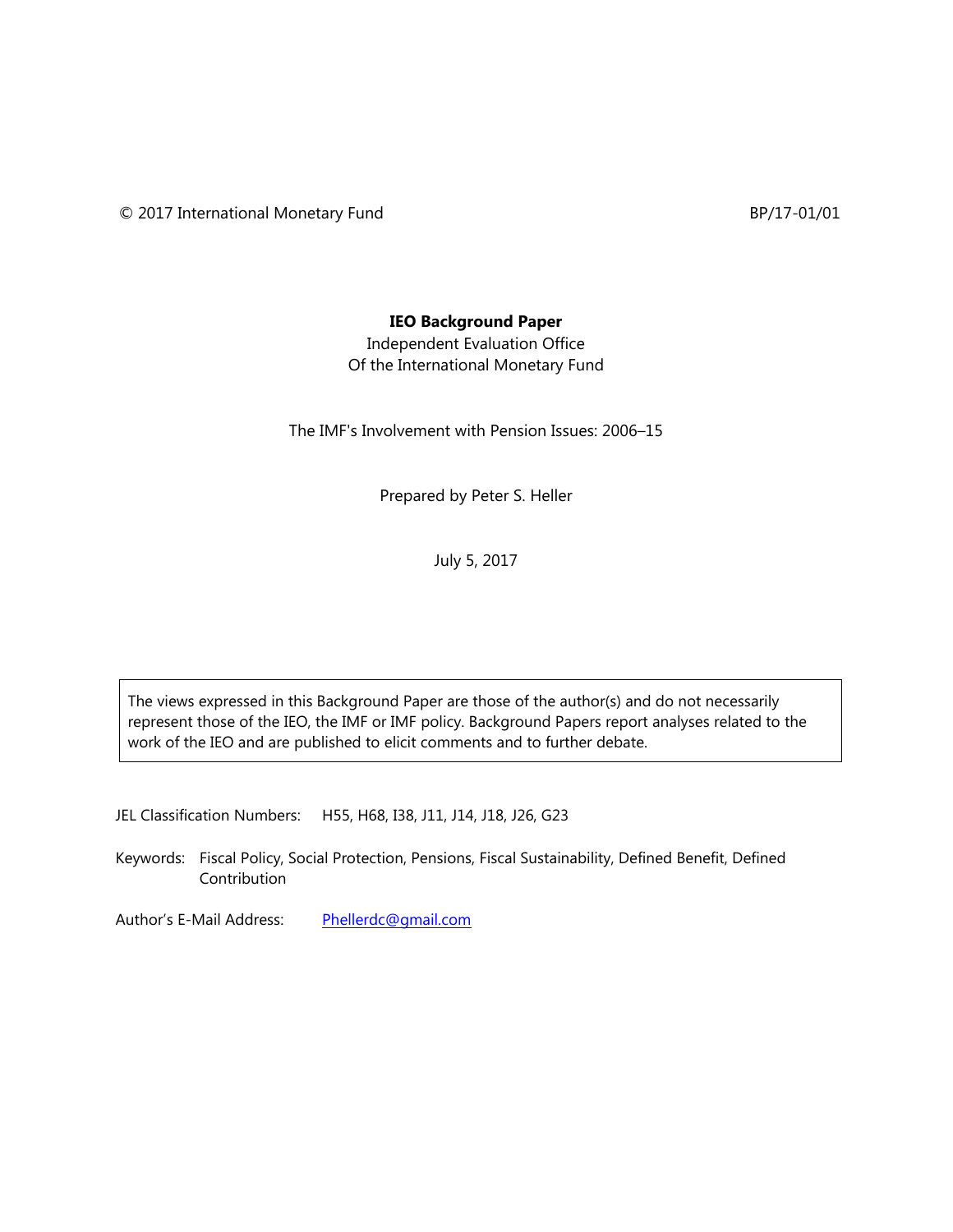© 2017 International Monetary Fund BP/17-01/01

**IEO Background Paper**

Independent Evaluation Office
Of the International Monetary Fund

The IMF's Involvement with Pension Issues: 2006–15

Prepared by Peter S. Heller

July 5, 2017

The views expressed in this Background Paper are those of the author(s) and do not necessarily represent those of the IEO, the IMF or IMF policy. Background Papers report analyses related to the work of the IEO and are published to elicit comments and to further debate.

JEL Classification Numbers: H55, H68, I38, J11, J14, J18, J26, G23

Keywords: Fiscal Policy, Social Protection, Pensions, Fiscal Sustainability, Defined Benefit, Defined Contribution

Author's E-Mail Address: Phellerdc@gmail.com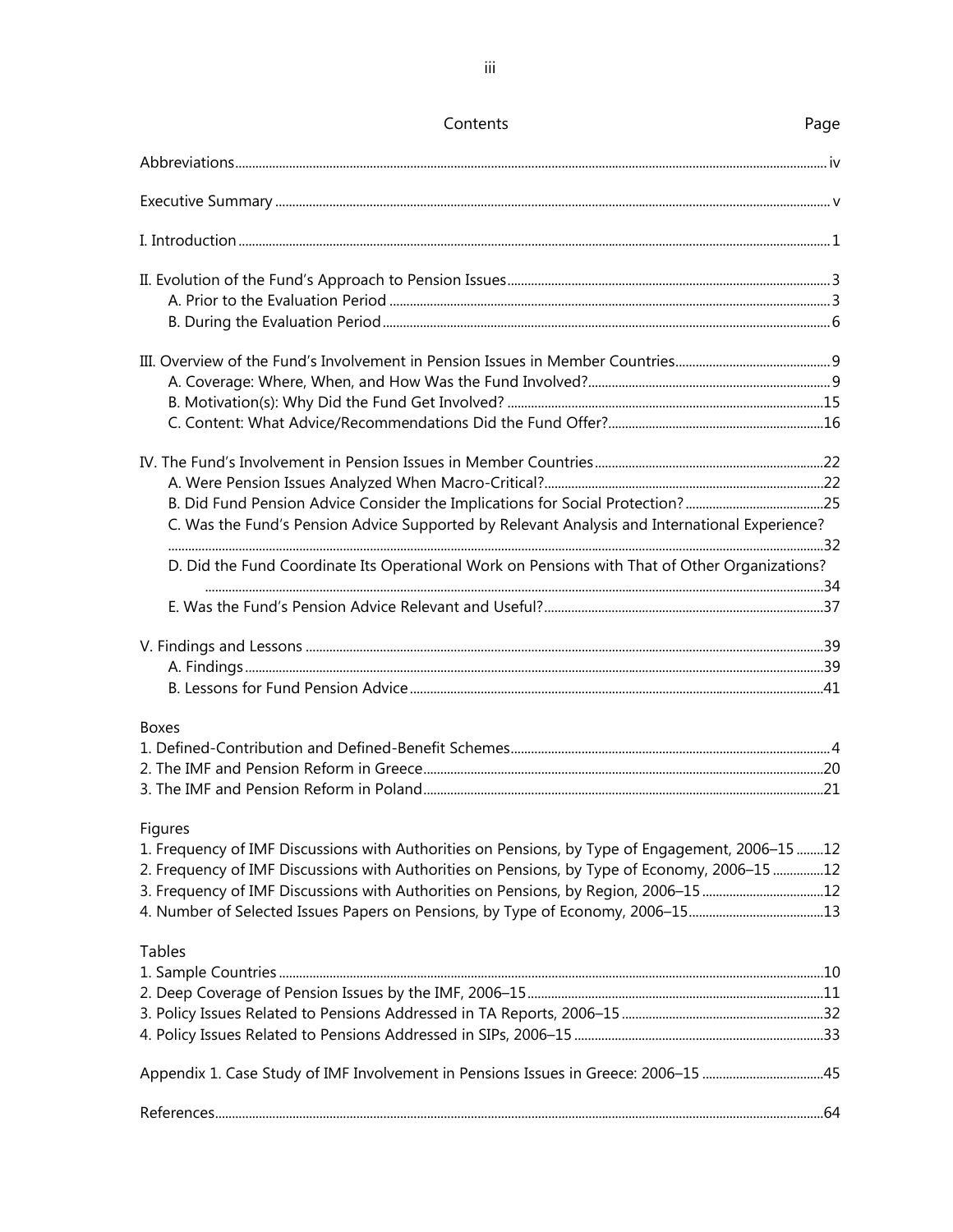# Contents

| Contents | Page |
|---|---|
| Abbreviations | iv |
| Executive Summary | v |
| I. Introduction | 1 |
| II. Evolution of the Fund's Approach to Pension Issues | 3 |
| A. Prior to the Evaluation Period | 3 |
| B. During the Evaluation Period | 6 |
| III. Overview of the Fund's Involvement in Pension Issues in Member Countries | 9 |
| A. Coverage: Where, When, and How Was the Fund Involved? | 9 |
| B. Motivation(s): Why Did the Fund Get Involved? | 15 |
| C. Content: What Advice/Recommendations Did the Fund Offer? | 16 |
| IV. The Fund's Involvement in Pension Issues in Member Countries | 22 |
| A. Were Pension Issues Analyzed When Macro-Critical? | 22 |
| B. Did Fund Pension Advice Consider the Implications for Social Protection? | 25 |
| C. Was the Fund's Pension Advice Supported by Relevant Analysis and International Experience? | 32 |
| D. Did the Fund Coordinate Its Operational Work on Pensions with That of Other Organizations? | 34 |
| E. Was the Fund's Pension Advice Relevant and Useful? | 37 |
| V. Findings and Lessons | 39 |
| A. Findings | 39 |
| B. Lessons for Fund Pension Advice | 41 |

**Boxes**

| | |
|---|---|
| 1. Defined-Contribution and Defined-Benefit Schemes | 4 |
| 2. The IMF and Pension Reform in Greece | 20 |
| 3. The IMF and Pension Reform in Poland | 21 |

**Figures**

| | |
|---|---|
| 1. Frequency of IMF Discussions with Authorities on Pensions, by Type of Engagement, 2006–15 | 12 |
| 2. Frequency of IMF Discussions with Authorities on Pensions, by Type of Economy, 2006–15 | 12 |
| 3. Frequency of IMF Discussions with Authorities on Pensions, by Region, 2006–15 | 12 |
| 4. Number of Selected Issues Papers on Pensions, by Type of Economy, 2006–15 | 13 |

**Tables**

| | |
|---|---|
| 1. Sample Countries | 10 |
| 2. Deep Coverage of Pension Issues by the IMF, 2006–15 | 11 |
| 3. Policy Issues Related to Pensions Addressed in TA Reports, 2006–15 | 32 |
| 4. Policy Issues Related to Pensions Addressed in SIPs, 2006–15 | 33 |

| | |
|---|---|
| Appendix 1. Case Study of IMF Involvement in Pensions Issues in Greece: 2006–15 | 45 |
| References | 64 |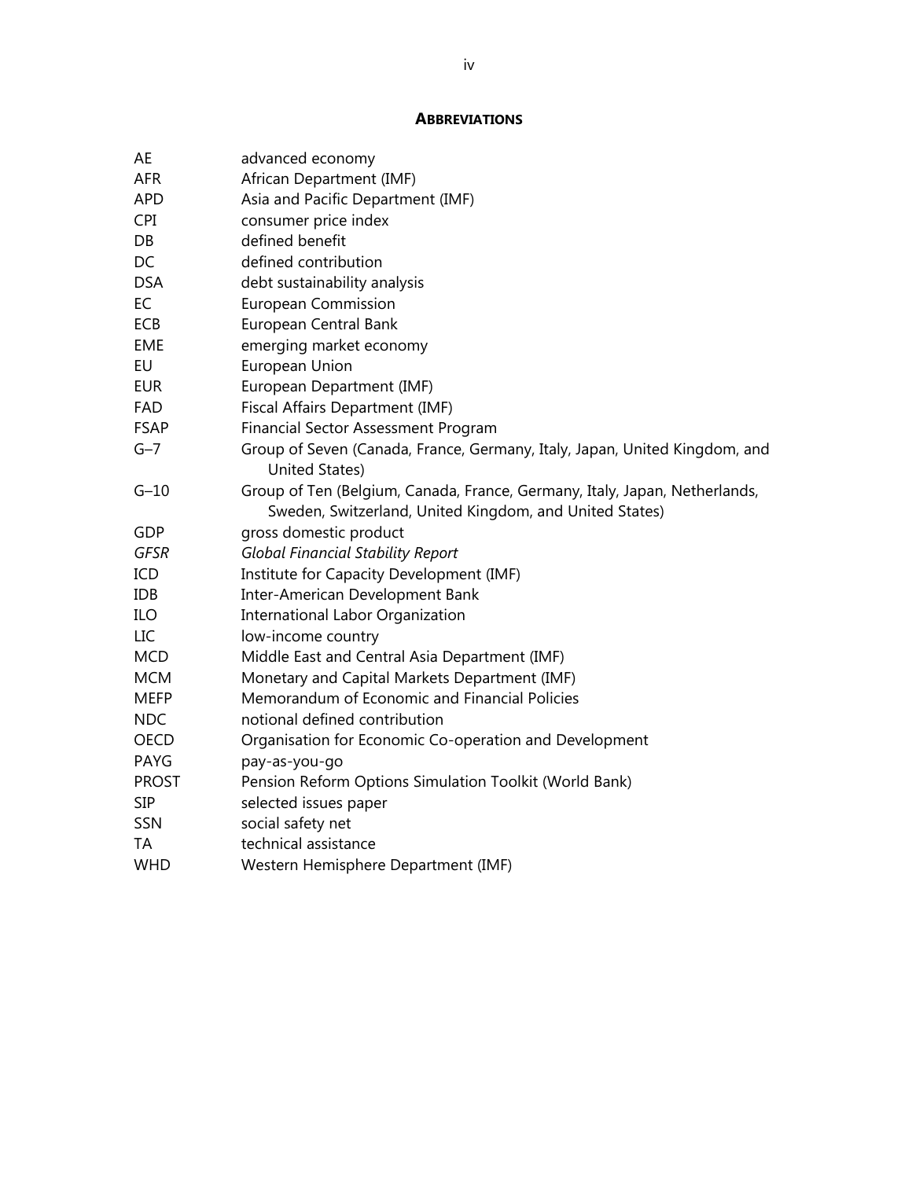## ABBREVIATIONS

| | |
|---|---|
| AE | advanced economy |
| AFR | African Department (IMF) |
| APD | Asia and Pacific Department (IMF) |
| CPI | consumer price index |
| DB | defined benefit |
| DC | defined contribution |
| DSA | debt sustainability analysis |
| EC | European Commission |
| ECB | European Central Bank |
| EME | emerging market economy |
| EU | European Union |
| EUR | European Department (IMF) |
| FAD | Fiscal Affairs Department (IMF) |
| FSAP | Financial Sector Assessment Program |
| G–7 | Group of Seven (Canada, France, Germany, Italy, Japan, United Kingdom, and United States) |
| G–10 | Group of Ten (Belgium, Canada, France, Germany, Italy, Japan, Netherlands, Sweden, Switzerland, United Kingdom, and United States) |
| GDP | gross domestic product |
| *GFSR* | *Global Financial Stability Report* |
| ICD | Institute for Capacity Development (IMF) |
| IDB | Inter-American Development Bank |
| ILO | International Labor Organization |
| LIC | low-income country |
| MCD | Middle East and Central Asia Department (IMF) |
| MCM | Monetary and Capital Markets Department (IMF) |
| MEFP | Memorandum of Economic and Financial Policies |
| NDC | notional defined contribution |
| OECD | Organisation for Economic Co-operation and Development |
| PAYG | pay-as-you-go |
| PROST | Pension Reform Options Simulation Toolkit (World Bank) |
| SIP | selected issues paper |
| SSN | social safety net |
| TA | technical assistance |
| WHD | Western Hemisphere Department (IMF) |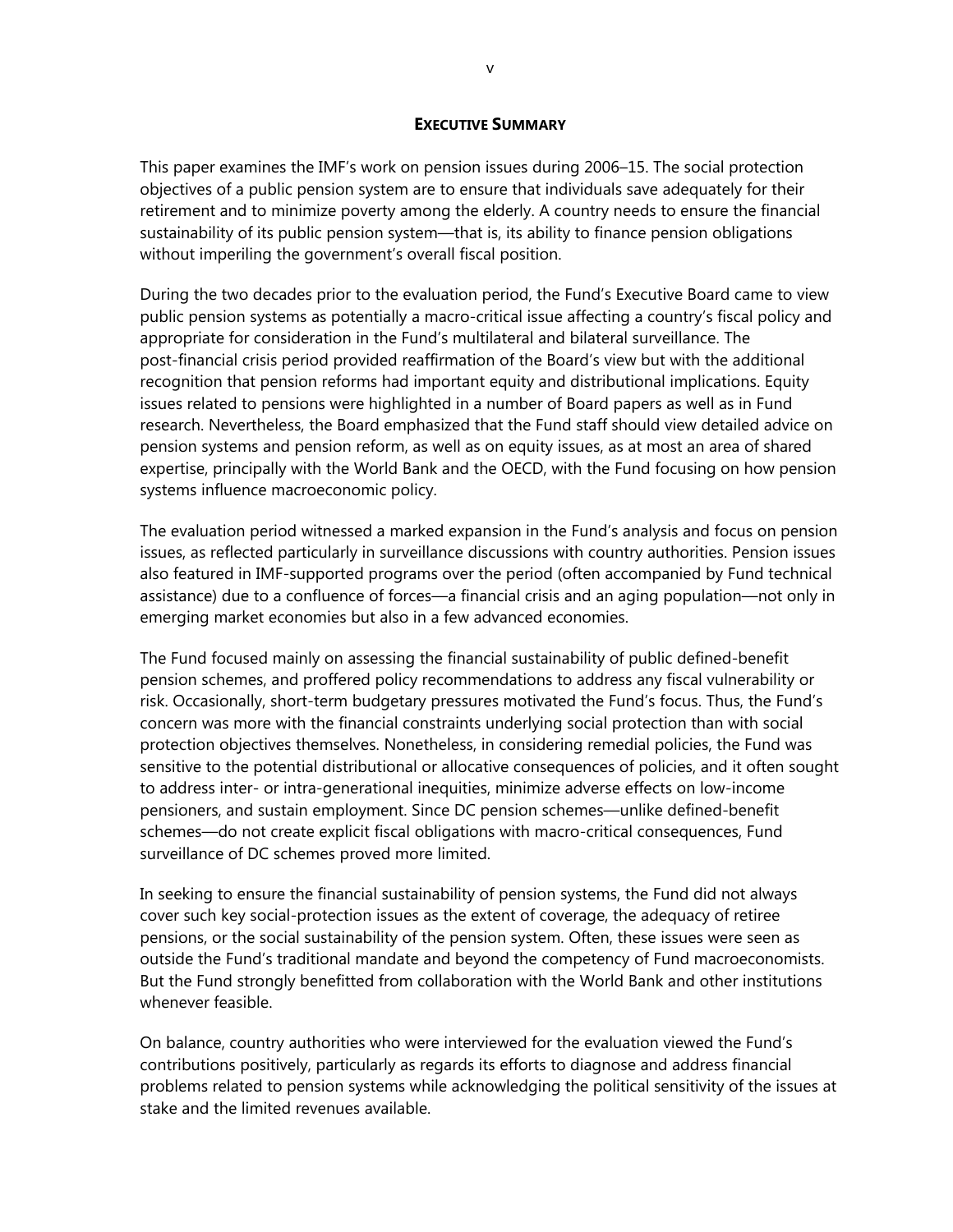## EXECUTIVE SUMMARY

This paper examines the IMF's work on pension issues during 2006–15. The social protection objectives of a public pension system are to ensure that individuals save adequately for their retirement and to minimize poverty among the elderly. A country needs to ensure the financial sustainability of its public pension system—that is, its ability to finance pension obligations without imperiling the government's overall fiscal position.

During the two decades prior to the evaluation period, the Fund's Executive Board came to view public pension systems as potentially a macro-critical issue affecting a country's fiscal policy and appropriate for consideration in the Fund's multilateral and bilateral surveillance. The post-financial crisis period provided reaffirmation of the Board's view but with the additional recognition that pension reforms had important equity and distributional implications. Equity issues related to pensions were highlighted in a number of Board papers as well as in Fund research. Nevertheless, the Board emphasized that the Fund staff should view detailed advice on pension systems and pension reform, as well as on equity issues, as at most an area of shared expertise, principally with the World Bank and the OECD, with the Fund focusing on how pension systems influence macroeconomic policy.

The evaluation period witnessed a marked expansion in the Fund's analysis and focus on pension issues, as reflected particularly in surveillance discussions with country authorities. Pension issues also featured in IMF-supported programs over the period (often accompanied by Fund technical assistance) due to a confluence of forces—a financial crisis and an aging population—not only in emerging market economies but also in a few advanced economies.

The Fund focused mainly on assessing the financial sustainability of public defined-benefit pension schemes, and proffered policy recommendations to address any fiscal vulnerability or risk. Occasionally, short-term budgetary pressures motivated the Fund's focus. Thus, the Fund's concern was more with the financial constraints underlying social protection than with social protection objectives themselves. Nonetheless, in considering remedial policies, the Fund was sensitive to the potential distributional or allocative consequences of policies, and it often sought to address inter- or intra-generational inequities, minimize adverse effects on low-income pensioners, and sustain employment. Since DC pension schemes—unlike defined-benefit schemes—do not create explicit fiscal obligations with macro-critical consequences, Fund surveillance of DC schemes proved more limited.

In seeking to ensure the financial sustainability of pension systems, the Fund did not always cover such key social-protection issues as the extent of coverage, the adequacy of retiree pensions, or the social sustainability of the pension system. Often, these issues were seen as outside the Fund's traditional mandate and beyond the competency of Fund macroeconomists. But the Fund strongly benefitted from collaboration with the World Bank and other institutions whenever feasible.

On balance, country authorities who were interviewed for the evaluation viewed the Fund's contributions positively, particularly as regards its efforts to diagnose and address financial problems related to pension systems while acknowledging the political sensitivity of the issues at stake and the limited revenues available.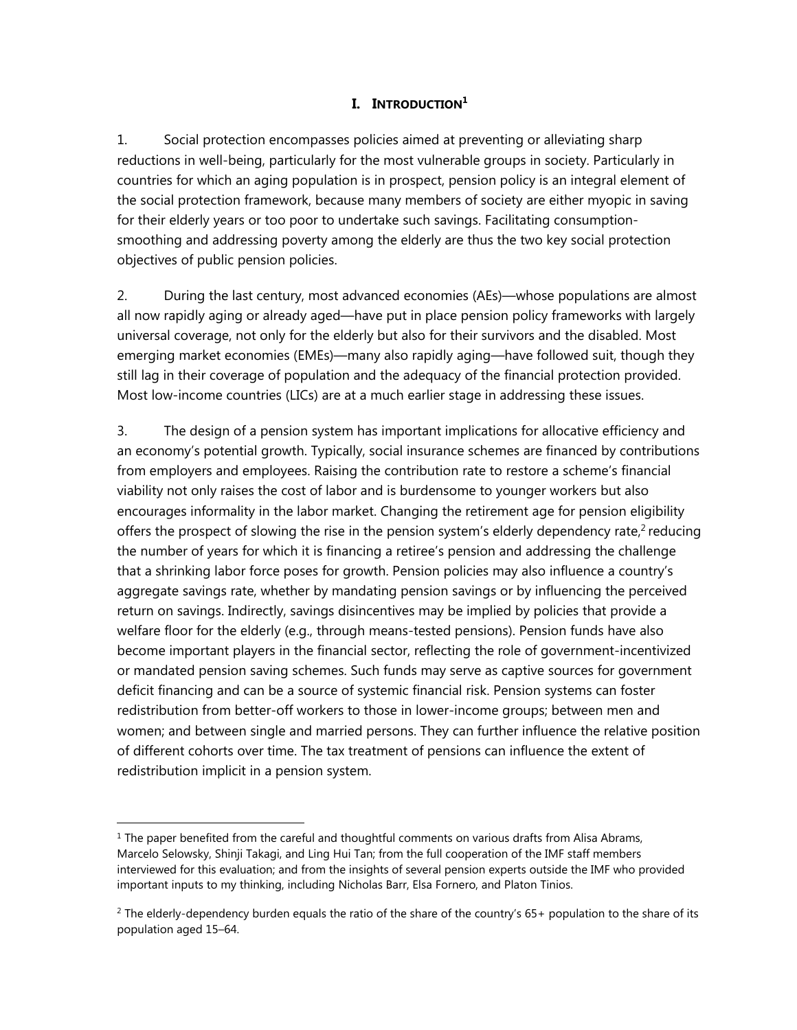# I. INTRODUCTION[1]

1. Social protection encompasses policies aimed at preventing or alleviating sharp reductions in well-being, particularly for the most vulnerable groups in society. Particularly in countries for which an aging population is in prospect, pension policy is an integral element of the social protection framework, because many members of society are either myopic in saving for their elderly years or too poor to undertake such savings. Facilitating consumption-smoothing and addressing poverty among the elderly are thus the two key social protection objectives of public pension policies.

2. During the last century, most advanced economies (AEs)—whose populations are almost all now rapidly aging or already aged—have put in place pension policy frameworks with largely universal coverage, not only for the elderly but also for their survivors and the disabled. Most emerging market economies (EMEs)—many also rapidly aging—have followed suit, though they still lag in their coverage of population and the adequacy of the financial protection provided. Most low-income countries (LICs) are at a much earlier stage in addressing these issues.

3. The design of a pension system has important implications for allocative efficiency and an economy's potential growth. Typically, social insurance schemes are financed by contributions from employers and employees. Raising the contribution rate to restore a scheme's financial viability not only raises the cost of labor and is burdensome to younger workers but also encourages informality in the labor market. Changing the retirement age for pension eligibility offers the prospect of slowing the rise in the pension system's elderly dependency rate,[2] reducing the number of years for which it is financing a retiree's pension and addressing the challenge that a shrinking labor force poses for growth. Pension policies may also influence a country's aggregate savings rate, whether by mandating pension savings or by influencing the perceived return on savings. Indirectly, savings disincentives may be implied by policies that provide a welfare floor for the elderly (e.g., through means-tested pensions). Pension funds have also become important players in the financial sector, reflecting the role of government-incentivized or mandated pension saving schemes. Such funds may serve as captive sources for government deficit financing and can be a source of systemic financial risk. Pension systems can foster redistribution from better-off workers to those in lower-income groups; between men and women; and between single and married persons. They can further influence the relative position of different cohorts over time. The tax treatment of pensions can influence the extent of redistribution implicit in a pension system.

---

[1] The paper benefited from the careful and thoughtful comments on various drafts from Alisa Abrams, Marcelo Selowsky, Shinji Takagi, and Ling Hui Tan; from the full cooperation of the IMF staff members interviewed for this evaluation; and from the insights of several pension experts outside the IMF who provided important inputs to my thinking, including Nicholas Barr, Elsa Fornero, and Platon Tinios.

[2] The elderly-dependency burden equals the ratio of the share of the country's 65+ population to the share of its population aged 15–64.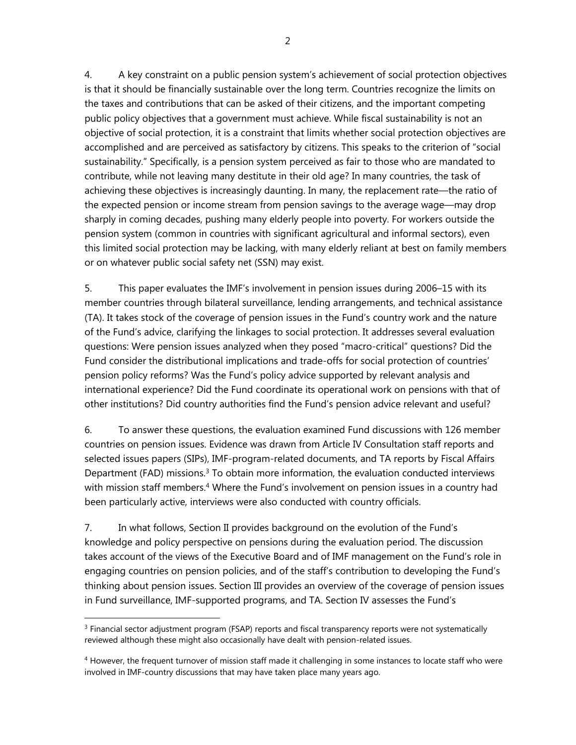4. A key constraint on a public pension system's achievement of social protection objectives is that it should be financially sustainable over the long term. Countries recognize the limits on the taxes and contributions that can be asked of their citizens, and the important competing public policy objectives that a government must achieve. While fiscal sustainability is not an objective of social protection, it is a constraint that limits whether social protection objectives are accomplished and are perceived as satisfactory by citizens. This speaks to the criterion of "social sustainability." Specifically, is a pension system perceived as fair to those who are mandated to contribute, while not leaving many destitute in their old age? In many countries, the task of achieving these objectives is increasingly daunting. In many, the replacement rate—the ratio of the expected pension or income stream from pension savings to the average wage—may drop sharply in coming decades, pushing many elderly people into poverty. For workers outside the pension system (common in countries with significant agricultural and informal sectors), even this limited social protection may be lacking, with many elderly reliant at best on family members or on whatever public social safety net (SSN) may exist.

5. This paper evaluates the IMF's involvement in pension issues during 2006–15 with its member countries through bilateral surveillance, lending arrangements, and technical assistance (TA). It takes stock of the coverage of pension issues in the Fund's country work and the nature of the Fund's advice, clarifying the linkages to social protection. It addresses several evaluation questions: Were pension issues analyzed when they posed "macro-critical" questions? Did the Fund consider the distributional implications and trade-offs for social protection of countries' pension policy reforms? Was the Fund's policy advice supported by relevant analysis and international experience? Did the Fund coordinate its operational work on pensions with that of other institutions? Did country authorities find the Fund's pension advice relevant and useful?

6. To answer these questions, the evaluation examined Fund discussions with 126 member countries on pension issues. Evidence was drawn from Article IV Consultation staff reports and selected issues papers (SIPs), IMF-program-related documents, and TA reports by Fiscal Affairs Department (FAD) missions.[3] To obtain more information, the evaluation conducted interviews with mission staff members.[4] Where the Fund's involvement on pension issues in a country had been particularly active, interviews were also conducted with country officials.

7. In what follows, Section II provides background on the evolution of the Fund's knowledge and policy perspective on pensions during the evaluation period. The discussion takes account of the views of the Executive Board and of IMF management on the Fund's role in engaging countries on pension policies, and of the staff's contribution to developing the Fund's thinking about pension issues. Section III provides an overview of the coverage of pension issues in Fund surveillance, IMF-supported programs, and TA. Section IV assesses the Fund's

---

[3] Financial sector adjustment program (FSAP) reports and fiscal transparency reports were not systematically reviewed although these might also occasionally have dealt with pension-related issues.

[4] However, the frequent turnover of mission staff made it challenging in some instances to locate staff who were involved in IMF-country discussions that may have taken place many years ago.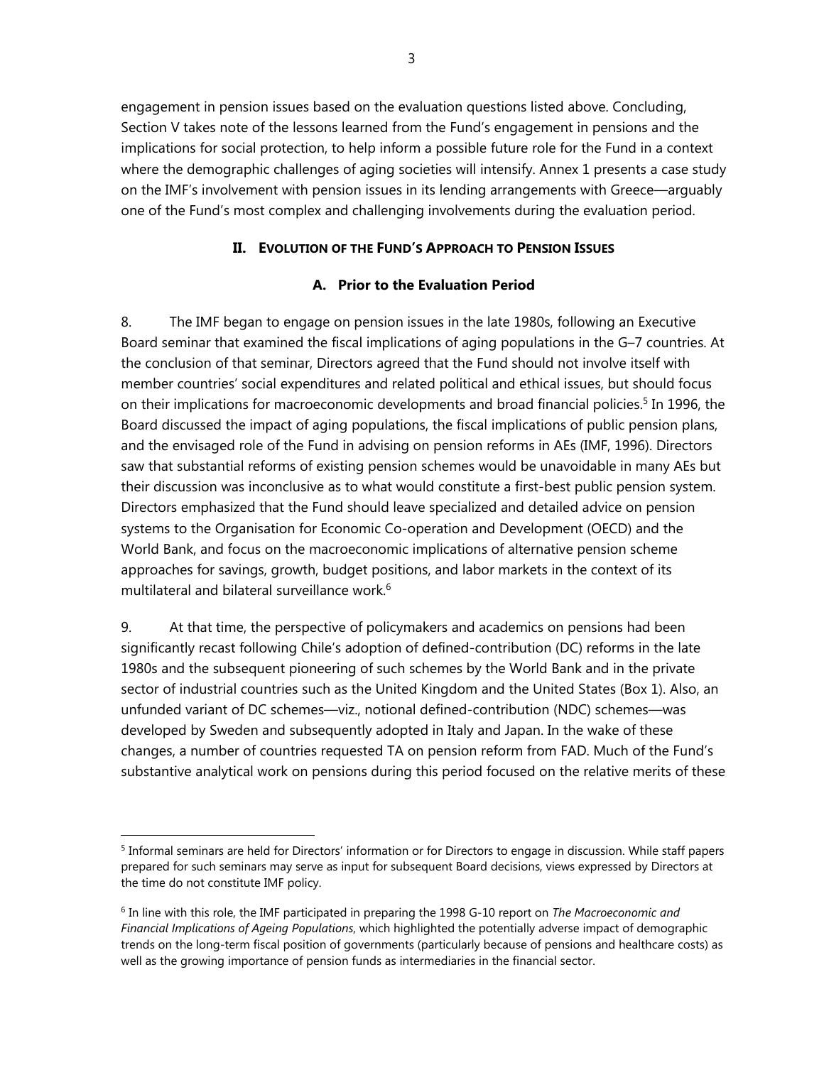engagement in pension issues based on the evaluation questions listed above. Concluding, Section V takes note of the lessons learned from the Fund's engagement in pensions and the implications for social protection, to help inform a possible future role for the Fund in a context where the demographic challenges of aging societies will intensify. Annex 1 presents a case study on the IMF's involvement with pension issues in its lending arrangements with Greece—arguably one of the Fund's most complex and challenging involvements during the evaluation period.

## II. Evolution of the Fund's Approach to Pension Issues

### A. Prior to the Evaluation Period

8. The IMF began to engage on pension issues in the late 1980s, following an Executive Board seminar that examined the fiscal implications of aging populations in the G–7 countries. At the conclusion of that seminar, Directors agreed that the Fund should not involve itself with member countries' social expenditures and related political and ethical issues, but should focus on their implications for macroeconomic developments and broad financial policies.[5] In 1996, the Board discussed the impact of aging populations, the fiscal implications of public pension plans, and the envisaged role of the Fund in advising on pension reforms in AEs (IMF, 1996). Directors saw that substantial reforms of existing pension schemes would be unavoidable in many AEs but their discussion was inconclusive as to what would constitute a first-best public pension system. Directors emphasized that the Fund should leave specialized and detailed advice on pension systems to the Organisation for Economic Co-operation and Development (OECD) and the World Bank, and focus on the macroeconomic implications of alternative pension scheme approaches for savings, growth, budget positions, and labor markets in the context of its multilateral and bilateral surveillance work.[6]

9. At that time, the perspective of policymakers and academics on pensions had been significantly recast following Chile's adoption of defined-contribution (DC) reforms in the late 1980s and the subsequent pioneering of such schemes by the World Bank and in the private sector of industrial countries such as the United Kingdom and the United States (Box 1). Also, an unfunded variant of DC schemes—viz., notional defined-contribution (NDC) schemes—was developed by Sweden and subsequently adopted in Italy and Japan. In the wake of these changes, a number of countries requested TA on pension reform from FAD. Much of the Fund's substantive analytical work on pensions during this period focused on the relative merits of these

---

[5] Informal seminars are held for Directors' information or for Directors to engage in discussion. While staff papers prepared for such seminars may serve as input for subsequent Board decisions, views expressed by Directors at the time do not constitute IMF policy.

[6] In line with this role, the IMF participated in preparing the 1998 G-10 report on *The Macroeconomic and Financial Implications of Ageing Populations*, which highlighted the potentially adverse impact of demographic trends on the long-term fiscal position of governments (particularly because of pensions and healthcare costs) as well as the growing importance of pension funds as intermediaries in the financial sector.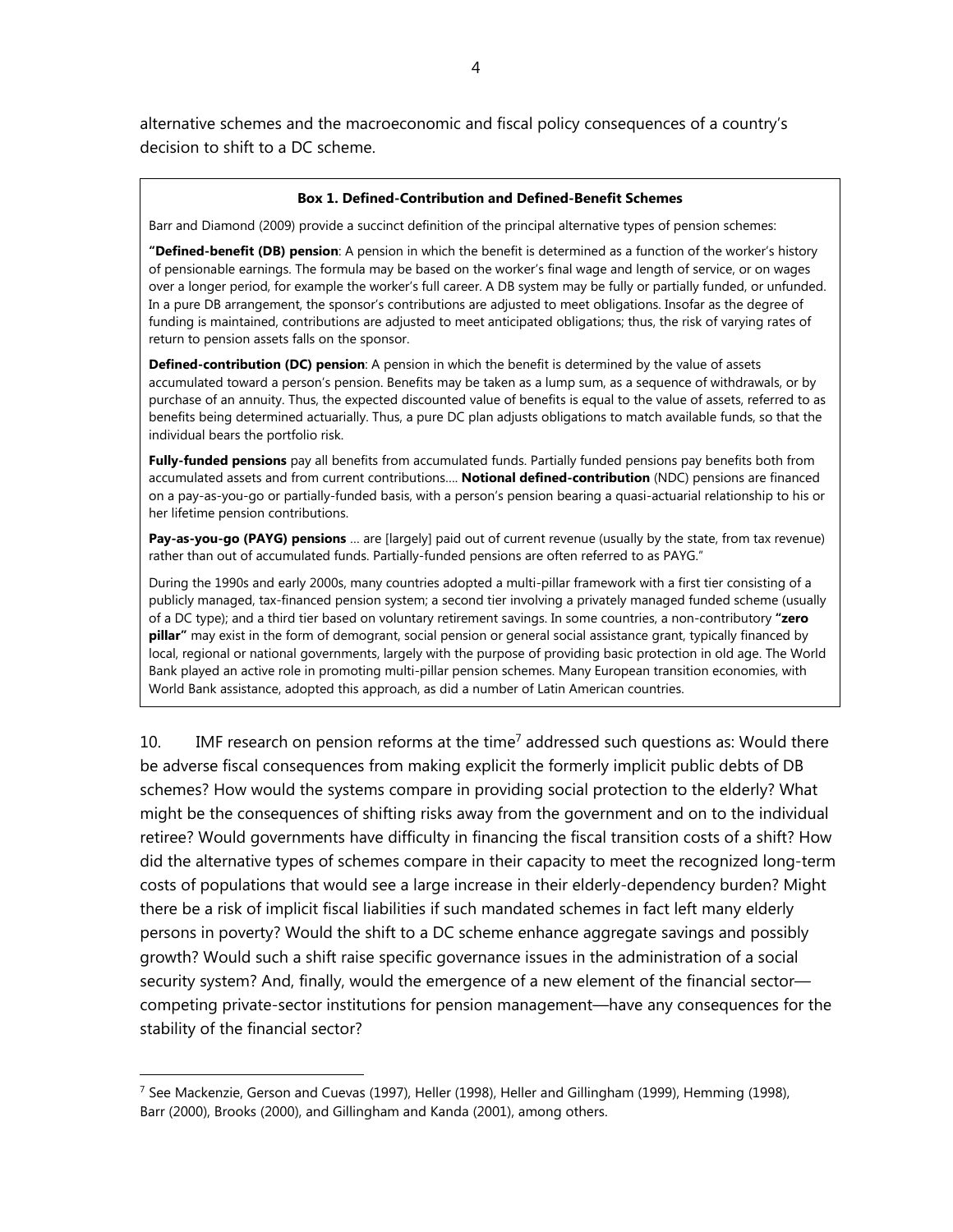alternative schemes and the macroeconomic and fiscal policy consequences of a country's decision to shift to a DC scheme.

**Box 1. Defined-Contribution and Defined-Benefit Schemes**

Barr and Diamond (2009) provide a succinct definition of the principal alternative types of pension schemes:

**"Defined-benefit (DB) pension**: A pension in which the benefit is determined as a function of the worker's history of pensionable earnings. The formula may be based on the worker's final wage and length of service, or on wages over a longer period, for example the worker's full career. A DB system may be fully or partially funded, or unfunded. In a pure DB arrangement, the sponsor's contributions are adjusted to meet obligations. Insofar as the degree of funding is maintained, contributions are adjusted to meet anticipated obligations; thus, the risk of varying rates of return to pension assets falls on the sponsor.

**Defined-contribution (DC) pension**: A pension in which the benefit is determined by the value of assets accumulated toward a person's pension. Benefits may be taken as a lump sum, as a sequence of withdrawals, or by purchase of an annuity. Thus, the expected discounted value of benefits is equal to the value of assets, referred to as benefits being determined actuarially. Thus, a pure DC plan adjusts obligations to match available funds, so that the individual bears the portfolio risk.

**Fully-funded pensions** pay all benefits from accumulated funds. Partially funded pensions pay benefits both from accumulated assets and from current contributions…. **Notional defined-contribution** (NDC) pensions are financed on a pay-as-you-go or partially-funded basis, with a person's pension bearing a quasi-actuarial relationship to his or her lifetime pension contributions.

**Pay-as-you-go (PAYG) pensions** … are [largely] paid out of current revenue (usually by the state, from tax revenue) rather than out of accumulated funds. Partially-funded pensions are often referred to as PAYG."

During the 1990s and early 2000s, many countries adopted a multi-pillar framework with a first tier consisting of a publicly managed, tax-financed pension system; a second tier involving a privately managed funded scheme (usually of a DC type); and a third tier based on voluntary retirement savings. In some countries, a non-contributory **"zero pillar"** may exist in the form of demogrant, social pension or general social assistance grant, typically financed by local, regional or national governments, largely with the purpose of providing basic protection in old age. The World Bank played an active role in promoting multi-pillar pension schemes. Many European transition economies, with World Bank assistance, adopted this approach, as did a number of Latin American countries.

10. IMF research on pension reforms at the time[7] addressed such questions as: Would there be adverse fiscal consequences from making explicit the formerly implicit public debts of DB schemes? How would the systems compare in providing social protection to the elderly? What might be the consequences of shifting risks away from the government and on to the individual retiree? Would governments have difficulty in financing the fiscal transition costs of a shift? How did the alternative types of schemes compare in their capacity to meet the recognized long-term costs of populations that would see a large increase in their elderly-dependency burden? Might there be a risk of implicit fiscal liabilities if such mandated schemes in fact left many elderly persons in poverty? Would the shift to a DC scheme enhance aggregate savings and possibly growth? Would such a shift raise specific governance issues in the administration of a social security system? And, finally, would the emergence of a new element of the financial sector—competing private-sector institutions for pension management—have any consequences for the stability of the financial sector?

[7] See Mackenzie, Gerson and Cuevas (1997), Heller (1998), Heller and Gillingham (1999), Hemming (1998), Barr (2000), Brooks (2000), and Gillingham and Kanda (2001), among others.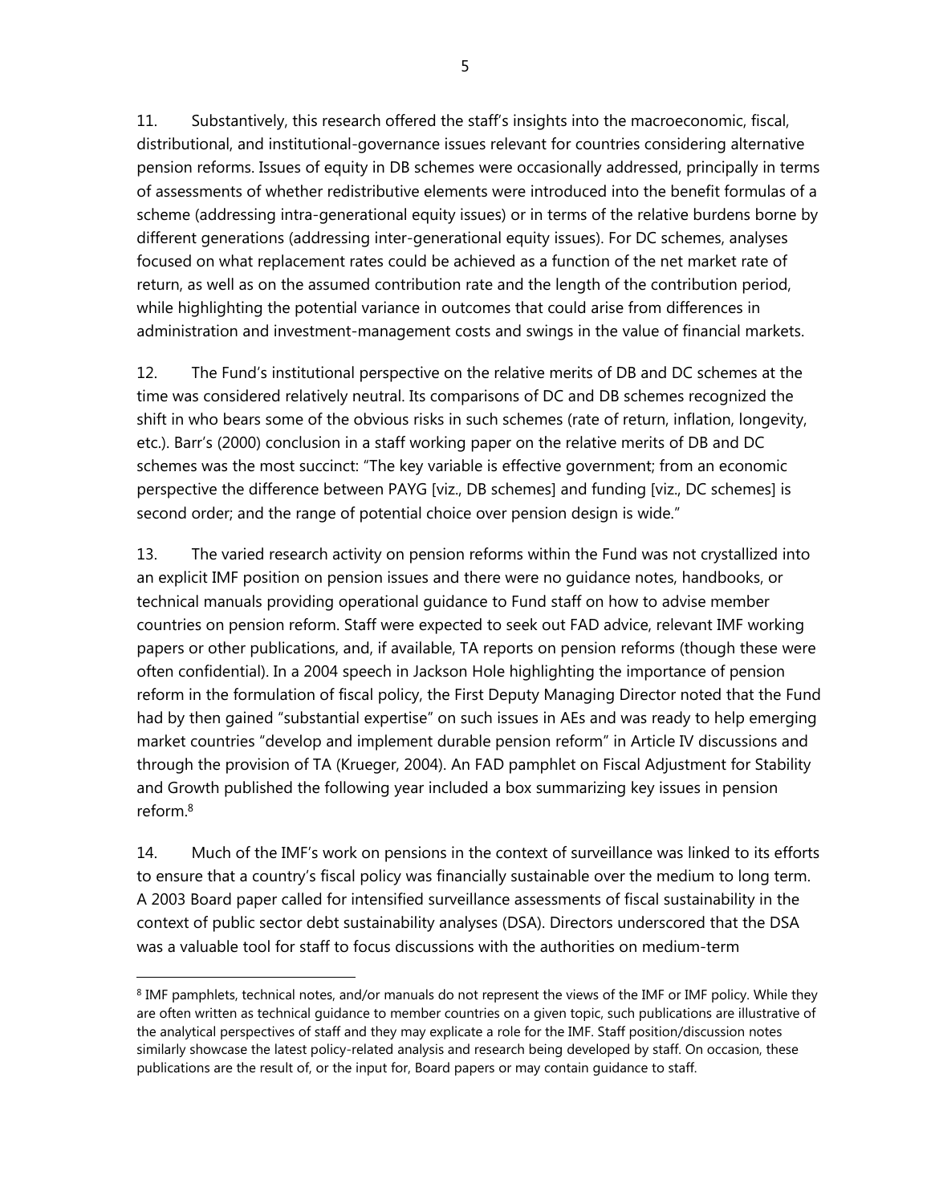11. Substantively, this research offered the staff's insights into the macroeconomic, fiscal, distributional, and institutional-governance issues relevant for countries considering alternative pension reforms. Issues of equity in DB schemes were occasionally addressed, principally in terms of assessments of whether redistributive elements were introduced into the benefit formulas of a scheme (addressing intra-generational equity issues) or in terms of the relative burdens borne by different generations (addressing inter-generational equity issues). For DC schemes, analyses focused on what replacement rates could be achieved as a function of the net market rate of return, as well as on the assumed contribution rate and the length of the contribution period, while highlighting the potential variance in outcomes that could arise from differences in administration and investment-management costs and swings in the value of financial markets.

12. The Fund's institutional perspective on the relative merits of DB and DC schemes at the time was considered relatively neutral. Its comparisons of DC and DB schemes recognized the shift in who bears some of the obvious risks in such schemes (rate of return, inflation, longevity, etc.). Barr's (2000) conclusion in a staff working paper on the relative merits of DB and DC schemes was the most succinct: "The key variable is effective government; from an economic perspective the difference between PAYG [viz., DB schemes] and funding [viz., DC schemes] is second order; and the range of potential choice over pension design is wide."

13. The varied research activity on pension reforms within the Fund was not crystallized into an explicit IMF position on pension issues and there were no guidance notes, handbooks, or technical manuals providing operational guidance to Fund staff on how to advise member countries on pension reform. Staff were expected to seek out FAD advice, relevant IMF working papers or other publications, and, if available, TA reports on pension reforms (though these were often confidential). In a 2004 speech in Jackson Hole highlighting the importance of pension reform in the formulation of fiscal policy, the First Deputy Managing Director noted that the Fund had by then gained "substantial expertise" on such issues in AEs and was ready to help emerging market countries "develop and implement durable pension reform" in Article IV discussions and through the provision of TA (Krueger, 2004). An FAD pamphlet on Fiscal Adjustment for Stability and Growth published the following year included a box summarizing key issues in pension reform.[8]

14. Much of the IMF's work on pensions in the context of surveillance was linked to its efforts to ensure that a country's fiscal policy was financially sustainable over the medium to long term. A 2003 Board paper called for intensified surveillance assessments of fiscal sustainability in the context of public sector debt sustainability analyses (DSA). Directors underscored that the DSA was a valuable tool for staff to focus discussions with the authorities on medium-term

[8] IMF pamphlets, technical notes, and/or manuals do not represent the views of the IMF or IMF policy. While they are often written as technical guidance to member countries on a given topic, such publications are illustrative of the analytical perspectives of staff and they may explicate a role for the IMF. Staff position/discussion notes similarly showcase the latest policy-related analysis and research being developed by staff. On occasion, these publications are the result of, or the input for, Board papers or may contain guidance to staff.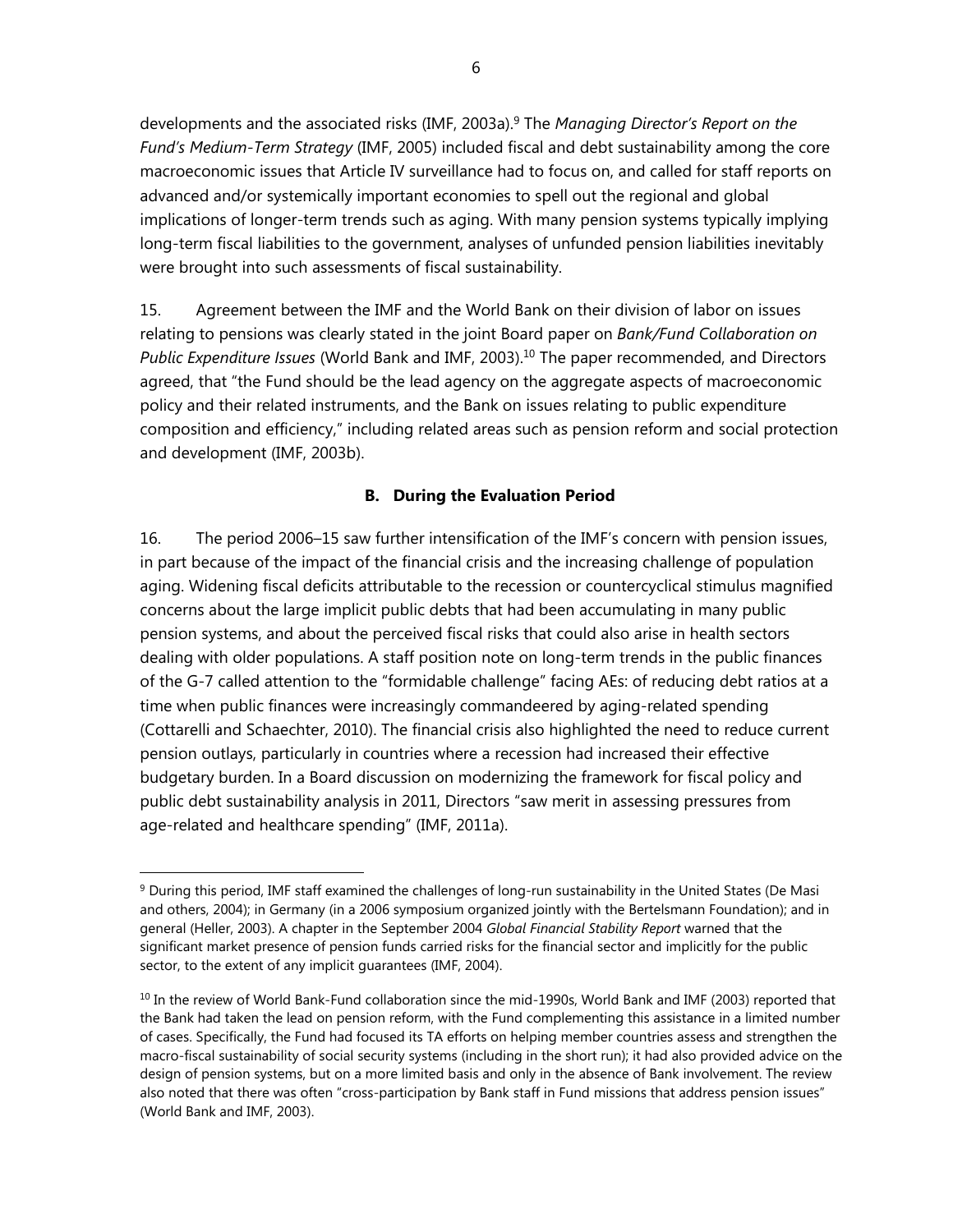developments and the associated risks (IMF, 2003a).[9] The *Managing Director's Report on the Fund's Medium-Term Strategy* (IMF, 2005) included fiscal and debt sustainability among the core macroeconomic issues that Article IV surveillance had to focus on, and called for staff reports on advanced and/or systemically important economies to spell out the regional and global implications of longer-term trends such as aging. With many pension systems typically implying long-term fiscal liabilities to the government, analyses of unfunded pension liabilities inevitably were brought into such assessments of fiscal sustainability.

15. Agreement between the IMF and the World Bank on their division of labor on issues relating to pensions was clearly stated in the joint Board paper on *Bank/Fund Collaboration on Public Expenditure Issues* (World Bank and IMF, 2003).[10] The paper recommended, and Directors agreed, that "the Fund should be the lead agency on the aggregate aspects of macroeconomic policy and their related instruments, and the Bank on issues relating to public expenditure composition and efficiency," including related areas such as pension reform and social protection and development (IMF, 2003b).

## B. During the Evaluation Period

16. The period 2006–15 saw further intensification of the IMF's concern with pension issues, in part because of the impact of the financial crisis and the increasing challenge of population aging. Widening fiscal deficits attributable to the recession or countercyclical stimulus magnified concerns about the large implicit public debts that had been accumulating in many public pension systems, and about the perceived fiscal risks that could also arise in health sectors dealing with older populations. A staff position note on long-term trends in the public finances of the G-7 called attention to the "formidable challenge" facing AEs: of reducing debt ratios at a time when public finances were increasingly commandeered by aging-related spending (Cottarelli and Schaechter, 2010). The financial crisis also highlighted the need to reduce current pension outlays, particularly in countries where a recession had increased their effective budgetary burden. In a Board discussion on modernizing the framework for fiscal policy and public debt sustainability analysis in 2011, Directors "saw merit in assessing pressures from age-related and healthcare spending" (IMF, 2011a).

---

[9] During this period, IMF staff examined the challenges of long-run sustainability in the United States (De Masi and others, 2004); in Germany (in a 2006 symposium organized jointly with the Bertelsmann Foundation); and in general (Heller, 2003). A chapter in the September 2004 *Global Financial Stability Report* warned that the significant market presence of pension funds carried risks for the financial sector and implicitly for the public sector, to the extent of any implicit guarantees (IMF, 2004).

[10] In the review of World Bank-Fund collaboration since the mid-1990s, World Bank and IMF (2003) reported that the Bank had taken the lead on pension reform, with the Fund complementing this assistance in a limited number of cases. Specifically, the Fund had focused its TA efforts on helping member countries assess and strengthen the macro-fiscal sustainability of social security systems (including in the short run); it had also provided advice on the design of pension systems, but on a more limited basis and only in the absence of Bank involvement. The review also noted that there was often "cross-participation by Bank staff in Fund missions that address pension issues" (World Bank and IMF, 2003).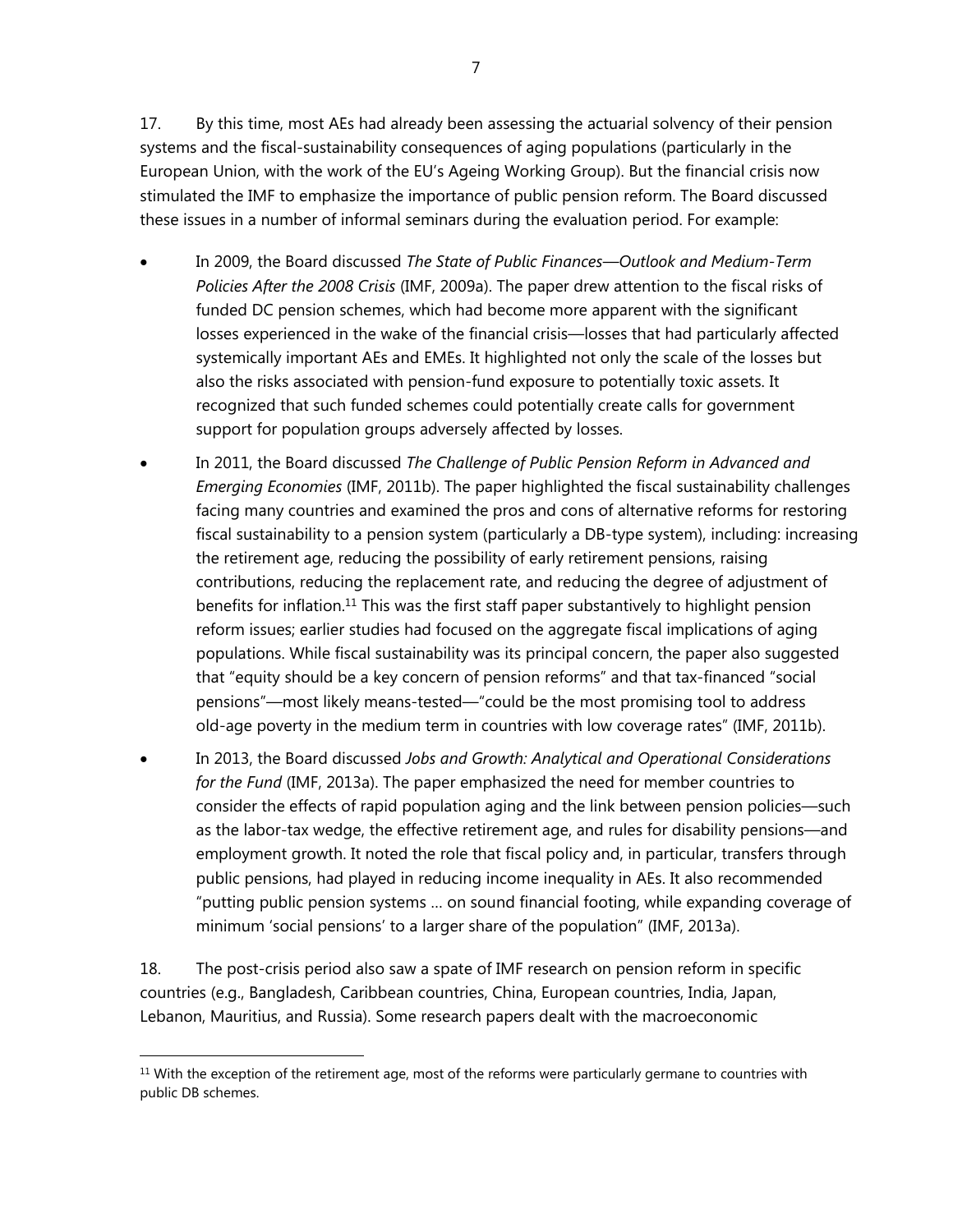17. By this time, most AEs had already been assessing the actuarial solvency of their pension systems and the fiscal-sustainability consequences of aging populations (particularly in the European Union, with the work of the EU's Ageing Working Group). But the financial crisis now stimulated the IMF to emphasize the importance of public pension reform. The Board discussed these issues in a number of informal seminars during the evaluation period. For example:

- In 2009, the Board discussed *The State of Public Finances—Outlook and Medium-Term Policies After the 2008 Crisis* (IMF, 2009a). The paper drew attention to the fiscal risks of funded DC pension schemes, which had become more apparent with the significant losses experienced in the wake of the financial crisis—losses that had particularly affected systemically important AEs and EMEs. It highlighted not only the scale of the losses but also the risks associated with pension-fund exposure to potentially toxic assets. It recognized that such funded schemes could potentially create calls for government support for population groups adversely affected by losses.
- In 2011, the Board discussed *The Challenge of Public Pension Reform in Advanced and Emerging Economies* (IMF, 2011b). The paper highlighted the fiscal sustainability challenges facing many countries and examined the pros and cons of alternative reforms for restoring fiscal sustainability to a pension system (particularly a DB-type system), including: increasing the retirement age, reducing the possibility of early retirement pensions, raising contributions, reducing the replacement rate, and reducing the degree of adjustment of benefits for inflation.[11] This was the first staff paper substantively to highlight pension reform issues; earlier studies had focused on the aggregate fiscal implications of aging populations. While fiscal sustainability was its principal concern, the paper also suggested that "equity should be a key concern of pension reforms" and that tax-financed "social pensions"—most likely means-tested—"could be the most promising tool to address old-age poverty in the medium term in countries with low coverage rates" (IMF, 2011b).
- In 2013, the Board discussed *Jobs and Growth: Analytical and Operational Considerations for the Fund* (IMF, 2013a). The paper emphasized the need for member countries to consider the effects of rapid population aging and the link between pension policies—such as the labor-tax wedge, the effective retirement age, and rules for disability pensions—and employment growth. It noted the role that fiscal policy and, in particular, transfers through public pensions, had played in reducing income inequality in AEs. It also recommended "putting public pension systems … on sound financial footing, while expanding coverage of minimum 'social pensions' to a larger share of the population" (IMF, 2013a).

18. The post-crisis period also saw a spate of IMF research on pension reform in specific countries (e.g., Bangladesh, Caribbean countries, China, European countries, India, Japan, Lebanon, Mauritius, and Russia). Some research papers dealt with the macroeconomic

---

[11] With the exception of the retirement age, most of the reforms were particularly germane to countries with public DB schemes.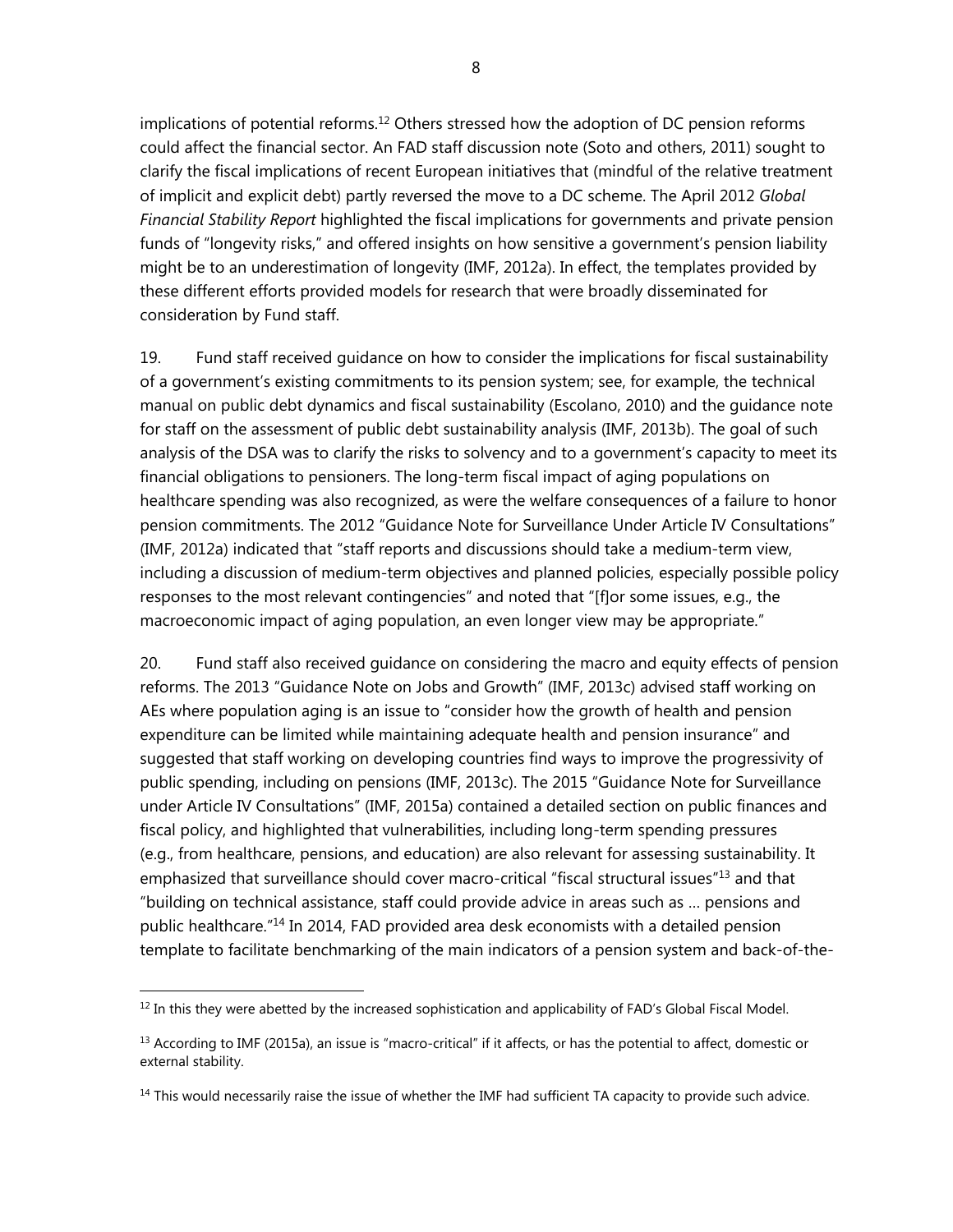implications of potential reforms.[12] Others stressed how the adoption of DC pension reforms could affect the financial sector. An FAD staff discussion note (Soto and others, 2011) sought to clarify the fiscal implications of recent European initiatives that (mindful of the relative treatment of implicit and explicit debt) partly reversed the move to a DC scheme. The April 2012 *Global Financial Stability Report* highlighted the fiscal implications for governments and private pension funds of "longevity risks," and offered insights on how sensitive a government's pension liability might be to an underestimation of longevity (IMF, 2012a). In effect, the templates provided by these different efforts provided models for research that were broadly disseminated for consideration by Fund staff.

19. Fund staff received guidance on how to consider the implications for fiscal sustainability of a government's existing commitments to its pension system; see, for example, the technical manual on public debt dynamics and fiscal sustainability (Escolano, 2010) and the guidance note for staff on the assessment of public debt sustainability analysis (IMF, 2013b). The goal of such analysis of the DSA was to clarify the risks to solvency and to a government's capacity to meet its financial obligations to pensioners. The long-term fiscal impact of aging populations on healthcare spending was also recognized, as were the welfare consequences of a failure to honor pension commitments. The 2012 "Guidance Note for Surveillance Under Article IV Consultations" (IMF, 2012a) indicated that "staff reports and discussions should take a medium-term view, including a discussion of medium-term objectives and planned policies, especially possible policy responses to the most relevant contingencies" and noted that "[f]or some issues, e.g., the macroeconomic impact of aging population, an even longer view may be appropriate."

20. Fund staff also received guidance on considering the macro and equity effects of pension reforms. The 2013 "Guidance Note on Jobs and Growth" (IMF, 2013c) advised staff working on AEs where population aging is an issue to "consider how the growth of health and pension expenditure can be limited while maintaining adequate health and pension insurance" and suggested that staff working on developing countries find ways to improve the progressivity of public spending, including on pensions (IMF, 2013c). The 2015 "Guidance Note for Surveillance under Article IV Consultations" (IMF, 2015a) contained a detailed section on public finances and fiscal policy, and highlighted that vulnerabilities, including long-term spending pressures (e.g., from healthcare, pensions, and education) are also relevant for assessing sustainability. It emphasized that surveillance should cover macro-critical "fiscal structural issues"[13] and that "building on technical assistance, staff could provide advice in areas such as … pensions and public healthcare."[14] In 2014, FAD provided area desk economists with a detailed pension template to facilitate benchmarking of the main indicators of a pension system and back-of-the-

---

[12] In this they were abetted by the increased sophistication and applicability of FAD's Global Fiscal Model.

[13] According to IMF (2015a), an issue is "macro-critical" if it affects, or has the potential to affect, domestic or external stability.

[14] This would necessarily raise the issue of whether the IMF had sufficient TA capacity to provide such advice.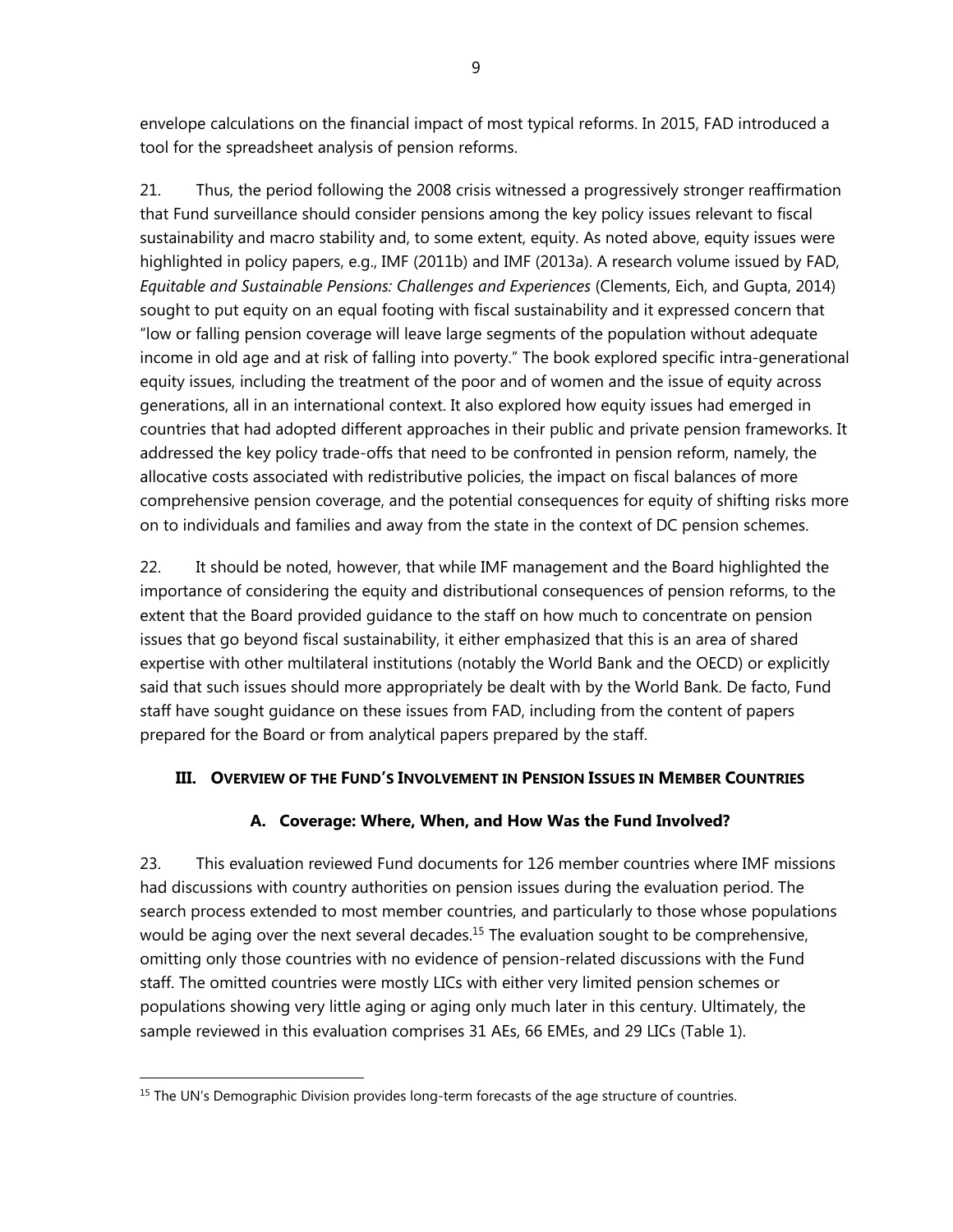envelope calculations on the financial impact of most typical reforms. In 2015, FAD introduced a tool for the spreadsheet analysis of pension reforms.

21. Thus, the period following the 2008 crisis witnessed a progressively stronger reaffirmation that Fund surveillance should consider pensions among the key policy issues relevant to fiscal sustainability and macro stability and, to some extent, equity. As noted above, equity issues were highlighted in policy papers, e.g., IMF (2011b) and IMF (2013a). A research volume issued by FAD, *Equitable and Sustainable Pensions: Challenges and Experiences* (Clements, Eich, and Gupta, 2014) sought to put equity on an equal footing with fiscal sustainability and it expressed concern that "low or falling pension coverage will leave large segments of the population without adequate income in old age and at risk of falling into poverty." The book explored specific intra-generational equity issues, including the treatment of the poor and of women and the issue of equity across generations, all in an international context. It also explored how equity issues had emerged in countries that had adopted different approaches in their public and private pension frameworks. It addressed the key policy trade-offs that need to be confronted in pension reform, namely, the allocative costs associated with redistributive policies, the impact on fiscal balances of more comprehensive pension coverage, and the potential consequences for equity of shifting risks more on to individuals and families and away from the state in the context of DC pension schemes.

22. It should be noted, however, that while IMF management and the Board highlighted the importance of considering the equity and distributional consequences of pension reforms, to the extent that the Board provided guidance to the staff on how much to concentrate on pension issues that go beyond fiscal sustainability, it either emphasized that this is an area of shared expertise with other multilateral institutions (notably the World Bank and the OECD) or explicitly said that such issues should more appropriately be dealt with by the World Bank. De facto, Fund staff have sought guidance on these issues from FAD, including from the content of papers prepared for the Board or from analytical papers prepared by the staff.

## III. Overview of the Fund's Involvement in Pension Issues in Member Countries

### A. Coverage: Where, When, and How Was the Fund Involved?

23. This evaluation reviewed Fund documents for 126 member countries where IMF missions had discussions with country authorities on pension issues during the evaluation period. The search process extended to most member countries, and particularly to those whose populations would be aging over the next several decades.[15] The evaluation sought to be comprehensive, omitting only those countries with no evidence of pension-related discussions with the Fund staff. The omitted countries were mostly LICs with either very limited pension schemes or populations showing very little aging or aging only much later in this century. Ultimately, the sample reviewed in this evaluation comprises 31 AEs, 66 EMEs, and 29 LICs (Table 1).

[15] The UN's Demographic Division provides long-term forecasts of the age structure of countries.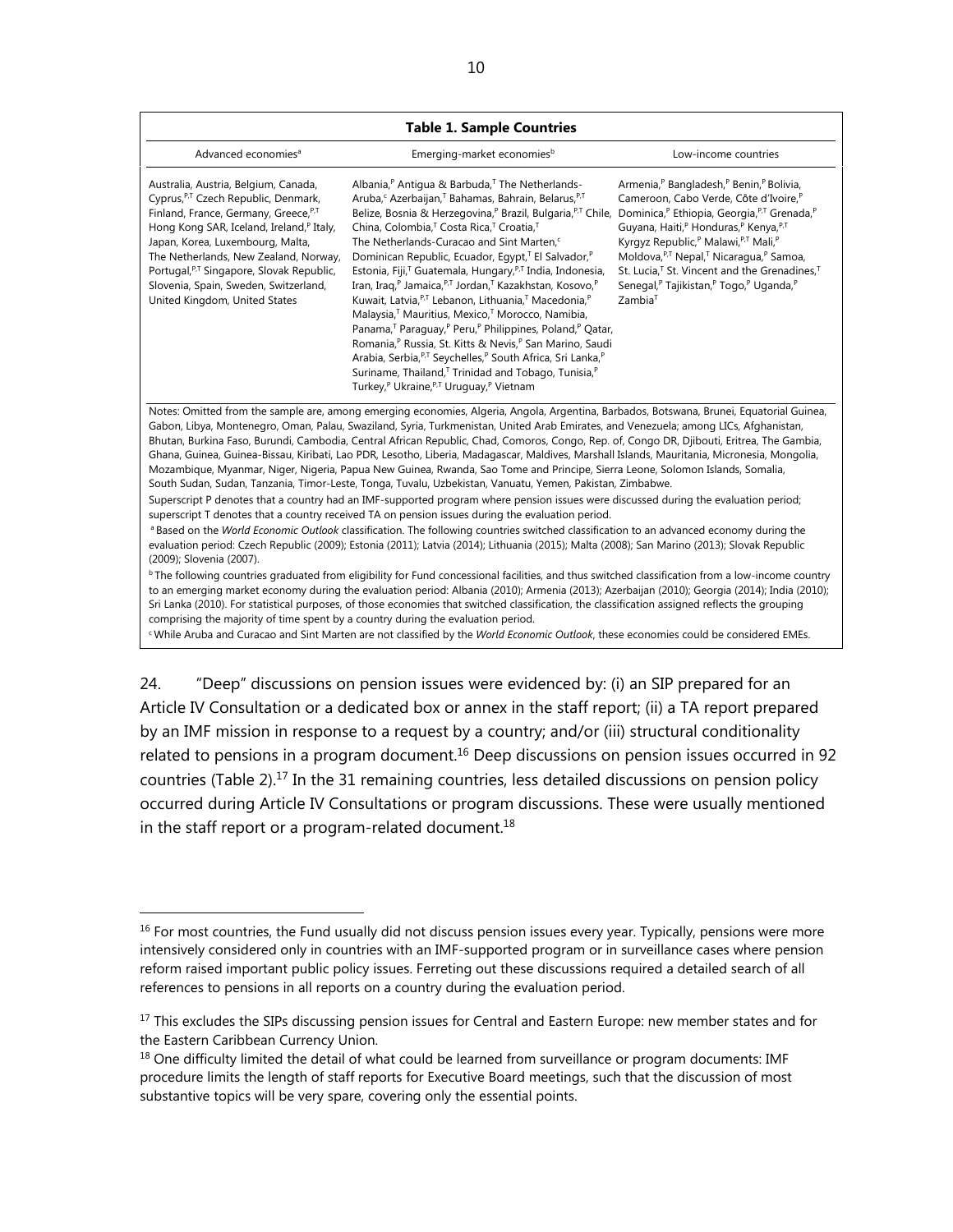**Table 1. Sample Countries**

| Advanced economies[a] | Emerging-market economies[b] | Low-income countries |
|---|---|---|
| Australia, Austria, Belgium, Canada, Cyprus,[P,T] Czech Republic, Denmark, Finland, France, Germany, Greece,[P,T] Hong Kong SAR, Iceland, Ireland,[P] Italy, Japan, Korea, Luxembourg, Malta, The Netherlands, New Zealand, Norway, Portugal,[P,T] Singapore, Slovak Republic, Slovenia, Spain, Sweden, Switzerland, United Kingdom, United States | Albania,[P] Antigua & Barbuda,[T] The Netherlands-Aruba,[c] Azerbaijan,[T] Bahamas, Bahrain, Belarus,[P,T] Belize, Bosnia & Herzegovina,[P] Brazil, Bulgaria,[P,T] Chile, China, Colombia,[T] Costa Rica,[T] Croatia,[T] The Netherlands-Curacao and Sint Marten,[c] Dominican Republic, Ecuador, Egypt,[T] El Salvador,[P] Estonia, Fiji,[T] Guatemala, Hungary,[P,T] India, Indonesia, Iran, Iraq,[P] Jamaica,[P,T] Jordan,[T] Kazakhstan, Kosovo,[P] Kuwait, Latvia,[P,T] Lebanon, Lithuania,[T] Macedonia,[P] Malaysia,[T] Mauritius, Mexico,[T] Morocco, Namibia, Panama,[T] Paraguay,[P] Peru,[P] Philippines, Poland,[P] Qatar, Romania,[P] Russia, St. Kitts & Nevis,[P] San Marino, Saudi Arabia, Serbia,[P,T] Seychelles,[P] South Africa, Sri Lanka,[P] Suriname, Thailand,[T] Trinidad and Tobago, Tunisia,[P] Turkey,[P] Ukraine,[P,T] Uruguay,[P] Vietnam | Armenia,[P] Bangladesh,[P] Benin,[P] Bolivia, Cameroon, Cabo Verde, Côte d'Ivoire,[P] Dominica,[P] Ethiopia, Georgia,[P,T] Grenada,[P] Guyana, Haiti,[P] Honduras,[P] Kenya,[P,T] Kyrgyz Republic,[P] Malawi,[P,T] Mali,[P] Moldova,[P,T] Nepal,[T] Nicaragua,[P] Samoa, St. Lucia,[T] St. Vincent and the Grenadines,[T] Senegal,[P] Tajikistan,[P] Togo,[P] Uganda,[P] Zambia[T] |

Notes: Omitted from the sample are, among emerging economies, Algeria, Angola, Argentina, Barbados, Botswana, Brunei, Equatorial Guinea, Gabon, Libya, Montenegro, Oman, Palau, Swaziland, Syria, Turkmenistan, United Arab Emirates, and Venezuela; among LICs, Afghanistan, Bhutan, Burkina Faso, Burundi, Cambodia, Central African Republic, Chad, Comoros, Congo, Rep. of, Congo DR, Djibouti, Eritrea, The Gambia, Ghana, Guinea, Guinea-Bissau, Kiribati, Lao PDR, Lesotho, Liberia, Madagascar, Maldives, Marshall Islands, Mauritania, Micronesia, Mongolia, Mozambique, Myanmar, Niger, Nigeria, Papua New Guinea, Rwanda, Sao Tome and Principe, Sierra Leone, Solomon Islands, Somalia, South Sudan, Sudan, Tanzania, Timor-Leste, Tonga, Tuvalu, Uzbekistan, Vanuatu, Yemen, Pakistan, Zimbabwe.

Superscript P denotes that a country had an IMF-supported program where pension issues were discussed during the evaluation period; superscript T denotes that a country received TA on pension issues during the evaluation period.

[a] Based on the *World Economic Outlook* classification. The following countries switched classification to an advanced economy during the evaluation period: Czech Republic (2009); Estonia (2011); Latvia (2014); Lithuania (2015); Malta (2008); San Marino (2013); Slovak Republic (2009); Slovenia (2007).

[b] The following countries graduated from eligibility for Fund concessional facilities, and thus switched classification from a low-income country to an emerging market economy during the evaluation period: Albania (2010); Armenia (2013); Azerbaijan (2010); Georgia (2014); India (2010); Sri Lanka (2010). For statistical purposes, of those economies that switched classification, the classification assigned reflects the grouping comprising the majority of time spent by a country during the evaluation period.

[c] While Aruba and Curacao and Sint Marten are not classified by the *World Economic Outlook*, these economies could be considered EMEs.

24. "Deep" discussions on pension issues were evidenced by: (i) an SIP prepared for an Article IV Consultation or a dedicated box or annex in the staff report; (ii) a TA report prepared by an IMF mission in response to a request by a country; and/or (iii) structural conditionality related to pensions in a program document.[16] Deep discussions on pension issues occurred in 92 countries (Table 2).[17] In the 31 remaining countries, less detailed discussions on pension policy occurred during Article IV Consultations or program discussions. These were usually mentioned in the staff report or a program-related document.[18]

---

[16] For most countries, the Fund usually did not discuss pension issues every year. Typically, pensions were more intensively considered only in countries with an IMF-supported program or in surveillance cases where pension reform raised important public policy issues. Ferreting out these discussions required a detailed search of all references to pensions in all reports on a country during the evaluation period.

[17] This excludes the SIPs discussing pension issues for Central and Eastern Europe: new member states and for the Eastern Caribbean Currency Union.

[18] One difficulty limited the detail of what could be learned from surveillance or program documents: IMF procedure limits the length of staff reports for Executive Board meetings, such that the discussion of most substantive topics will be very spare, covering only the essential points.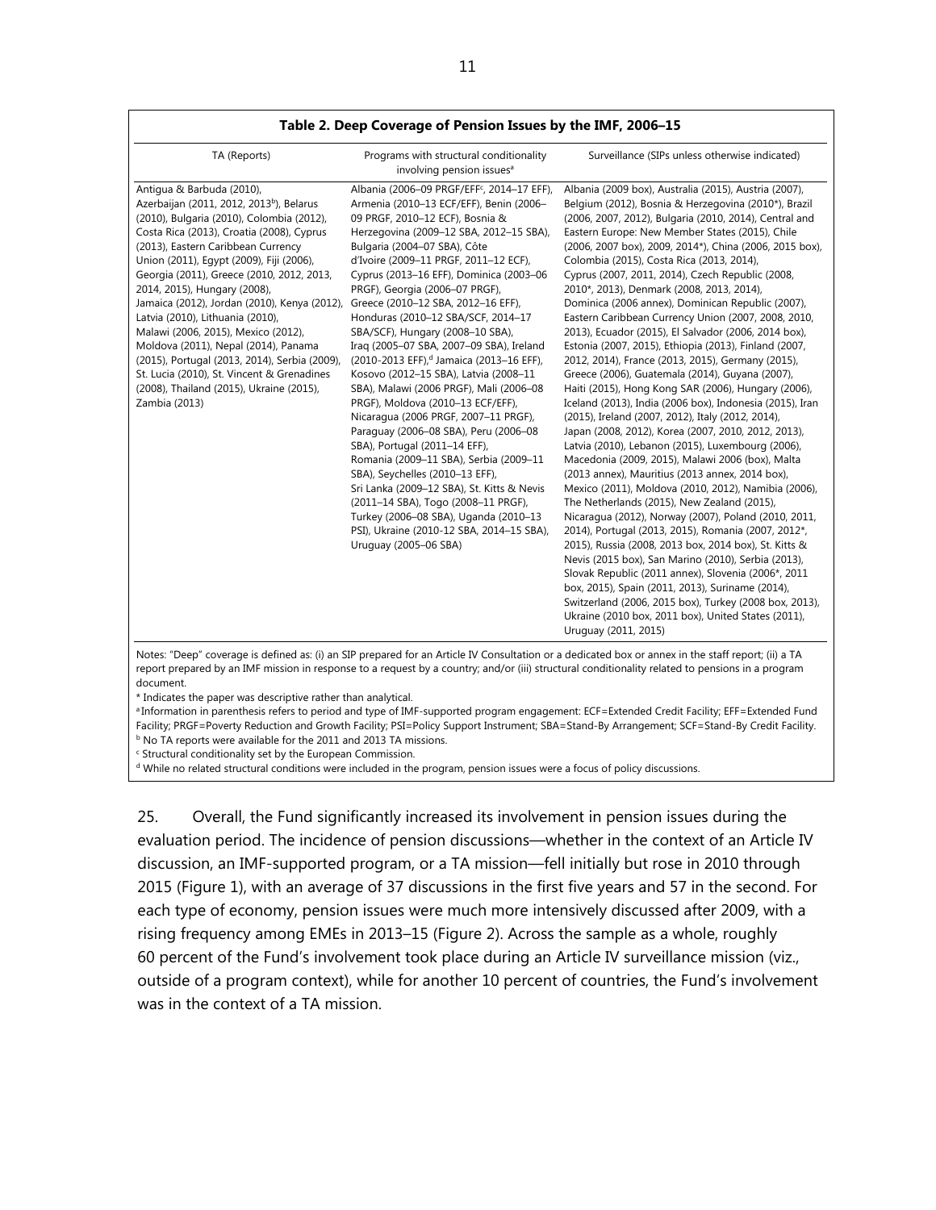**Table 2. Deep Coverage of Pension Issues by the IMF, 2006–15**

| TA (Reports) | Programs with structural conditionality involving pension issues[a] | Surveillance (SIPs unless otherwise indicated) |
|---|---|---|
| Antigua & Barbuda (2010), Azerbaijan (2011, 2012, 2013[b]), Belarus (2010), Bulgaria (2010), Colombia (2012), Costa Rica (2013), Croatia (2008), Cyprus (2013), Eastern Caribbean Currency Union (2011), Egypt (2009), Fiji (2006), Georgia (2011), Greece (2010, 2012, 2013, 2014, 2015), Hungary (2008), Jamaica (2012), Jordan (2010), Kenya (2012), Latvia (2010), Lithuania (2010), Malawi (2006, 2015), Mexico (2012), Moldova (2011), Nepal (2014), Panama (2015), Portugal (2013, 2014), Serbia (2009), St. Lucia (2010), St. Vincent & Grenadines (2008), Thailand (2015), Ukraine (2015), Zambia (2013) | Albania (2006–09 PRGF/EFF[c], 2014–17 EFF), Armenia (2010–13 ECF/EFF), Benin (2006–09 PRGF, 2010–12 ECF), Bosnia & Herzegovina (2009–12 SBA, 2012–15 SBA), Bulgaria (2004–07 SBA), Côte d'Ivoire (2009–11 PRGF, 2011–12 ECF), Cyprus (2013–16 EFF), Dominica (2003–06 PRGF), Georgia (2006–07 PRGF), Greece (2010–12 SBA, 2012–16 EFF), Honduras (2010–12 SBA/SCF, 2014–17 SBA/SCF), Hungary (2008–10 SBA), Iraq (2005–07 SBA, 2007–09 SBA), Ireland (2010-2013 EFF),[d] Jamaica (2013–16 EFF), Kosovo (2012–15 SBA), Latvia (2008–11 SBA), Malawi (2006 PRGF), Mali (2006–08 PRGF), Moldova (2010–13 ECF/EFF), Nicaragua (2006 PRGF, 2007–11 PRGF), Paraguay (2006–08 SBA), Peru (2006–08 SBA), Portugal (2011–14 EFF), Romania (2009–11 SBA), Serbia (2009–11 SBA), Seychelles (2010–13 EFF), Sri Lanka (2009–12 SBA), St. Kitts & Nevis (2011–14 SBA), Togo (2008–11 PRGF), Turkey (2006–08 SBA), Uganda (2010–13 PSI), Ukraine (2010-12 SBA, 2014–15 SBA), Uruguay (2005–06 SBA) | Albania (2009 box), Australia (2015), Austria (2007), Belgium (2012), Bosnia & Herzegovina (2010*), Brazil (2006, 2007, 2012), Bulgaria (2010, 2014), Central and Eastern Europe: New Member States (2015), Chile (2006, 2007 box), 2009, 2014*), China (2006, 2015 box), Colombia (2015), Costa Rica (2013, 2014), Cyprus (2007, 2011, 2014), Czech Republic (2008, 2010*, 2013), Denmark (2008, 2013, 2014), Dominica (2006 annex), Dominican Republic (2007), Eastern Caribbean Currency Union (2007, 2008, 2010, 2013), Ecuador (2015), El Salvador (2006, 2014 box), Estonia (2007, 2015), Ethiopia (2013), Finland (2007, 2012, 2014), France (2013, 2015), Germany (2015), Greece (2006), Guatemala (2014), Guyana (2007), Haiti (2015), Hong Kong SAR (2006), Hungary (2006), Iceland (2013), India (2006 box), Indonesia (2015), Iran (2015), Ireland (2007, 2012), Italy (2012, 2014), Japan (2008, 2012), Korea (2007, 2010, 2012, 2013), Latvia (2010), Lebanon (2015), Luxembourg (2006), Macedonia (2009, 2015), Malawi 2006 (box), Malta (2013 annex), Mauritius (2013 annex, 2014 box), Mexico (2011), Moldova (2010, 2012), Namibia (2006), The Netherlands (2015), New Zealand (2015), Nicaragua (2012), Norway (2007), Poland (2010, 2011, 2014), Portugal (2013, 2015), Romania (2007, 2012*, 2015), Russia (2008, 2013 box, 2014 box), St. Kitts & Nevis (2015 box), San Marino (2010), Serbia (2013), Slovak Republic (2011 annex), Slovenia (2006*, 2011 box, 2015), Spain (2011, 2013), Suriname (2014), Switzerland (2006, 2015 box), Turkey (2008 box, 2013), Ukraine (2010 box, 2011 box), United States (2011), Uruguay (2011, 2015) |

Notes: "Deep" coverage is defined as: (i) an SIP prepared for an Article IV Consultation or a dedicated box or annex in the staff report; (ii) a TA report prepared by an IMF mission in response to a request by a country; and/or (iii) structural conditionality related to pensions in a program document.

\* Indicates the paper was descriptive rather than analytical.

[a] Information in parenthesis refers to period and type of IMF-supported program engagement: ECF=Extended Credit Facility; EFF=Extended Fund Facility; PRGF=Poverty Reduction and Growth Facility; PSI=Policy Support Instrument; SBA=Stand-By Arrangement; SCF=Stand-By Credit Facility.

[b] No TA reports were available for the 2011 and 2013 TA missions.

[c] Structural conditionality set by the European Commission.

[d] While no related structural conditions were included in the program, pension issues were a focus of policy discussions.

25. Overall, the Fund significantly increased its involvement in pension issues during the evaluation period. The incidence of pension discussions—whether in the context of an Article IV discussion, an IMF-supported program, or a TA mission—fell initially but rose in 2010 through 2015 (Figure 1), with an average of 37 discussions in the first five years and 57 in the second. For each type of economy, pension issues were much more intensively discussed after 2009, with a rising frequency among EMEs in 2013–15 (Figure 2). Across the sample as a whole, roughly 60 percent of the Fund's involvement took place during an Article IV surveillance mission (viz., outside of a program context), while for another 10 percent of countries, the Fund's involvement was in the context of a TA mission.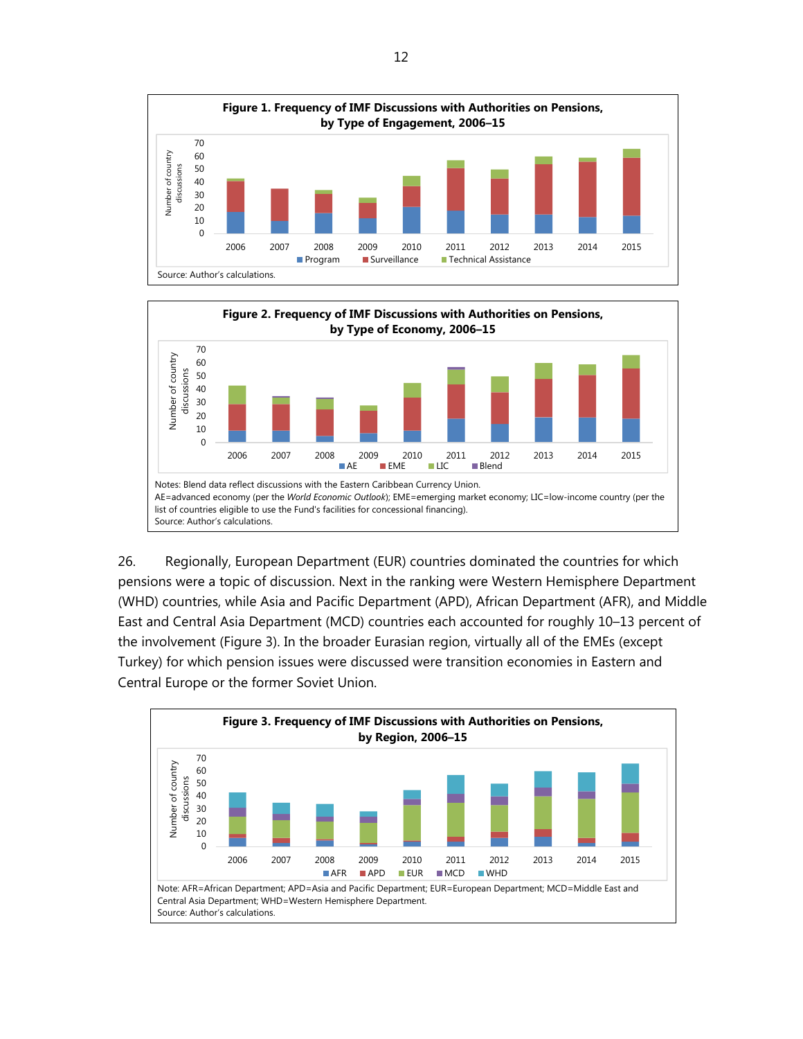**Figure 1. Frequency of IMF Discussions with Authorities on Pensions, by Type of Engagement, 2006–15**

Source: Author's calculations.

**Figure 2. Frequency of IMF Discussions with Authorities on Pensions, by Type of Economy, 2006–15**

Notes: Blend data reflect discussions with the Eastern Caribbean Currency Union.
AE=advanced economy (per the *World Economic Outlook*); EME=emerging market economy; LIC=low-income country (per the list of countries eligible to use the Fund's facilities for concessional financing).
Source: Author's calculations.

26. Regionally, European Department (EUR) countries dominated the countries for which pensions were a topic of discussion. Next in the ranking were Western Hemisphere Department (WHD) countries, while Asia and Pacific Department (APD), African Department (AFR), and Middle East and Central Asia Department (MCD) countries each accounted for roughly 10–13 percent of the involvement (Figure 3). In the broader Eurasian region, virtually all of the EMEs (except Turkey) for which pension issues were discussed were transition economies in Eastern and Central Europe or the former Soviet Union.

**Figure 3. Frequency of IMF Discussions with Authorities on Pensions, by Region, 2006–15**

Note: AFR=African Department; APD=Asia and Pacific Department; EUR=European Department; MCD=Middle East and Central Asia Department; WHD=Western Hemisphere Department.
Source: Author's calculations.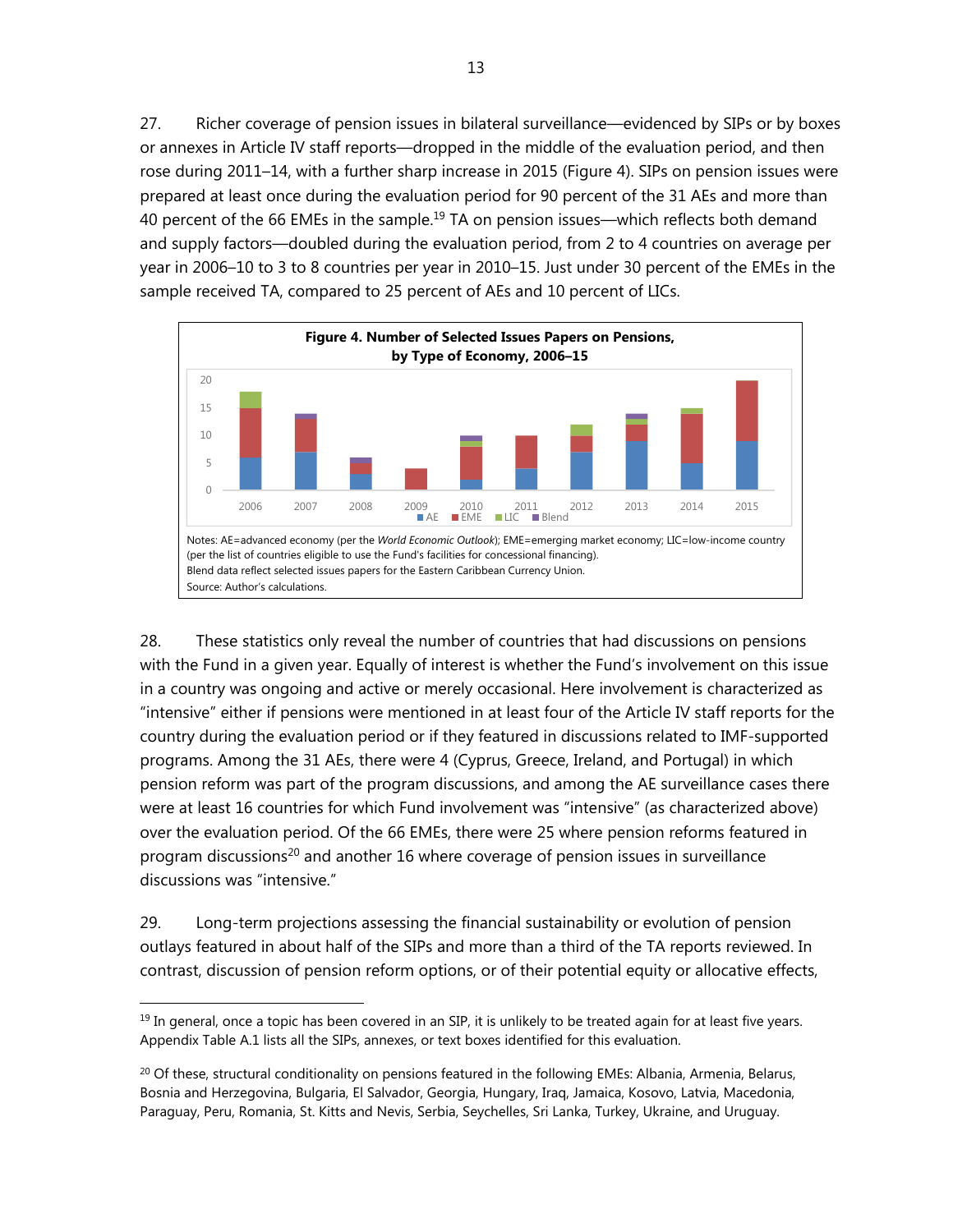27. Richer coverage of pension issues in bilateral surveillance—evidenced by SIPs or by boxes or annexes in Article IV staff reports—dropped in the middle of the evaluation period, and then rose during 2011–14, with a further sharp increase in 2015 (Figure 4). SIPs on pension issues were prepared at least once during the evaluation period for 90 percent of the 31 AEs and more than 40 percent of the 66 EMEs in the sample.[19] TA on pension issues—which reflects both demand and supply factors—doubled during the evaluation period, from 2 to 4 countries on average per year in 2006–10 to 3 to 8 countries per year in 2010–15. Just under 30 percent of the EMEs in the sample received TA, compared to 25 percent of AEs and 10 percent of LICs.

**Figure 4. Number of Selected Issues Papers on Pensions, by Type of Economy, 2006–15**

Notes: AE=advanced economy (per the *World Economic Outlook*); EME=emerging market economy; LIC=low-income country (per the list of countries eligible to use the Fund's facilities for concessional financing).
Blend data reflect selected issues papers for the Eastern Caribbean Currency Union.
Source: Author's calculations.

28. These statistics only reveal the number of countries that had discussions on pensions with the Fund in a given year. Equally of interest is whether the Fund's involvement on this issue in a country was ongoing and active or merely occasional. Here involvement is characterized as "intensive" either if pensions were mentioned in at least four of the Article IV staff reports for the country during the evaluation period or if they featured in discussions related to IMF-supported programs. Among the 31 AEs, there were 4 (Cyprus, Greece, Ireland, and Portugal) in which pension reform was part of the program discussions, and among the AE surveillance cases there were at least 16 countries for which Fund involvement was "intensive" (as characterized above) over the evaluation period. Of the 66 EMEs, there were 25 where pension reforms featured in program discussions[20] and another 16 where coverage of pension issues in surveillance discussions was "intensive."

29. Long-term projections assessing the financial sustainability or evolution of pension outlays featured in about half of the SIPs and more than a third of the TA reports reviewed. In contrast, discussion of pension reform options, or of their potential equity or allocative effects,

[19] In general, once a topic has been covered in an SIP, it is unlikely to be treated again for at least five years. Appendix Table A.1 lists all the SIPs, annexes, or text boxes identified for this evaluation.

[20] Of these, structural conditionality on pensions featured in the following EMEs: Albania, Armenia, Belarus, Bosnia and Herzegovina, Bulgaria, El Salvador, Georgia, Hungary, Iraq, Jamaica, Kosovo, Latvia, Macedonia, Paraguay, Peru, Romania, St. Kitts and Nevis, Serbia, Seychelles, Sri Lanka, Turkey, Ukraine, and Uruguay.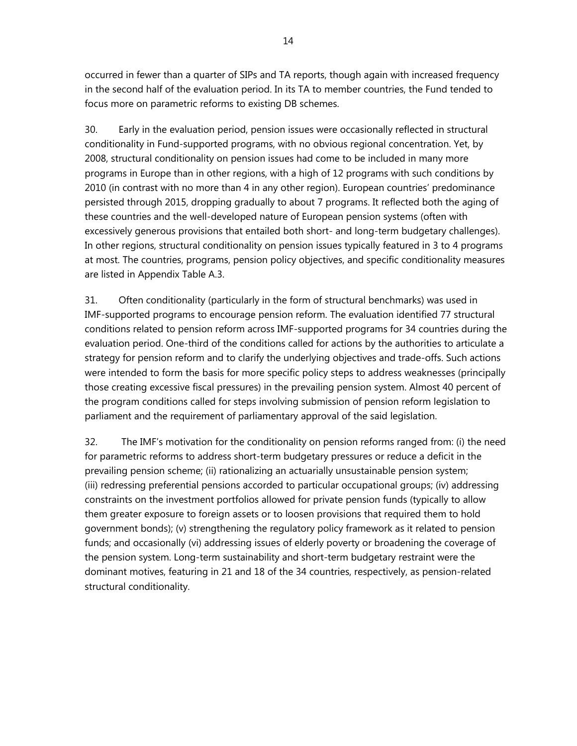occurred in fewer than a quarter of SIPs and TA reports, though again with increased frequency in the second half of the evaluation period. In its TA to member countries, the Fund tended to focus more on parametric reforms to existing DB schemes.

30. Early in the evaluation period, pension issues were occasionally reflected in structural conditionality in Fund-supported programs, with no obvious regional concentration. Yet, by 2008, structural conditionality on pension issues had come to be included in many more programs in Europe than in other regions, with a high of 12 programs with such conditions by 2010 (in contrast with no more than 4 in any other region). European countries' predominance persisted through 2015, dropping gradually to about 7 programs. It reflected both the aging of these countries and the well-developed nature of European pension systems (often with excessively generous provisions that entailed both short- and long-term budgetary challenges). In other regions, structural conditionality on pension issues typically featured in 3 to 4 programs at most. The countries, programs, pension policy objectives, and specific conditionality measures are listed in Appendix Table A.3.

31. Often conditionality (particularly in the form of structural benchmarks) was used in IMF-supported programs to encourage pension reform. The evaluation identified 77 structural conditions related to pension reform across IMF-supported programs for 34 countries during the evaluation period. One-third of the conditions called for actions by the authorities to articulate a strategy for pension reform and to clarify the underlying objectives and trade-offs. Such actions were intended to form the basis for more specific policy steps to address weaknesses (principally those creating excessive fiscal pressures) in the prevailing pension system. Almost 40 percent of the program conditions called for steps involving submission of pension reform legislation to parliament and the requirement of parliamentary approval of the said legislation.

32. The IMF's motivation for the conditionality on pension reforms ranged from: (i) the need for parametric reforms to address short-term budgetary pressures or reduce a deficit in the prevailing pension scheme; (ii) rationalizing an actuarially unsustainable pension system; (iii) redressing preferential pensions accorded to particular occupational groups; (iv) addressing constraints on the investment portfolios allowed for private pension funds (typically to allow them greater exposure to foreign assets or to loosen provisions that required them to hold government bonds); (v) strengthening the regulatory policy framework as it related to pension funds; and occasionally (vi) addressing issues of elderly poverty or broadening the coverage of the pension system. Long-term sustainability and short-term budgetary restraint were the dominant motives, featuring in 21 and 18 of the 34 countries, respectively, as pension-related structural conditionality.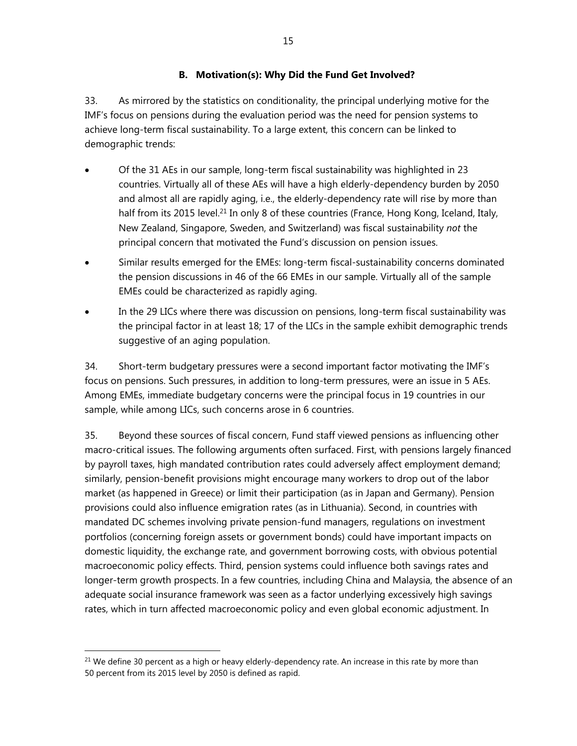### B. Motivation(s): Why Did the Fund Get Involved?

33. As mirrored by the statistics on conditionality, the principal underlying motive for the IMF's focus on pensions during the evaluation period was the need for pension systems to achieve long-term fiscal sustainability. To a large extent, this concern can be linked to demographic trends:

- Of the 31 AEs in our sample, long-term fiscal sustainability was highlighted in 23 countries. Virtually all of these AEs will have a high elderly-dependency burden by 2050 and almost all are rapidly aging, i.e., the elderly-dependency rate will rise by more than half from its 2015 level.[21] In only 8 of these countries (France, Hong Kong, Iceland, Italy, New Zealand, Singapore, Sweden, and Switzerland) was fiscal sustainability *not* the principal concern that motivated the Fund's discussion on pension issues.
- Similar results emerged for the EMEs: long-term fiscal-sustainability concerns dominated the pension discussions in 46 of the 66 EMEs in our sample. Virtually all of the sample EMEs could be characterized as rapidly aging.
- In the 29 LICs where there was discussion on pensions, long-term fiscal sustainability was the principal factor in at least 18; 17 of the LICs in the sample exhibit demographic trends suggestive of an aging population.

34. Short-term budgetary pressures were a second important factor motivating the IMF's focus on pensions. Such pressures, in addition to long-term pressures, were an issue in 5 AEs. Among EMEs, immediate budgetary concerns were the principal focus in 19 countries in our sample, while among LICs, such concerns arose in 6 countries.

35. Beyond these sources of fiscal concern, Fund staff viewed pensions as influencing other macro-critical issues. The following arguments often surfaced. First, with pensions largely financed by payroll taxes, high mandated contribution rates could adversely affect employment demand; similarly, pension-benefit provisions might encourage many workers to drop out of the labor market (as happened in Greece) or limit their participation (as in Japan and Germany). Pension provisions could also influence emigration rates (as in Lithuania). Second, in countries with mandated DC schemes involving private pension-fund managers, regulations on investment portfolios (concerning foreign assets or government bonds) could have important impacts on domestic liquidity, the exchange rate, and government borrowing costs, with obvious potential macroeconomic policy effects. Third, pension systems could influence both savings rates and longer-term growth prospects. In a few countries, including China and Malaysia, the absence of an adequate social insurance framework was seen as a factor underlying excessively high savings rates, which in turn affected macroeconomic policy and even global economic adjustment. In

[21] We define 30 percent as a high or heavy elderly-dependency rate. An increase in this rate by more than 50 percent from its 2015 level by 2050 is defined as rapid.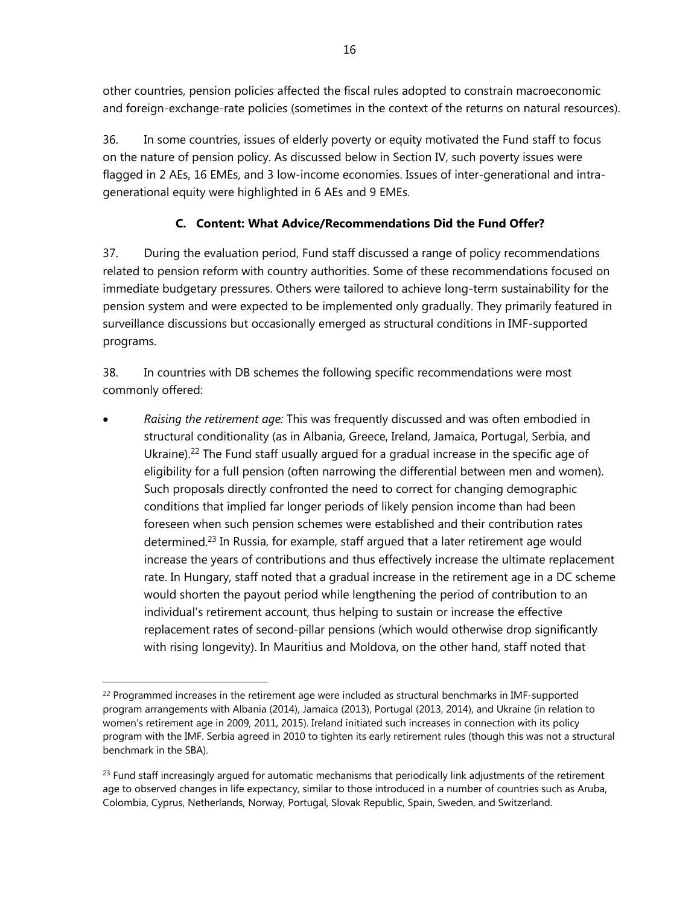other countries, pension policies affected the fiscal rules adopted to constrain macroeconomic and foreign-exchange-rate policies (sometimes in the context of the returns on natural resources).

36. In some countries, issues of elderly poverty or equity motivated the Fund staff to focus on the nature of pension policy. As discussed below in Section IV, such poverty issues were flagged in 2 AEs, 16 EMEs, and 3 low-income economies. Issues of inter-generational and intra-generational equity were highlighted in 6 AEs and 9 EMEs.

### C. Content: What Advice/Recommendations Did the Fund Offer?

37. During the evaluation period, Fund staff discussed a range of policy recommendations related to pension reform with country authorities. Some of these recommendations focused on immediate budgetary pressures. Others were tailored to achieve long-term sustainability for the pension system and were expected to be implemented only gradually. They primarily featured in surveillance discussions but occasionally emerged as structural conditions in IMF-supported programs.

38. In countries with DB schemes the following specific recommendations were most commonly offered:

- *Raising the retirement age:* This was frequently discussed and was often embodied in structural conditionality (as in Albania, Greece, Ireland, Jamaica, Portugal, Serbia, and Ukraine).[22] The Fund staff usually argued for a gradual increase in the specific age of eligibility for a full pension (often narrowing the differential between men and women). Such proposals directly confronted the need to correct for changing demographic conditions that implied far longer periods of likely pension income than had been foreseen when such pension schemes were established and their contribution rates determined.[23] In Russia, for example, staff argued that a later retirement age would increase the years of contributions and thus effectively increase the ultimate replacement rate. In Hungary, staff noted that a gradual increase in the retirement age in a DC scheme would shorten the payout period while lengthening the period of contribution to an individual's retirement account, thus helping to sustain or increase the effective replacement rates of second-pillar pensions (which would otherwise drop significantly with rising longevity). In Mauritius and Moldova, on the other hand, staff noted that

[22] Programmed increases in the retirement age were included as structural benchmarks in IMF-supported program arrangements with Albania (2014), Jamaica (2013), Portugal (2013, 2014), and Ukraine (in relation to women's retirement age in 2009, 2011, 2015). Ireland initiated such increases in connection with its policy program with the IMF. Serbia agreed in 2010 to tighten its early retirement rules (though this was not a structural benchmark in the SBA).

[23] Fund staff increasingly argued for automatic mechanisms that periodically link adjustments of the retirement age to observed changes in life expectancy, similar to those introduced in a number of countries such as Aruba, Colombia, Cyprus, Netherlands, Norway, Portugal, Slovak Republic, Spain, Sweden, and Switzerland.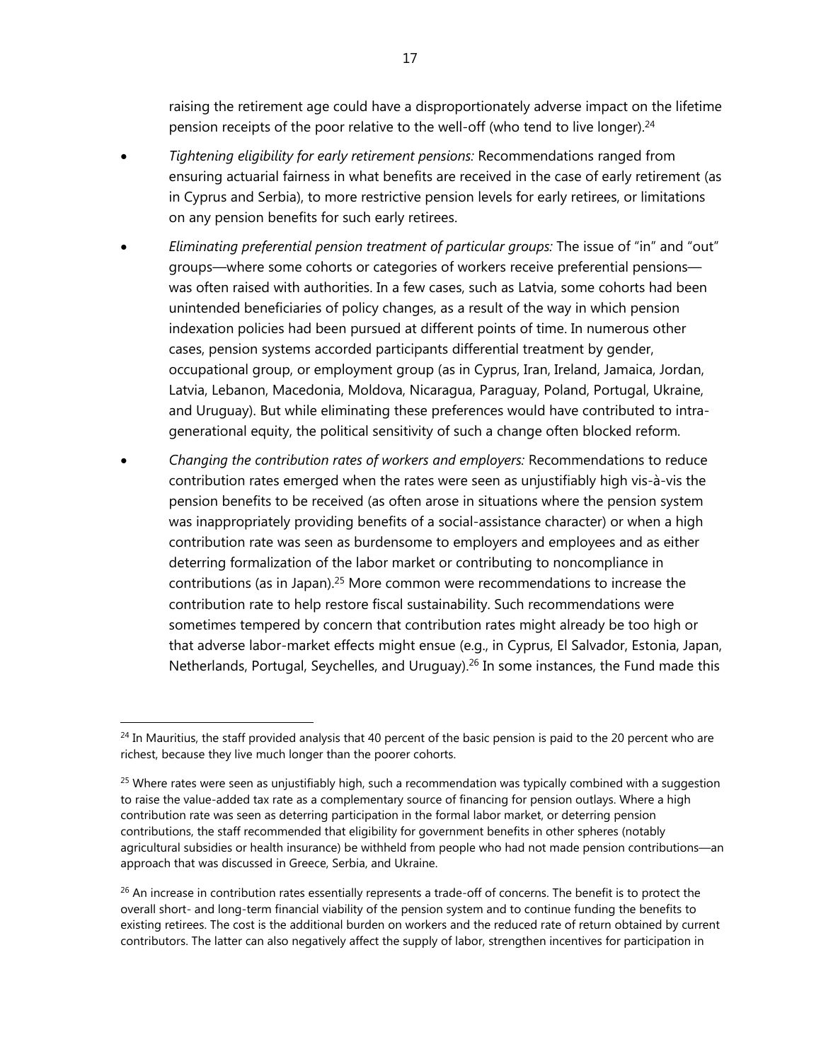raising the retirement age could have a disproportionately adverse impact on the lifetime pension receipts of the poor relative to the well-off (who tend to live longer).[24]

- *Tightening eligibility for early retirement pensions:* Recommendations ranged from ensuring actuarial fairness in what benefits are received in the case of early retirement (as in Cyprus and Serbia), to more restrictive pension levels for early retirees, or limitations on any pension benefits for such early retirees.
- *Eliminating preferential pension treatment of particular groups:* The issue of "in" and "out" groups—where some cohorts or categories of workers receive preferential pensions—was often raised with authorities. In a few cases, such as Latvia, some cohorts had been unintended beneficiaries of policy changes, as a result of the way in which pension indexation policies had been pursued at different points of time. In numerous other cases, pension systems accorded participants differential treatment by gender, occupational group, or employment group (as in Cyprus, Iran, Ireland, Jamaica, Jordan, Latvia, Lebanon, Macedonia, Moldova, Nicaragua, Paraguay, Poland, Portugal, Ukraine, and Uruguay). But while eliminating these preferences would have contributed to intra-generational equity, the political sensitivity of such a change often blocked reform.
- *Changing the contribution rates of workers and employers:* Recommendations to reduce contribution rates emerged when the rates were seen as unjustifiably high vis-à-vis the pension benefits to be received (as often arose in situations where the pension system was inappropriately providing benefits of a social-assistance character) or when a high contribution rate was seen as burdensome to employers and employees and as either deterring formalization of the labor market or contributing to noncompliance in contributions (as in Japan).[25] More common were recommendations to increase the contribution rate to help restore fiscal sustainability. Such recommendations were sometimes tempered by concern that contribution rates might already be too high or that adverse labor-market effects might ensue (e.g., in Cyprus, El Salvador, Estonia, Japan, Netherlands, Portugal, Seychelles, and Uruguay).[26] In some instances, the Fund made this

---

[24] In Mauritius, the staff provided analysis that 40 percent of the basic pension is paid to the 20 percent who are richest, because they live much longer than the poorer cohorts.

[25] Where rates were seen as unjustifiably high, such a recommendation was typically combined with a suggestion to raise the value-added tax rate as a complementary source of financing for pension outlays. Where a high contribution rate was seen as deterring participation in the formal labor market, or deterring pension contributions, the staff recommended that eligibility for government benefits in other spheres (notably agricultural subsidies or health insurance) be withheld from people who had not made pension contributions—an approach that was discussed in Greece, Serbia, and Ukraine.

[26] An increase in contribution rates essentially represents a trade-off of concerns. The benefit is to protect the overall short- and long-term financial viability of the pension system and to continue funding the benefits to existing retirees. The cost is the additional burden on workers and the reduced rate of return obtained by current contributors. The latter can also negatively affect the supply of labor, strengthen incentives for participation in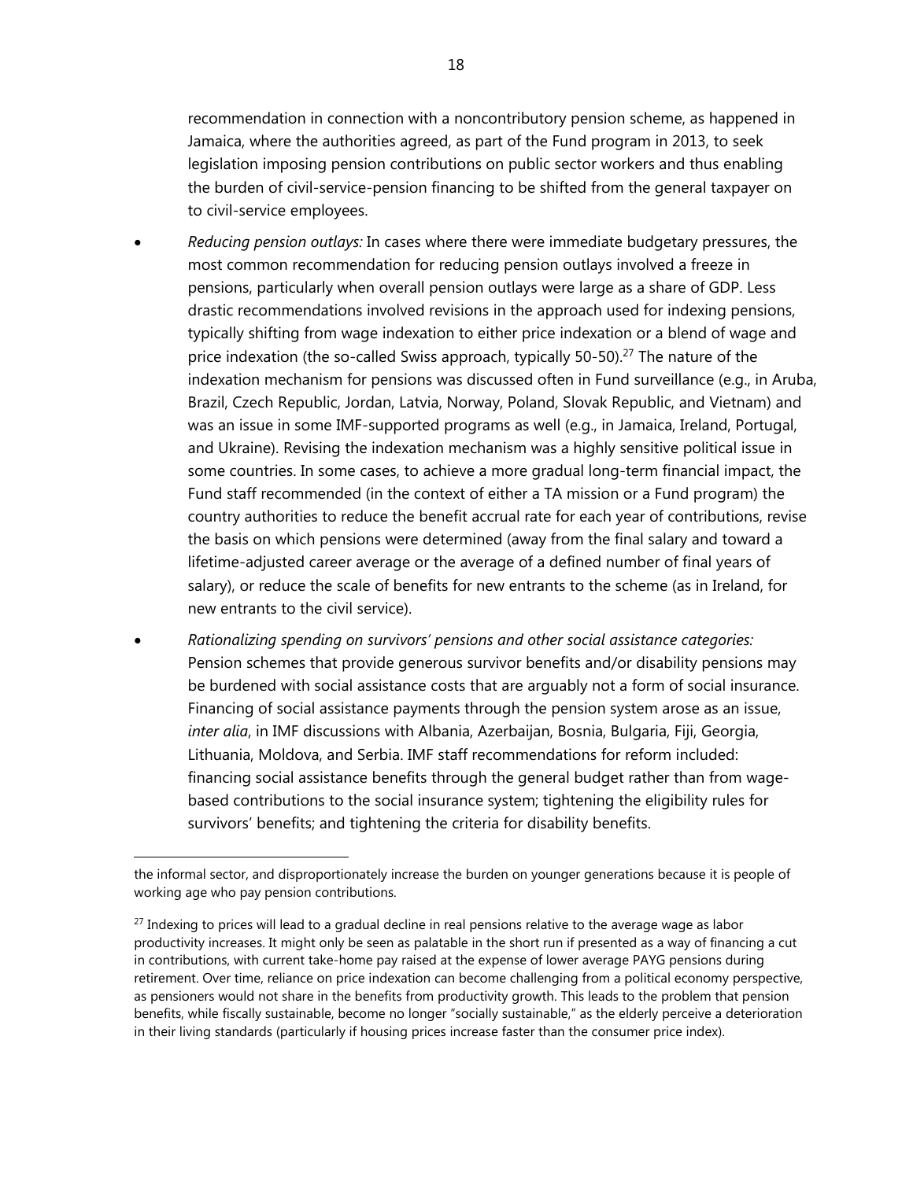recommendation in connection with a noncontributory pension scheme, as happened in Jamaica, where the authorities agreed, as part of the Fund program in 2013, to seek legislation imposing pension contributions on public sector workers and thus enabling the burden of civil-service-pension financing to be shifted from the general taxpayer on to civil-service employees.

- *Reducing pension outlays:* In cases where there were immediate budgetary pressures, the most common recommendation for reducing pension outlays involved a freeze in pensions, particularly when overall pension outlays were large as a share of GDP. Less drastic recommendations involved revisions in the approach used for indexing pensions, typically shifting from wage indexation to either price indexation or a blend of wage and price indexation (the so-called Swiss approach, typically 50-50).[27] The nature of the indexation mechanism for pensions was discussed often in Fund surveillance (e.g., in Aruba, Brazil, Czech Republic, Jordan, Latvia, Norway, Poland, Slovak Republic, and Vietnam) and was an issue in some IMF-supported programs as well (e.g., in Jamaica, Ireland, Portugal, and Ukraine). Revising the indexation mechanism was a highly sensitive political issue in some countries. In some cases, to achieve a more gradual long-term financial impact, the Fund staff recommended (in the context of either a TA mission or a Fund program) the country authorities to reduce the benefit accrual rate for each year of contributions, revise the basis on which pensions were determined (away from the final salary and toward a lifetime-adjusted career average or the average of a defined number of final years of salary), or reduce the scale of benefits for new entrants to the scheme (as in Ireland, for new entrants to the civil service).

- *Rationalizing spending on survivors' pensions and other social assistance categories:* Pension schemes that provide generous survivor benefits and/or disability pensions may be burdened with social assistance costs that are arguably not a form of social insurance. Financing of social assistance payments through the pension system arose as an issue, *inter alia*, in IMF discussions with Albania, Azerbaijan, Bosnia, Bulgaria, Fiji, Georgia, Lithuania, Moldova, and Serbia. IMF staff recommendations for reform included: financing social assistance benefits through the general budget rather than from wage-based contributions to the social insurance system; tightening the eligibility rules for survivors' benefits; and tightening the criteria for disability benefits.

---

the informal sector, and disproportionately increase the burden on younger generations because it is people of working age who pay pension contributions.

[27] Indexing to prices will lead to a gradual decline in real pensions relative to the average wage as labor productivity increases. It might only be seen as palatable in the short run if presented as a way of financing a cut in contributions, with current take-home pay raised at the expense of lower average PAYG pensions during retirement. Over time, reliance on price indexation can become challenging from a political economy perspective, as pensioners would not share in the benefits from productivity growth. This leads to the problem that pension benefits, while fiscally sustainable, become no longer "socially sustainable," as the elderly perceive a deterioration in their living standards (particularly if housing prices increase faster than the consumer price index).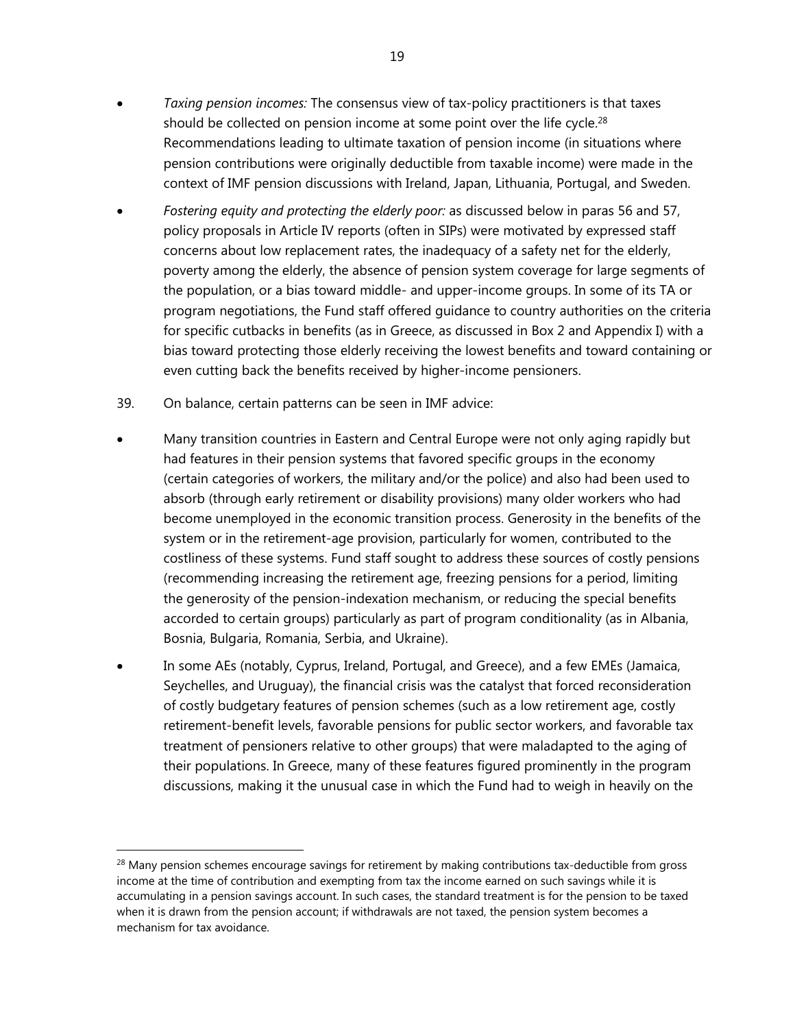- *Taxing pension incomes:* The consensus view of tax-policy practitioners is that taxes should be collected on pension income at some point over the life cycle.[28] Recommendations leading to ultimate taxation of pension income (in situations where pension contributions were originally deductible from taxable income) were made in the context of IMF pension discussions with Ireland, Japan, Lithuania, Portugal, and Sweden.

- *Fostering equity and protecting the elderly poor:* as discussed below in paras 56 and 57, policy proposals in Article IV reports (often in SIPs) were motivated by expressed staff concerns about low replacement rates, the inadequacy of a safety net for the elderly, poverty among the elderly, the absence of pension system coverage for large segments of the population, or a bias toward middle- and upper-income groups. In some of its TA or program negotiations, the Fund staff offered guidance to country authorities on the criteria for specific cutbacks in benefits (as in Greece, as discussed in Box 2 and Appendix I) with a bias toward protecting those elderly receiving the lowest benefits and toward containing or even cutting back the benefits received by higher-income pensioners.

39. On balance, certain patterns can be seen in IMF advice:

- Many transition countries in Eastern and Central Europe were not only aging rapidly but had features in their pension systems that favored specific groups in the economy (certain categories of workers, the military and/or the police) and also had been used to absorb (through early retirement or disability provisions) many older workers who had become unemployed in the economic transition process. Generosity in the benefits of the system or in the retirement-age provision, particularly for women, contributed to the costliness of these systems. Fund staff sought to address these sources of costly pensions (recommending increasing the retirement age, freezing pensions for a period, limiting the generosity of the pension-indexation mechanism, or reducing the special benefits accorded to certain groups) particularly as part of program conditionality (as in Albania, Bosnia, Bulgaria, Romania, Serbia, and Ukraine).

- In some AEs (notably, Cyprus, Ireland, Portugal, and Greece), and a few EMEs (Jamaica, Seychelles, and Uruguay), the financial crisis was the catalyst that forced reconsideration of costly budgetary features of pension schemes (such as a low retirement age, costly retirement-benefit levels, favorable pensions for public sector workers, and favorable tax treatment of pensioners relative to other groups) that were maladapted to the aging of their populations. In Greece, many of these features figured prominently in the program discussions, making it the unusual case in which the Fund had to weigh in heavily on the

---

[28] Many pension schemes encourage savings for retirement by making contributions tax-deductible from gross income at the time of contribution and exempting from tax the income earned on such savings while it is accumulating in a pension savings account. In such cases, the standard treatment is for the pension to be taxed when it is drawn from the pension account; if withdrawals are not taxed, the pension system becomes a mechanism for tax avoidance.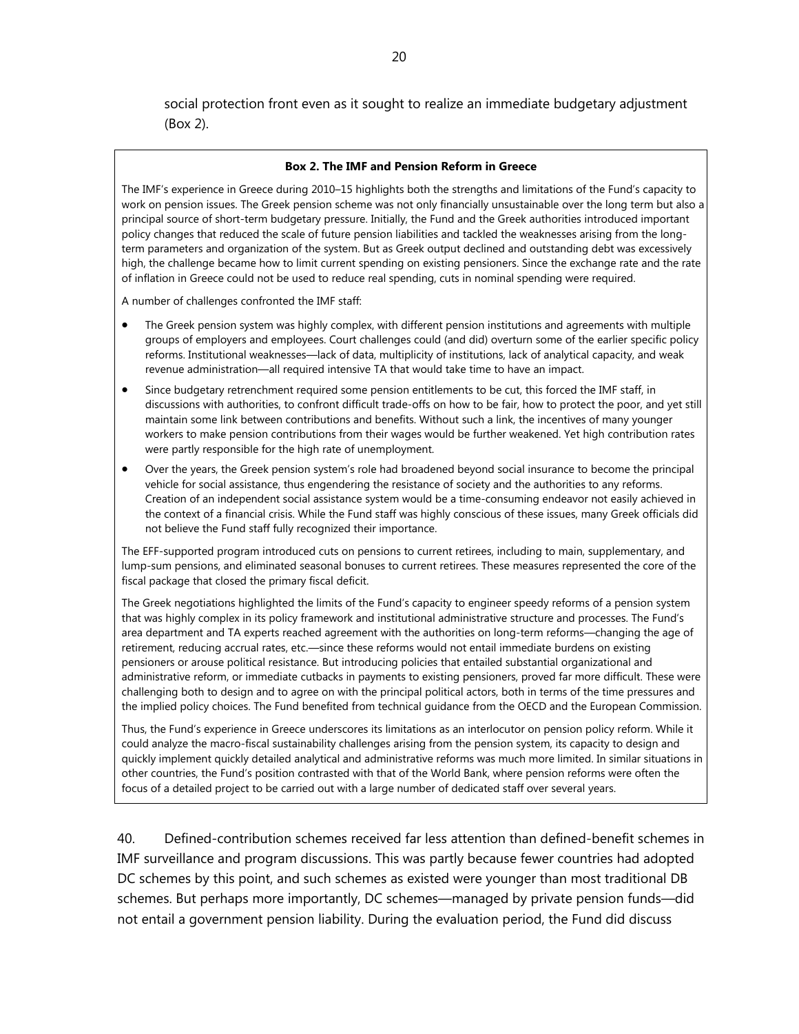social protection front even as it sought to realize an immediate budgetary adjustment (Box 2).

**Box 2. The IMF and Pension Reform in Greece**

The IMF's experience in Greece during 2010–15 highlights both the strengths and limitations of the Fund's capacity to work on pension issues. The Greek pension scheme was not only financially unsustainable over the long term but also a principal source of short-term budgetary pressure. Initially, the Fund and the Greek authorities introduced important policy changes that reduced the scale of future pension liabilities and tackled the weaknesses arising from the long-term parameters and organization of the system. But as Greek output declined and outstanding debt was excessively high, the challenge became how to limit current spending on existing pensioners. Since the exchange rate and the rate of inflation in Greece could not be used to reduce real spending, cuts in nominal spending were required.

A number of challenges confronted the IMF staff:

- The Greek pension system was highly complex, with different pension institutions and agreements with multiple groups of employers and employees. Court challenges could (and did) overturn some of the earlier specific policy reforms. Institutional weaknesses—lack of data, multiplicity of institutions, lack of analytical capacity, and weak revenue administration—all required intensive TA that would take time to have an impact.
- Since budgetary retrenchment required some pension entitlements to be cut, this forced the IMF staff, in discussions with authorities, to confront difficult trade-offs on how to be fair, how to protect the poor, and yet still maintain some link between contributions and benefits. Without such a link, the incentives of many younger workers to make pension contributions from their wages would be further weakened. Yet high contribution rates were partly responsible for the high rate of unemployment.
- Over the years, the Greek pension system's role had broadened beyond social insurance to become the principal vehicle for social assistance, thus engendering the resistance of society and the authorities to any reforms. Creation of an independent social assistance system would be a time-consuming endeavor not easily achieved in the context of a financial crisis. While the Fund staff was highly conscious of these issues, many Greek officials did not believe the Fund staff fully recognized their importance.

The EFF-supported program introduced cuts on pensions to current retirees, including to main, supplementary, and lump-sum pensions, and eliminated seasonal bonuses to current retirees. These measures represented the core of the fiscal package that closed the primary fiscal deficit.

The Greek negotiations highlighted the limits of the Fund's capacity to engineer speedy reforms of a pension system that was highly complex in its policy framework and institutional administrative structure and processes. The Fund's area department and TA experts reached agreement with the authorities on long-term reforms—changing the age of retirement, reducing accrual rates, etc.—since these reforms would not entail immediate burdens on existing pensioners or arouse political resistance. But introducing policies that entailed substantial organizational and administrative reform, or immediate cutbacks in payments to existing pensioners, proved far more difficult. These were challenging both to design and to agree on with the principal political actors, both in terms of the time pressures and the implied policy choices. The Fund benefited from technical guidance from the OECD and the European Commission.

Thus, the Fund's experience in Greece underscores its limitations as an interlocutor on pension policy reform. While it could analyze the macro-fiscal sustainability challenges arising from the pension system, its capacity to design and quickly implement quickly detailed analytical and administrative reforms was much more limited. In similar situations in other countries, the Fund's position contrasted with that of the World Bank, where pension reforms were often the focus of a detailed project to be carried out with a large number of dedicated staff over several years.

40. Defined-contribution schemes received far less attention than defined-benefit schemes in IMF surveillance and program discussions. This was partly because fewer countries had adopted DC schemes by this point, and such schemes as existed were younger than most traditional DB schemes. But perhaps more importantly, DC schemes—managed by private pension funds—did not entail a government pension liability. During the evaluation period, the Fund did discuss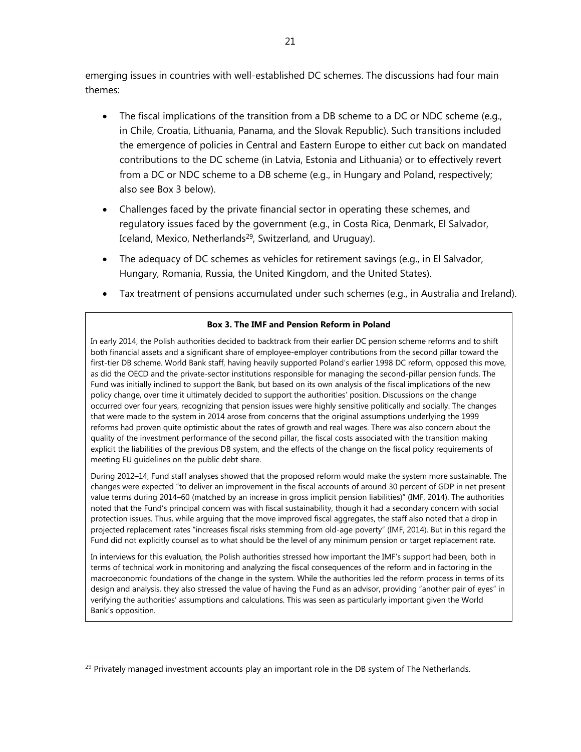emerging issues in countries with well-established DC schemes. The discussions had four main themes:

- The fiscal implications of the transition from a DB scheme to a DC or NDC scheme (e.g., in Chile, Croatia, Lithuania, Panama, and the Slovak Republic). Such transitions included the emergence of policies in Central and Eastern Europe to either cut back on mandated contributions to the DC scheme (in Latvia, Estonia and Lithuania) or to effectively revert from a DC or NDC scheme to a DB scheme (e.g., in Hungary and Poland, respectively; also see Box 3 below).
- Challenges faced by the private financial sector in operating these schemes, and regulatory issues faced by the government (e.g., in Costa Rica, Denmark, El Salvador, Iceland, Mexico, Netherlands[29], Switzerland, and Uruguay).
- The adequacy of DC schemes as vehicles for retirement savings (e.g., in El Salvador, Hungary, Romania, Russia, the United Kingdom, and the United States).
- Tax treatment of pensions accumulated under such schemes (e.g., in Australia and Ireland).

**Box 3. The IMF and Pension Reform in Poland**

In early 2014, the Polish authorities decided to backtrack from their earlier DC pension scheme reforms and to shift both financial assets and a significant share of employee-employer contributions from the second pillar toward the first-tier DB scheme. World Bank staff, having heavily supported Poland's earlier 1998 DC reform, opposed this move, as did the OECD and the private-sector institutions responsible for managing the second-pillar pension funds. The Fund was initially inclined to support the Bank, but based on its own analysis of the fiscal implications of the new policy change, over time it ultimately decided to support the authorities' position. Discussions on the change occurred over four years, recognizing that pension issues were highly sensitive politically and socially. The changes that were made to the system in 2014 arose from concerns that the original assumptions underlying the 1999 reforms had proven quite optimistic about the rates of growth and real wages. There was also concern about the quality of the investment performance of the second pillar, the fiscal costs associated with the transition making explicit the liabilities of the previous DB system, and the effects of the change on the fiscal policy requirements of meeting EU guidelines on the public debt share.

During 2012–14, Fund staff analyses showed that the proposed reform would make the system more sustainable. The changes were expected "to deliver an improvement in the fiscal accounts of around 30 percent of GDP in net present value terms during 2014–60 (matched by an increase in gross implicit pension liabilities)" (IMF, 2014). The authorities noted that the Fund's principal concern was with fiscal sustainability, though it had a secondary concern with social protection issues. Thus, while arguing that the move improved fiscal aggregates, the staff also noted that a drop in projected replacement rates "increases fiscal risks stemming from old-age poverty" (IMF, 2014). But in this regard the Fund did not explicitly counsel as to what should be the level of any minimum pension or target replacement rate.

In interviews for this evaluation, the Polish authorities stressed how important the IMF's support had been, both in terms of technical work in monitoring and analyzing the fiscal consequences of the reform and in factoring in the macroeconomic foundations of the change in the system. While the authorities led the reform process in terms of its design and analysis, they also stressed the value of having the Fund as an advisor, providing "another pair of eyes" in verifying the authorities' assumptions and calculations. This was seen as particularly important given the World Bank's opposition.

---

[29] Privately managed investment accounts play an important role in the DB system of The Netherlands.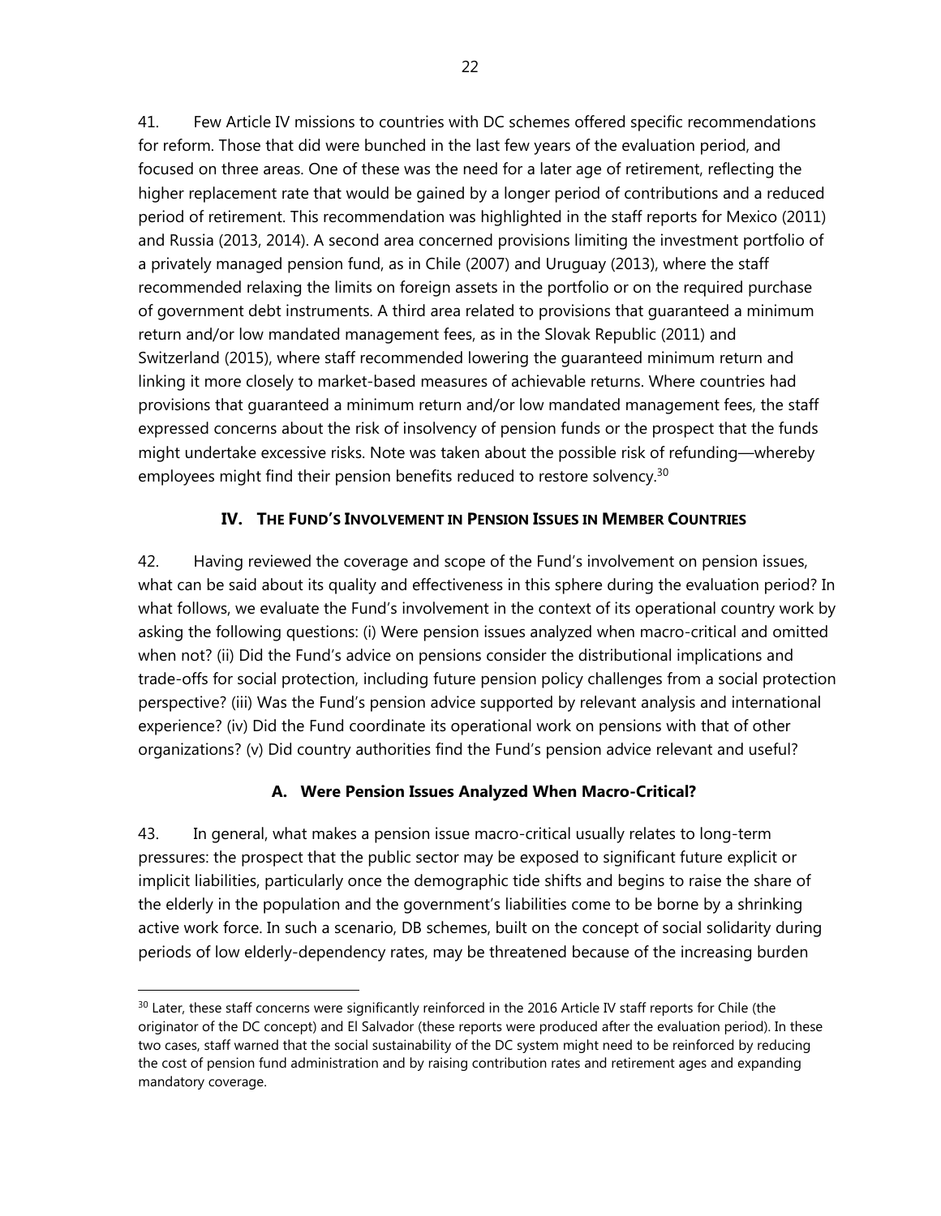41. Few Article IV missions to countries with DC schemes offered specific recommendations for reform. Those that did were bunched in the last few years of the evaluation period, and focused on three areas. One of these was the need for a later age of retirement, reflecting the higher replacement rate that would be gained by a longer period of contributions and a reduced period of retirement. This recommendation was highlighted in the staff reports for Mexico (2011) and Russia (2013, 2014). A second area concerned provisions limiting the investment portfolio of a privately managed pension fund, as in Chile (2007) and Uruguay (2013), where the staff recommended relaxing the limits on foreign assets in the portfolio or on the required purchase of government debt instruments. A third area related to provisions that guaranteed a minimum return and/or low mandated management fees, as in the Slovak Republic (2011) and Switzerland (2015), where staff recommended lowering the guaranteed minimum return and linking it more closely to market-based measures of achievable returns. Where countries had provisions that guaranteed a minimum return and/or low mandated management fees, the staff expressed concerns about the risk of insolvency of pension funds or the prospect that the funds might undertake excessive risks. Note was taken about the possible risk of refunding—whereby employees might find their pension benefits reduced to restore solvency.[30]

## IV. The Fund's Involvement in Pension Issues in Member Countries

42. Having reviewed the coverage and scope of the Fund's involvement on pension issues, what can be said about its quality and effectiveness in this sphere during the evaluation period? In what follows, we evaluate the Fund's involvement in the context of its operational country work by asking the following questions: (i) Were pension issues analyzed when macro-critical and omitted when not? (ii) Did the Fund's advice on pensions consider the distributional implications and trade-offs for social protection, including future pension policy challenges from a social protection perspective? (iii) Was the Fund's pension advice supported by relevant analysis and international experience? (iv) Did the Fund coordinate its operational work on pensions with that of other organizations? (v) Did country authorities find the Fund's pension advice relevant and useful?

### A. Were Pension Issues Analyzed When Macro-Critical?

43. In general, what makes a pension issue macro-critical usually relates to long-term pressures: the prospect that the public sector may be exposed to significant future explicit or implicit liabilities, particularly once the demographic tide shifts and begins to raise the share of the elderly in the population and the government's liabilities come to be borne by a shrinking active work force. In such a scenario, DB schemes, built on the concept of social solidarity during periods of low elderly-dependency rates, may be threatened because of the increasing burden

[30] Later, these staff concerns were significantly reinforced in the 2016 Article IV staff reports for Chile (the originator of the DC concept) and El Salvador (these reports were produced after the evaluation period). In these two cases, staff warned that the social sustainability of the DC system might need to be reinforced by reducing the cost of pension fund administration and by raising contribution rates and retirement ages and expanding mandatory coverage.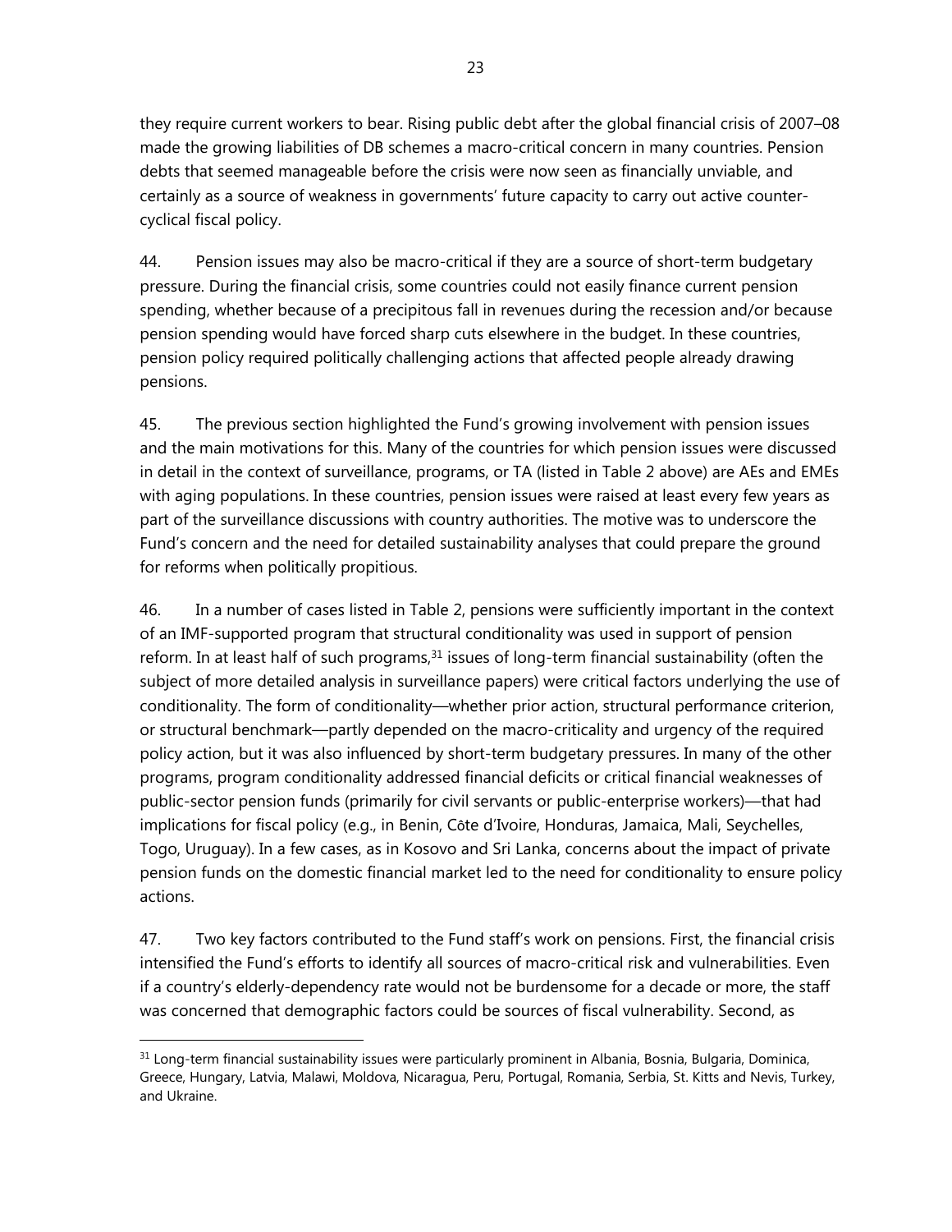they require current workers to bear. Rising public debt after the global financial crisis of 2007–08 made the growing liabilities of DB schemes a macro-critical concern in many countries. Pension debts that seemed manageable before the crisis were now seen as financially unviable, and certainly as a source of weakness in governments' future capacity to carry out active counter-cyclical fiscal policy.

44. Pension issues may also be macro-critical if they are a source of short-term budgetary pressure. During the financial crisis, some countries could not easily finance current pension spending, whether because of a precipitous fall in revenues during the recession and/or because pension spending would have forced sharp cuts elsewhere in the budget. In these countries, pension policy required politically challenging actions that affected people already drawing pensions.

45. The previous section highlighted the Fund's growing involvement with pension issues and the main motivations for this. Many of the countries for which pension issues were discussed in detail in the context of surveillance, programs, or TA (listed in Table 2 above) are AEs and EMEs with aging populations. In these countries, pension issues were raised at least every few years as part of the surveillance discussions with country authorities. The motive was to underscore the Fund's concern and the need for detailed sustainability analyses that could prepare the ground for reforms when politically propitious.

46. In a number of cases listed in Table 2, pensions were sufficiently important in the context of an IMF-supported program that structural conditionality was used in support of pension reform. In at least half of such programs,[31] issues of long-term financial sustainability (often the subject of more detailed analysis in surveillance papers) were critical factors underlying the use of conditionality. The form of conditionality—whether prior action, structural performance criterion, or structural benchmark—partly depended on the macro-criticality and urgency of the required policy action, but it was also influenced by short-term budgetary pressures. In many of the other programs, program conditionality addressed financial deficits or critical financial weaknesses of public-sector pension funds (primarily for civil servants or public-enterprise workers)—that had implications for fiscal policy (e.g., in Benin, Côte d'Ivoire, Honduras, Jamaica, Mali, Seychelles, Togo, Uruguay). In a few cases, as in Kosovo and Sri Lanka, concerns about the impact of private pension funds on the domestic financial market led to the need for conditionality to ensure policy actions.

47. Two key factors contributed to the Fund staff's work on pensions. First, the financial crisis intensified the Fund's efforts to identify all sources of macro-critical risk and vulnerabilities. Even if a country's elderly-dependency rate would not be burdensome for a decade or more, the staff was concerned that demographic factors could be sources of fiscal vulnerability. Second, as

[31] Long-term financial sustainability issues were particularly prominent in Albania, Bosnia, Bulgaria, Dominica, Greece, Hungary, Latvia, Malawi, Moldova, Nicaragua, Peru, Portugal, Romania, Serbia, St. Kitts and Nevis, Turkey, and Ukraine.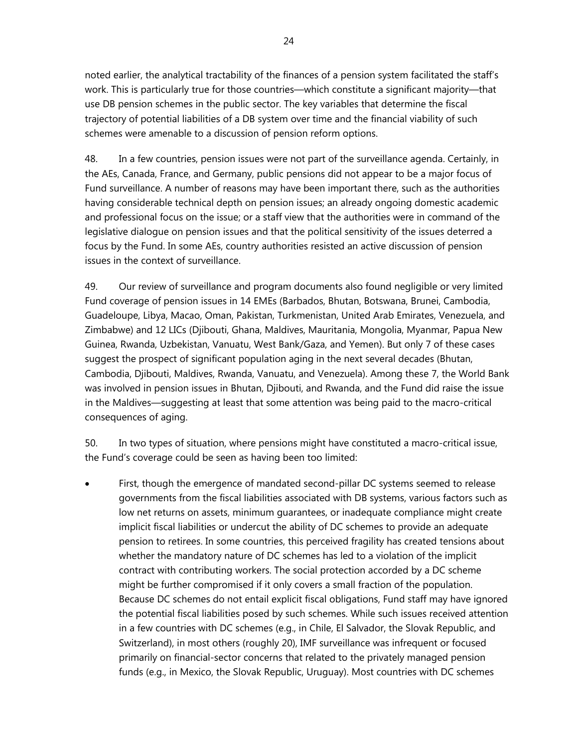noted earlier, the analytical tractability of the finances of a pension system facilitated the staff's work. This is particularly true for those countries—which constitute a significant majority—that use DB pension schemes in the public sector. The key variables that determine the fiscal trajectory of potential liabilities of a DB system over time and the financial viability of such schemes were amenable to a discussion of pension reform options.

48. In a few countries, pension issues were not part of the surveillance agenda. Certainly, in the AEs, Canada, France, and Germany, public pensions did not appear to be a major focus of Fund surveillance. A number of reasons may have been important there, such as the authorities having considerable technical depth on pension issues; an already ongoing domestic academic and professional focus on the issue; or a staff view that the authorities were in command of the legislative dialogue on pension issues and that the political sensitivity of the issues deterred a focus by the Fund. In some AEs, country authorities resisted an active discussion of pension issues in the context of surveillance.

49. Our review of surveillance and program documents also found negligible or very limited Fund coverage of pension issues in 14 EMEs (Barbados, Bhutan, Botswana, Brunei, Cambodia, Guadeloupe, Libya, Macao, Oman, Pakistan, Turkmenistan, United Arab Emirates, Venezuela, and Zimbabwe) and 12 LICs (Djibouti, Ghana, Maldives, Mauritania, Mongolia, Myanmar, Papua New Guinea, Rwanda, Uzbekistan, Vanuatu, West Bank/Gaza, and Yemen). But only 7 of these cases suggest the prospect of significant population aging in the next several decades (Bhutan, Cambodia, Djibouti, Maldives, Rwanda, Vanuatu, and Venezuela). Among these 7, the World Bank was involved in pension issues in Bhutan, Djibouti, and Rwanda, and the Fund did raise the issue in the Maldives—suggesting at least that some attention was being paid to the macro-critical consequences of aging.

50. In two types of situation, where pensions might have constituted a macro-critical issue, the Fund's coverage could be seen as having been too limited:

- First, though the emergence of mandated second-pillar DC systems seemed to release governments from the fiscal liabilities associated with DB systems, various factors such as low net returns on assets, minimum guarantees, or inadequate compliance might create implicit fiscal liabilities or undercut the ability of DC schemes to provide an adequate pension to retirees. In some countries, this perceived fragility has created tensions about whether the mandatory nature of DC schemes has led to a violation of the implicit contract with contributing workers. The social protection accorded by a DC scheme might be further compromised if it only covers a small fraction of the population. Because DC schemes do not entail explicit fiscal obligations, Fund staff may have ignored the potential fiscal liabilities posed by such schemes. While such issues received attention in a few countries with DC schemes (e.g., in Chile, El Salvador, the Slovak Republic, and Switzerland), in most others (roughly 20), IMF surveillance was infrequent or focused primarily on financial-sector concerns that related to the privately managed pension funds (e.g., in Mexico, the Slovak Republic, Uruguay). Most countries with DC schemes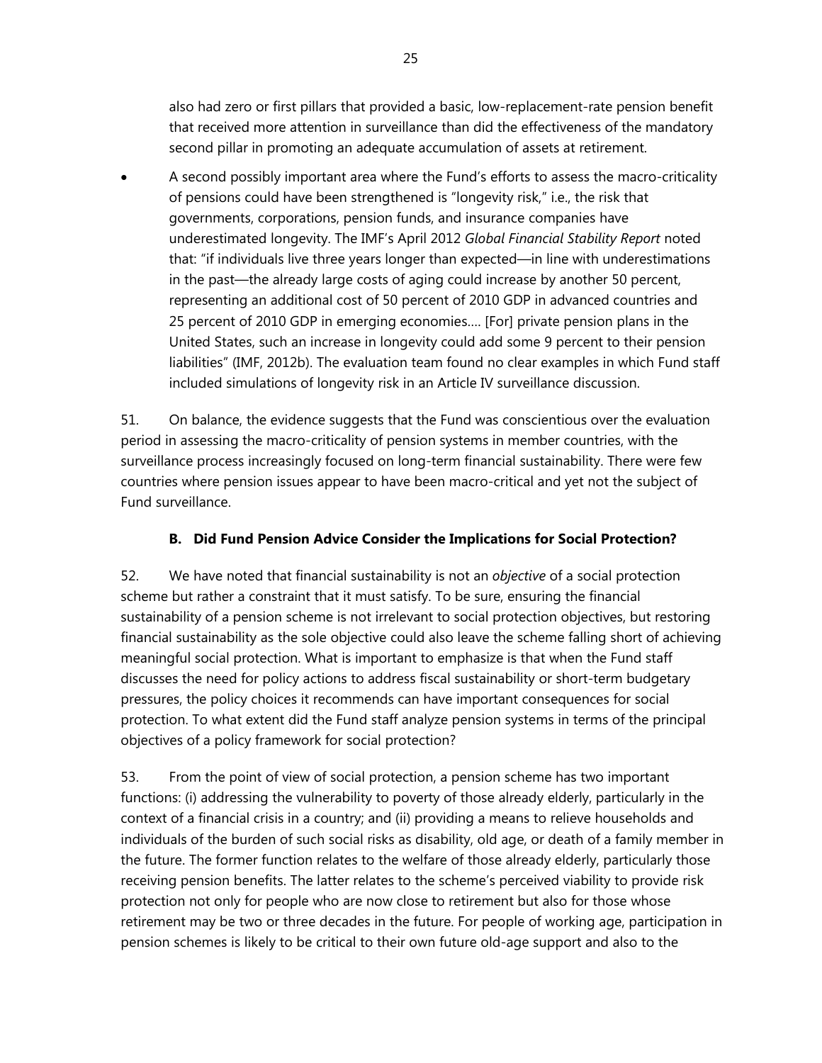also had zero or first pillars that provided a basic, low-replacement-rate pension benefit that received more attention in surveillance than did the effectiveness of the mandatory second pillar in promoting an adequate accumulation of assets at retirement.

- A second possibly important area where the Fund's efforts to assess the macro-criticality of pensions could have been strengthened is "longevity risk," i.e., the risk that governments, corporations, pension funds, and insurance companies have underestimated longevity. The IMF's April 2012 *Global Financial Stability Report* noted that: "if individuals live three years longer than expected—in line with underestimations in the past—the already large costs of aging could increase by another 50 percent, representing an additional cost of 50 percent of 2010 GDP in advanced countries and 25 percent of 2010 GDP in emerging economies.... [For] private pension plans in the United States, such an increase in longevity could add some 9 percent to their pension liabilities" (IMF, 2012b). The evaluation team found no clear examples in which Fund staff included simulations of longevity risk in an Article IV surveillance discussion.

51. On balance, the evidence suggests that the Fund was conscientious over the evaluation period in assessing the macro-criticality of pension systems in member countries, with the surveillance process increasingly focused on long-term financial sustainability. There were few countries where pension issues appear to have been macro-critical and yet not the subject of Fund surveillance.

### B. Did Fund Pension Advice Consider the Implications for Social Protection?

52. We have noted that financial sustainability is not an *objective* of a social protection scheme but rather a constraint that it must satisfy. To be sure, ensuring the financial sustainability of a pension scheme is not irrelevant to social protection objectives, but restoring financial sustainability as the sole objective could also leave the scheme falling short of achieving meaningful social protection. What is important to emphasize is that when the Fund staff discusses the need for policy actions to address fiscal sustainability or short-term budgetary pressures, the policy choices it recommends can have important consequences for social protection. To what extent did the Fund staff analyze pension systems in terms of the principal objectives of a policy framework for social protection?

53. From the point of view of social protection, a pension scheme has two important functions: (i) addressing the vulnerability to poverty of those already elderly, particularly in the context of a financial crisis in a country; and (ii) providing a means to relieve households and individuals of the burden of such social risks as disability, old age, or death of a family member in the future. The former function relates to the welfare of those already elderly, particularly those receiving pension benefits. The latter relates to the scheme's perceived viability to provide risk protection not only for people who are now close to retirement but also for those whose retirement may be two or three decades in the future. For people of working age, participation in pension schemes is likely to be critical to their own future old-age support and also to the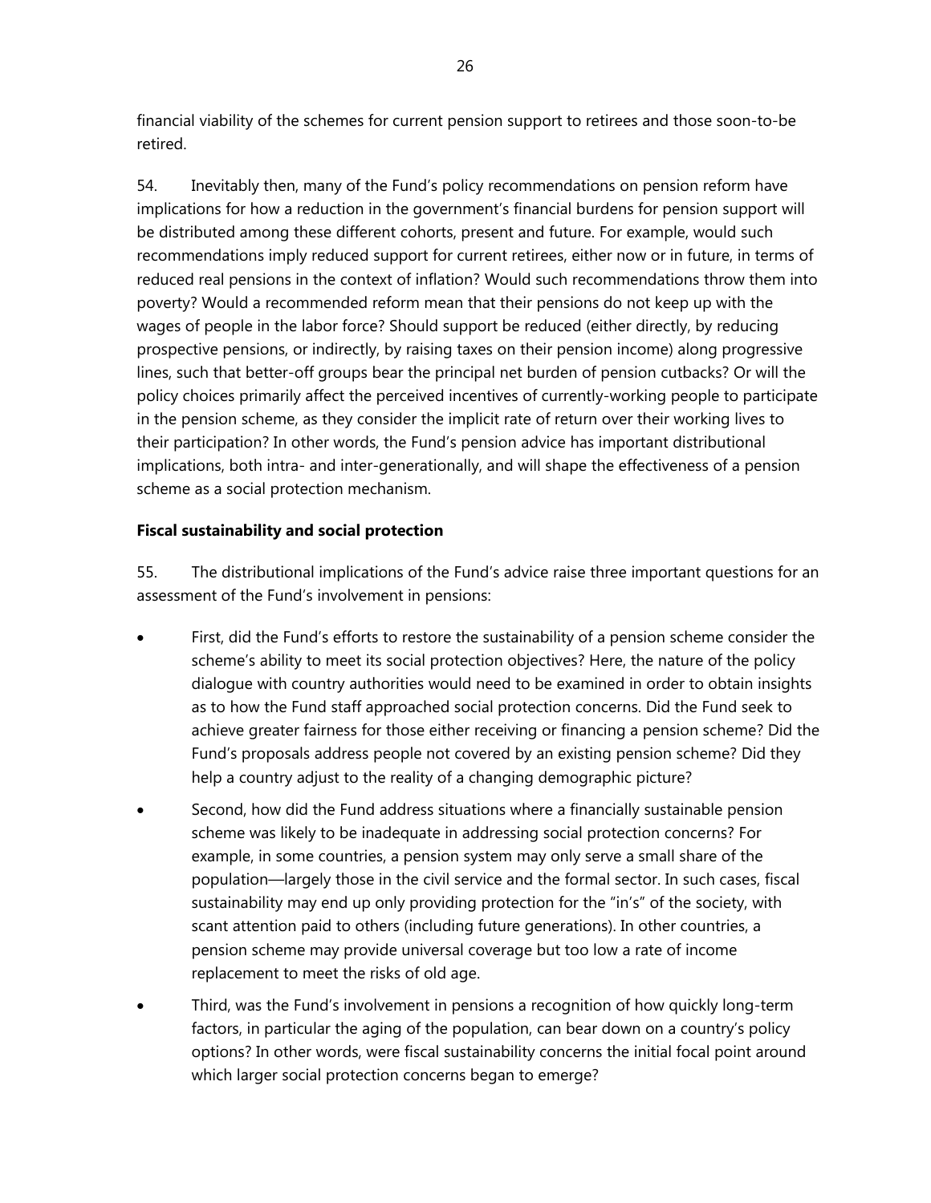financial viability of the schemes for current pension support to retirees and those soon-to-be retired.

54. Inevitably then, many of the Fund's policy recommendations on pension reform have implications for how a reduction in the government's financial burdens for pension support will be distributed among these different cohorts, present and future. For example, would such recommendations imply reduced support for current retirees, either now or in future, in terms of reduced real pensions in the context of inflation? Would such recommendations throw them into poverty? Would a recommended reform mean that their pensions do not keep up with the wages of people in the labor force? Should support be reduced (either directly, by reducing prospective pensions, or indirectly, by raising taxes on their pension income) along progressive lines, such that better-off groups bear the principal net burden of pension cutbacks? Or will the policy choices primarily affect the perceived incentives of currently-working people to participate in the pension scheme, as they consider the implicit rate of return over their working lives to their participation? In other words, the Fund's pension advice has important distributional implications, both intra- and inter-generationally, and will shape the effectiveness of a pension scheme as a social protection mechanism.

**Fiscal sustainability and social protection**

55. The distributional implications of the Fund's advice raise three important questions for an assessment of the Fund's involvement in pensions:

- First, did the Fund's efforts to restore the sustainability of a pension scheme consider the scheme's ability to meet its social protection objectives? Here, the nature of the policy dialogue with country authorities would need to be examined in order to obtain insights as to how the Fund staff approached social protection concerns. Did the Fund seek to achieve greater fairness for those either receiving or financing a pension scheme? Did the Fund's proposals address people not covered by an existing pension scheme? Did they help a country adjust to the reality of a changing demographic picture?
- Second, how did the Fund address situations where a financially sustainable pension scheme was likely to be inadequate in addressing social protection concerns? For example, in some countries, a pension system may only serve a small share of the population—largely those in the civil service and the formal sector. In such cases, fiscal sustainability may end up only providing protection for the "in's" of the society, with scant attention paid to others (including future generations). In other countries, a pension scheme may provide universal coverage but too low a rate of income replacement to meet the risks of old age.
- Third, was the Fund's involvement in pensions a recognition of how quickly long-term factors, in particular the aging of the population, can bear down on a country's policy options? In other words, were fiscal sustainability concerns the initial focal point around which larger social protection concerns began to emerge?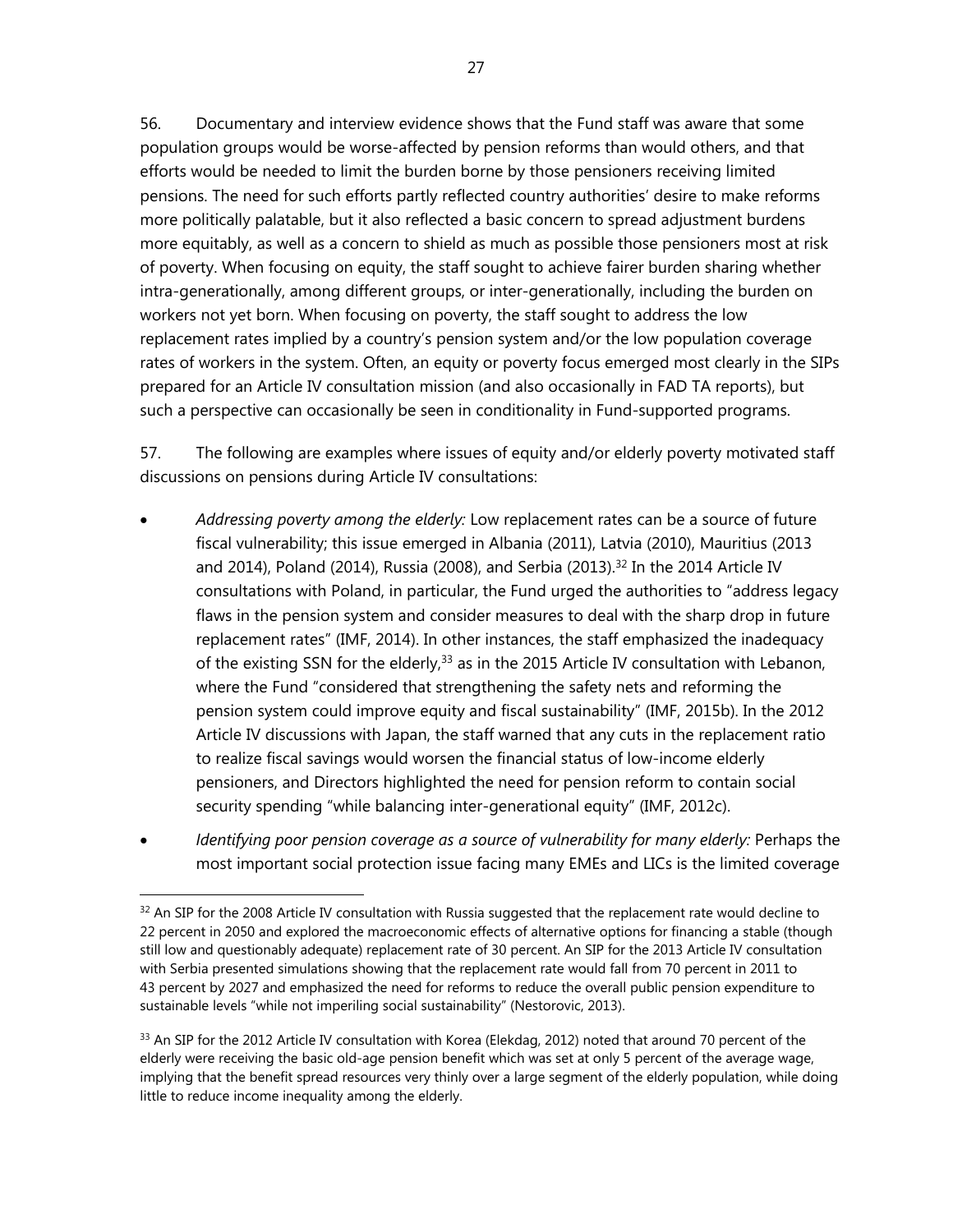56. Documentary and interview evidence shows that the Fund staff was aware that some population groups would be worse-affected by pension reforms than would others, and that efforts would be needed to limit the burden borne by those pensioners receiving limited pensions. The need for such efforts partly reflected country authorities' desire to make reforms more politically palatable, but it also reflected a basic concern to spread adjustment burdens more equitably, as well as a concern to shield as much as possible those pensioners most at risk of poverty. When focusing on equity, the staff sought to achieve fairer burden sharing whether intra-generationally, among different groups, or inter-generationally, including the burden on workers not yet born. When focusing on poverty, the staff sought to address the low replacement rates implied by a country's pension system and/or the low population coverage rates of workers in the system. Often, an equity or poverty focus emerged most clearly in the SIPs prepared for an Article IV consultation mission (and also occasionally in FAD TA reports), but such a perspective can occasionally be seen in conditionality in Fund-supported programs.

57. The following are examples where issues of equity and/or elderly poverty motivated staff discussions on pensions during Article IV consultations:

- *Addressing poverty among the elderly:* Low replacement rates can be a source of future fiscal vulnerability; this issue emerged in Albania (2011), Latvia (2010), Mauritius (2013 and 2014), Poland (2014), Russia (2008), and Serbia (2013).[32] In the 2014 Article IV consultations with Poland, in particular, the Fund urged the authorities to "address legacy flaws in the pension system and consider measures to deal with the sharp drop in future replacement rates" (IMF, 2014). In other instances, the staff emphasized the inadequacy of the existing SSN for the elderly,[33] as in the 2015 Article IV consultation with Lebanon, where the Fund "considered that strengthening the safety nets and reforming the pension system could improve equity and fiscal sustainability" (IMF, 2015b). In the 2012 Article IV discussions with Japan, the staff warned that any cuts in the replacement ratio to realize fiscal savings would worsen the financial status of low-income elderly pensioners, and Directors highlighted the need for pension reform to contain social security spending "while balancing inter-generational equity" (IMF, 2012c).
- *Identifying poor pension coverage as a source of vulnerability for many elderly:* Perhaps the most important social protection issue facing many EMEs and LICs is the limited coverage

---

[32] An SIP for the 2008 Article IV consultation with Russia suggested that the replacement rate would decline to 22 percent in 2050 and explored the macroeconomic effects of alternative options for financing a stable (though still low and questionably adequate) replacement rate of 30 percent. An SIP for the 2013 Article IV consultation with Serbia presented simulations showing that the replacement rate would fall from 70 percent in 2011 to 43 percent by 2027 and emphasized the need for reforms to reduce the overall public pension expenditure to sustainable levels "while not imperiling social sustainability" (Nestorovic, 2013).

[33] An SIP for the 2012 Article IV consultation with Korea (Elekdag, 2012) noted that around 70 percent of the elderly were receiving the basic old-age pension benefit which was set at only 5 percent of the average wage, implying that the benefit spread resources very thinly over a large segment of the elderly population, while doing little to reduce income inequality among the elderly.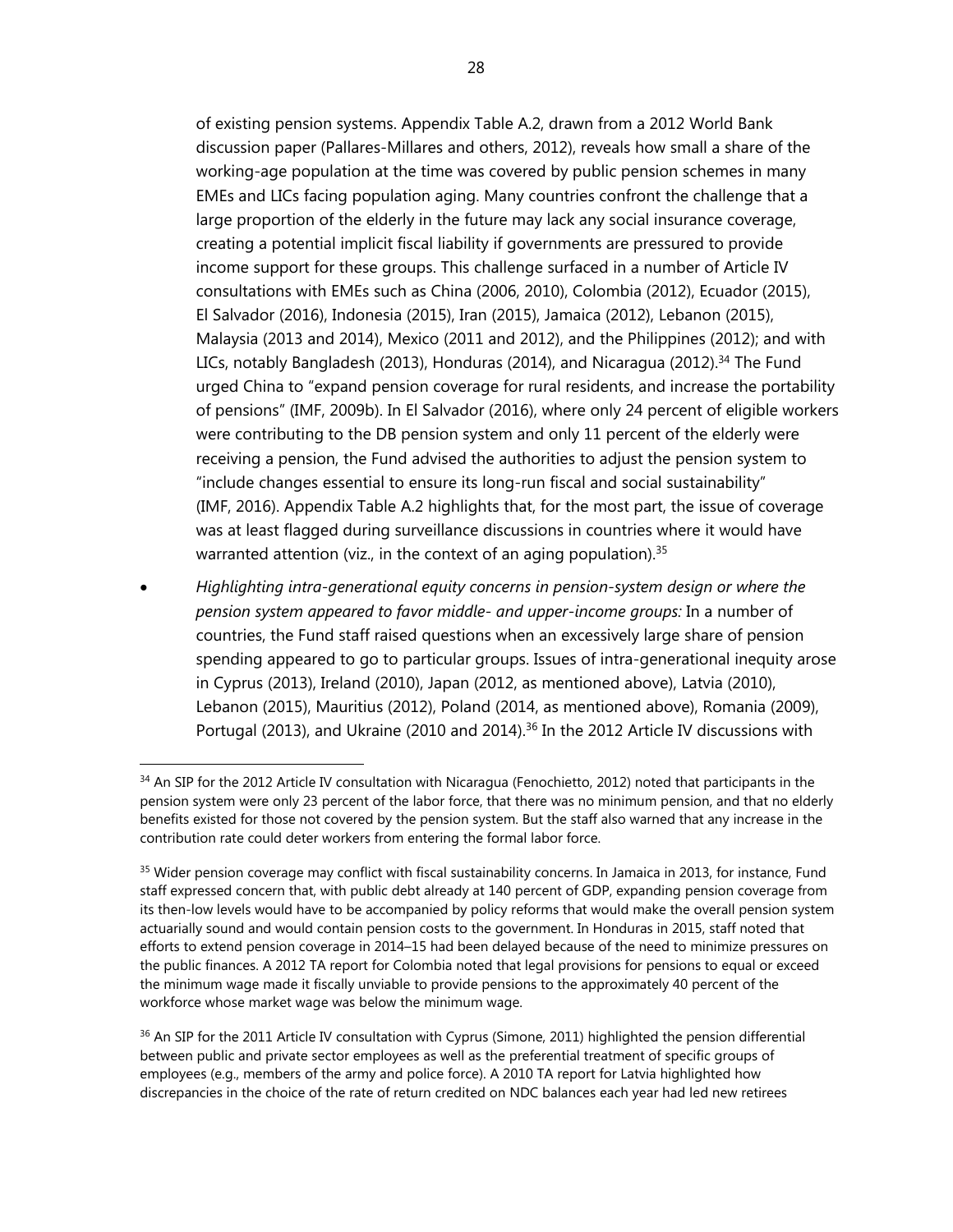of existing pension systems. Appendix Table A.2, drawn from a 2012 World Bank discussion paper (Pallares-Millares and others, 2012), reveals how small a share of the working-age population at the time was covered by public pension schemes in many EMEs and LICs facing population aging. Many countries confront the challenge that a large proportion of the elderly in the future may lack any social insurance coverage, creating a potential implicit fiscal liability if governments are pressured to provide income support for these groups. This challenge surfaced in a number of Article IV consultations with EMEs such as China (2006, 2010), Colombia (2012), Ecuador (2015), El Salvador (2016), Indonesia (2015), Iran (2015), Jamaica (2012), Lebanon (2015), Malaysia (2013 and 2014), Mexico (2011 and 2012), and the Philippines (2012); and with LICs, notably Bangladesh (2013), Honduras (2014), and Nicaragua (2012).[34] The Fund urged China to "expand pension coverage for rural residents, and increase the portability of pensions" (IMF, 2009b). In El Salvador (2016), where only 24 percent of eligible workers were contributing to the DB pension system and only 11 percent of the elderly were receiving a pension, the Fund advised the authorities to adjust the pension system to "include changes essential to ensure its long-run fiscal and social sustainability" (IMF, 2016). Appendix Table A.2 highlights that, for the most part, the issue of coverage was at least flagged during surveillance discussions in countries where it would have warranted attention (viz., in the context of an aging population).[35]

- *Highlighting intra-generational equity concerns in pension-system design or where the pension system appeared to favor middle- and upper-income groups:* In a number of countries, the Fund staff raised questions when an excessively large share of pension spending appeared to go to particular groups. Issues of intra-generational inequity arose in Cyprus (2013), Ireland (2010), Japan (2012, as mentioned above), Latvia (2010), Lebanon (2015), Mauritius (2012), Poland (2014, as mentioned above), Romania (2009), Portugal (2013), and Ukraine (2010 and 2014).[36] In the 2012 Article IV discussions with

---

[34] An SIP for the 2012 Article IV consultation with Nicaragua (Fenochietto, 2012) noted that participants in the pension system were only 23 percent of the labor force, that there was no minimum pension, and that no elderly benefits existed for those not covered by the pension system. But the staff also warned that any increase in the contribution rate could deter workers from entering the formal labor force.

[35] Wider pension coverage may conflict with fiscal sustainability concerns. In Jamaica in 2013, for instance, Fund staff expressed concern that, with public debt already at 140 percent of GDP, expanding pension coverage from its then-low levels would have to be accompanied by policy reforms that would make the overall pension system actuarially sound and would contain pension costs to the government. In Honduras in 2015, staff noted that efforts to extend pension coverage in 2014–15 had been delayed because of the need to minimize pressures on the public finances. A 2012 TA report for Colombia noted that legal provisions for pensions to equal or exceed the minimum wage made it fiscally unviable to provide pensions to the approximately 40 percent of the workforce whose market wage was below the minimum wage.

[36] An SIP for the 2011 Article IV consultation with Cyprus (Simone, 2011) highlighted the pension differential between public and private sector employees as well as the preferential treatment of specific groups of employees (e.g., members of the army and police force). A 2010 TA report for Latvia highlighted how discrepancies in the choice of the rate of return credited on NDC balances each year had led new retirees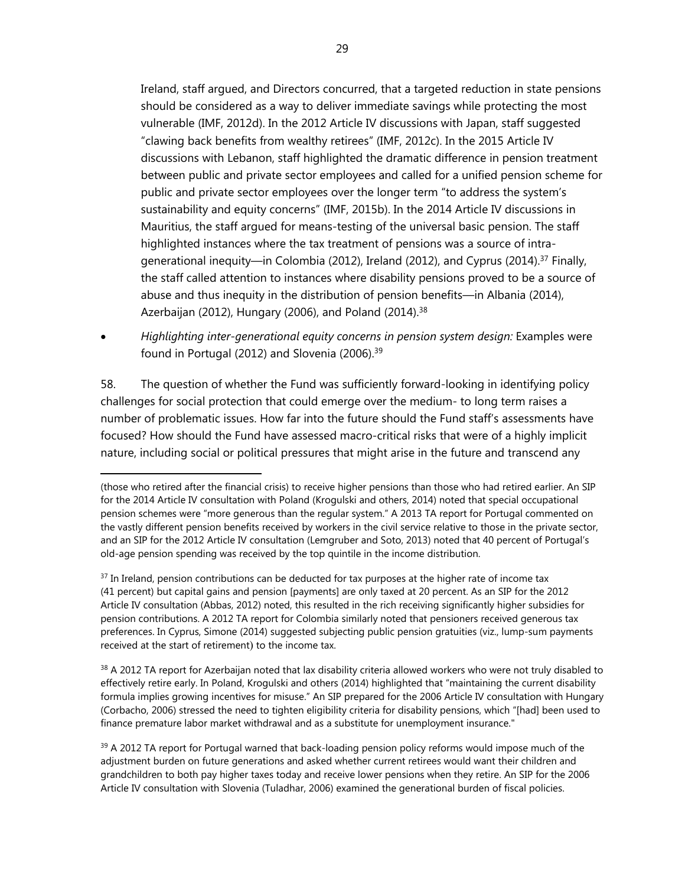Ireland, staff argued, and Directors concurred, that a targeted reduction in state pensions should be considered as a way to deliver immediate savings while protecting the most vulnerable (IMF, 2012d). In the 2012 Article IV discussions with Japan, staff suggested "clawing back benefits from wealthy retirees" (IMF, 2012c). In the 2015 Article IV discussions with Lebanon, staff highlighted the dramatic difference in pension treatment between public and private sector employees and called for a unified pension scheme for public and private sector employees over the longer term "to address the system's sustainability and equity concerns" (IMF, 2015b). In the 2014 Article IV discussions in Mauritius, the staff argued for means-testing of the universal basic pension. The staff highlighted instances where the tax treatment of pensions was a source of intra-generational inequity—in Colombia (2012), Ireland (2012), and Cyprus (2014).[37] Finally, the staff called attention to instances where disability pensions proved to be a source of abuse and thus inequity in the distribution of pension benefits—in Albania (2014), Azerbaijan (2012), Hungary (2006), and Poland (2014).[38]

- *Highlighting inter-generational equity concerns in pension system design:* Examples were found in Portugal (2012) and Slovenia (2006).[39]

58. The question of whether the Fund was sufficiently forward-looking in identifying policy challenges for social protection that could emerge over the medium- to long term raises a number of problematic issues. How far into the future should the Fund staff's assessments have focused? How should the Fund have assessed macro-critical risks that were of a highly implicit nature, including social or political pressures that might arise in the future and transcend any

---

(those who retired after the financial crisis) to receive higher pensions than those who had retired earlier. An SIP for the 2014 Article IV consultation with Poland (Krogulski and others, 2014) noted that special occupational pension schemes were "more generous than the regular system." A 2013 TA report for Portugal commented on the vastly different pension benefits received by workers in the civil service relative to those in the private sector, and an SIP for the 2012 Article IV consultation (Lemgruber and Soto, 2013) noted that 40 percent of Portugal's old-age pension spending was received by the top quintile in the income distribution.

[37] In Ireland, pension contributions can be deducted for tax purposes at the higher rate of income tax (41 percent) but capital gains and pension [payments] are only taxed at 20 percent. As an SIP for the 2012 Article IV consultation (Abbas, 2012) noted, this resulted in the rich receiving significantly higher subsidies for pension contributions. A 2012 TA report for Colombia similarly noted that pensioners received generous tax preferences. In Cyprus, Simone (2014) suggested subjecting public pension gratuities (viz., lump-sum payments received at the start of retirement) to the income tax.

[38] A 2012 TA report for Azerbaijan noted that lax disability criteria allowed workers who were not truly disabled to effectively retire early. In Poland, Krogulski and others (2014) highlighted that "maintaining the current disability formula implies growing incentives for misuse." An SIP prepared for the 2006 Article IV consultation with Hungary (Corbacho, 2006) stressed the need to tighten eligibility criteria for disability pensions, which "[had] been used to finance premature labor market withdrawal and as a substitute for unemployment insurance."

[39] A 2012 TA report for Portugal warned that back-loading pension policy reforms would impose much of the adjustment burden on future generations and asked whether current retirees would want their children and grandchildren to both pay higher taxes today and receive lower pensions when they retire. An SIP for the 2006 Article IV consultation with Slovenia (Tuladhar, 2006) examined the generational burden of fiscal policies.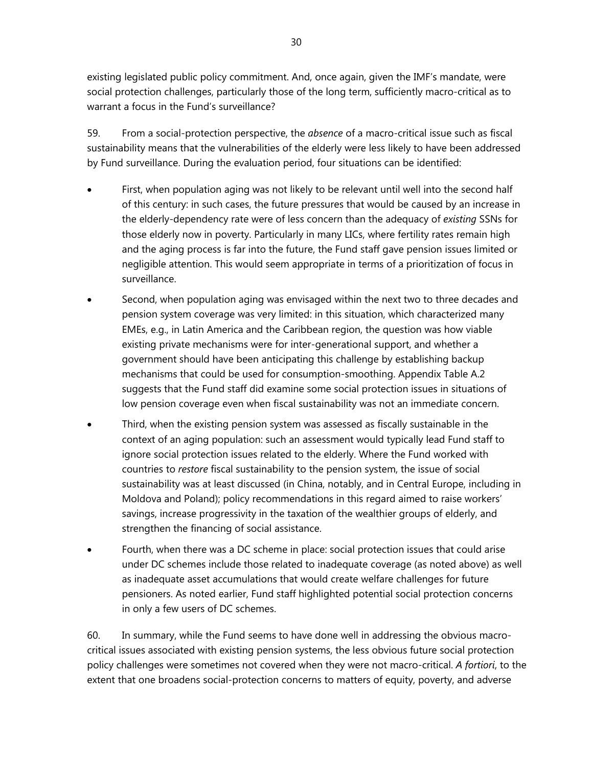existing legislated public policy commitment. And, once again, given the IMF's mandate, were social protection challenges, particularly those of the long term, sufficiently macro-critical as to warrant a focus in the Fund's surveillance?

59. From a social-protection perspective, the *absence* of a macro-critical issue such as fiscal sustainability means that the vulnerabilities of the elderly were less likely to have been addressed by Fund surveillance. During the evaluation period, four situations can be identified:

- First, when population aging was not likely to be relevant until well into the second half of this century: in such cases, the future pressures that would be caused by an increase in the elderly-dependency rate were of less concern than the adequacy of *existing* SSNs for those elderly now in poverty. Particularly in many LICs, where fertility rates remain high and the aging process is far into the future, the Fund staff gave pension issues limited or negligible attention. This would seem appropriate in terms of a prioritization of focus in surveillance.
- Second, when population aging was envisaged within the next two to three decades and pension system coverage was very limited: in this situation, which characterized many EMEs, e.g., in Latin America and the Caribbean region, the question was how viable existing private mechanisms were for inter-generational support, and whether a government should have been anticipating this challenge by establishing backup mechanisms that could be used for consumption-smoothing. Appendix Table A.2 suggests that the Fund staff did examine some social protection issues in situations of low pension coverage even when fiscal sustainability was not an immediate concern.
- Third, when the existing pension system was assessed as fiscally sustainable in the context of an aging population: such an assessment would typically lead Fund staff to ignore social protection issues related to the elderly. Where the Fund worked with countries to *restore* fiscal sustainability to the pension system, the issue of social sustainability was at least discussed (in China, notably, and in Central Europe, including in Moldova and Poland); policy recommendations in this regard aimed to raise workers' savings, increase progressivity in the taxation of the wealthier groups of elderly, and strengthen the financing of social assistance.
- Fourth, when there was a DC scheme in place: social protection issues that could arise under DC schemes include those related to inadequate coverage (as noted above) as well as inadequate asset accumulations that would create welfare challenges for future pensioners. As noted earlier, Fund staff highlighted potential social protection concerns in only a few users of DC schemes.

60. In summary, while the Fund seems to have done well in addressing the obvious macro-critical issues associated with existing pension systems, the less obvious future social protection policy challenges were sometimes not covered when they were not macro-critical. *A fortiori*, to the extent that one broadens social-protection concerns to matters of equity, poverty, and adverse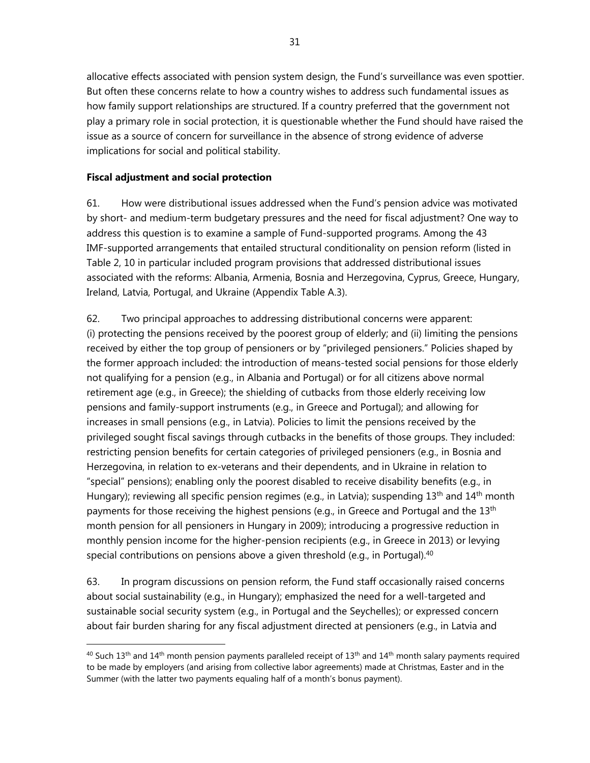allocative effects associated with pension system design, the Fund's surveillance was even spottier. But often these concerns relate to how a country wishes to address such fundamental issues as how family support relationships are structured. If a country preferred that the government not play a primary role in social protection, it is questionable whether the Fund should have raised the issue as a source of concern for surveillance in the absence of strong evidence of adverse implications for social and political stability.

### Fiscal adjustment and social protection

61. How were distributional issues addressed when the Fund's pension advice was motivated by short- and medium-term budgetary pressures and the need for fiscal adjustment? One way to address this question is to examine a sample of Fund-supported programs. Among the 43 IMF-supported arrangements that entailed structural conditionality on pension reform (listed in Table 2, 10 in particular included program provisions that addressed distributional issues associated with the reforms: Albania, Armenia, Bosnia and Herzegovina, Cyprus, Greece, Hungary, Ireland, Latvia, Portugal, and Ukraine (Appendix Table A.3).

62. Two principal approaches to addressing distributional concerns were apparent: (i) protecting the pensions received by the poorest group of elderly; and (ii) limiting the pensions received by either the top group of pensioners or by "privileged pensioners." Policies shaped by the former approach included: the introduction of means-tested social pensions for those elderly not qualifying for a pension (e.g., in Albania and Portugal) or for all citizens above normal retirement age (e.g., in Greece); the shielding of cutbacks from those elderly receiving low pensions and family-support instruments (e.g., in Greece and Portugal); and allowing for increases in small pensions (e.g., in Latvia). Policies to limit the pensions received by the privileged sought fiscal savings through cutbacks in the benefits of those groups. They included: restricting pension benefits for certain categories of privileged pensioners (e.g., in Bosnia and Herzegovina, in relation to ex-veterans and their dependents, and in Ukraine in relation to "special" pensions); enabling only the poorest disabled to receive disability benefits (e.g., in Hungary); reviewing all specific pension regimes (e.g., in Latvia); suspending 13th and 14th month payments for those receiving the highest pensions (e.g., in Greece and Portugal and the 13th month pension for all pensioners in Hungary in 2009); introducing a progressive reduction in monthly pension income for the higher-pension recipients (e.g., in Greece in 2013) or levying special contributions on pensions above a given threshold (e.g., in Portugal).[40]

63. In program discussions on pension reform, the Fund staff occasionally raised concerns about social sustainability (e.g., in Hungary); emphasized the need for a well-targeted and sustainable social security system (e.g., in Portugal and the Seychelles); or expressed concern about fair burden sharing for any fiscal adjustment directed at pensioners (e.g., in Latvia and

---

[40] Such 13th and 14th month pension payments paralleled receipt of 13th and 14th month salary payments required to be made by employers (and arising from collective labor agreements) made at Christmas, Easter and in the Summer (with the latter two payments equaling half of a month's bonus payment).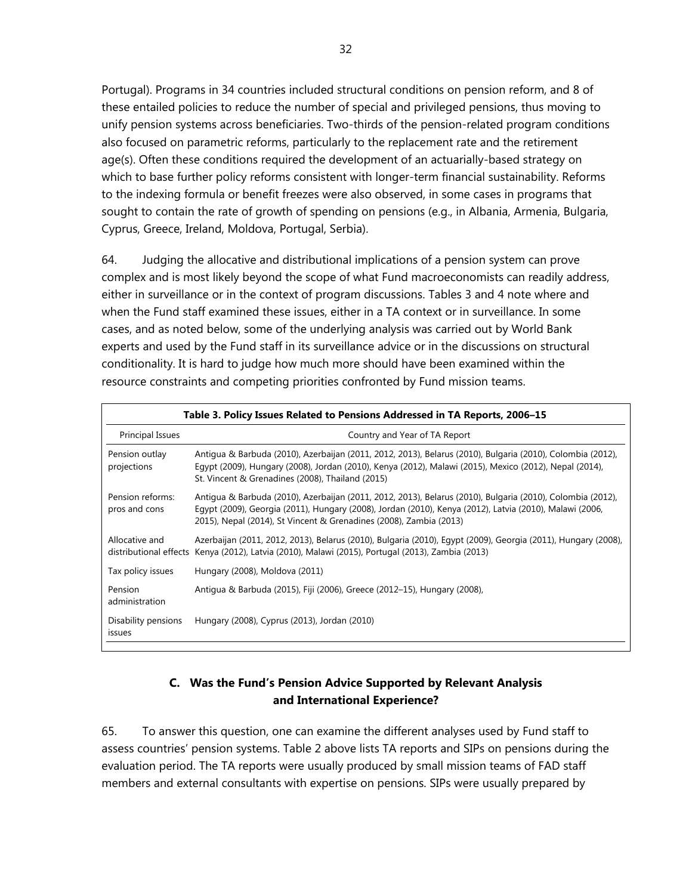Portugal). Programs in 34 countries included structural conditions on pension reform, and 8 of these entailed policies to reduce the number of special and privileged pensions, thus moving to unify pension systems across beneficiaries. Two-thirds of the pension-related program conditions also focused on parametric reforms, particularly to the replacement rate and the retirement age(s). Often these conditions required the development of an actuarially-based strategy on which to base further policy reforms consistent with longer-term financial sustainability. Reforms to the indexing formula or benefit freezes were also observed, in some cases in programs that sought to contain the rate of growth of spending on pensions (e.g., in Albania, Armenia, Bulgaria, Cyprus, Greece, Ireland, Moldova, Portugal, Serbia).

64. Judging the allocative and distributional implications of a pension system can prove complex and is most likely beyond the scope of what Fund macroeconomists can readily address, either in surveillance or in the context of program discussions. Tables 3 and 4 note where and when the Fund staff examined these issues, either in a TA context or in surveillance. In some cases, and as noted below, some of the underlying analysis was carried out by World Bank experts and used by the Fund staff in its surveillance advice or in the discussions on structural conditionality. It is hard to judge how much more should have been examined within the resource constraints and competing priorities confronted by Fund mission teams.

**Table 3. Policy Issues Related to Pensions Addressed in TA Reports, 2006–15**

| Principal Issues | Country and Year of TA Report |
|---|---|
| Pension outlay projections | Antigua & Barbuda (2010), Azerbaijan (2011, 2012, 2013), Belarus (2010), Bulgaria (2010), Colombia (2012), Egypt (2009), Hungary (2008), Jordan (2010), Kenya (2012), Malawi (2015), Mexico (2012), Nepal (2014), St. Vincent & Grenadines (2008), Thailand (2015) |
| Pension reforms: pros and cons | Antigua & Barbuda (2010), Azerbaijan (2011, 2012, 2013), Belarus (2010), Bulgaria (2010), Colombia (2012), Egypt (2009), Georgia (2011), Hungary (2008), Jordan (2010), Kenya (2012), Latvia (2010), Malawi (2006, 2015), Nepal (2014), St Vincent & Grenadines (2008), Zambia (2013) |
| Allocative and distributional effects | Azerbaijan (2011, 2012, 2013), Belarus (2010), Bulgaria (2010), Egypt (2009), Georgia (2011), Hungary (2008), Kenya (2012), Latvia (2010), Malawi (2015), Portugal (2013), Zambia (2013) |
| Tax policy issues | Hungary (2008), Moldova (2011) |
| Pension administration | Antigua & Barbuda (2015), Fiji (2006), Greece (2012–15), Hungary (2008), |
| Disability pensions issues | Hungary (2008), Cyprus (2013), Jordan (2010) |

## C. Was the Fund's Pension Advice Supported by Relevant Analysis and International Experience?

65. To answer this question, one can examine the different analyses used by Fund staff to assess countries' pension systems. Table 2 above lists TA reports and SIPs on pensions during the evaluation period. The TA reports were usually produced by small mission teams of FAD staff members and external consultants with expertise on pensions. SIPs were usually prepared by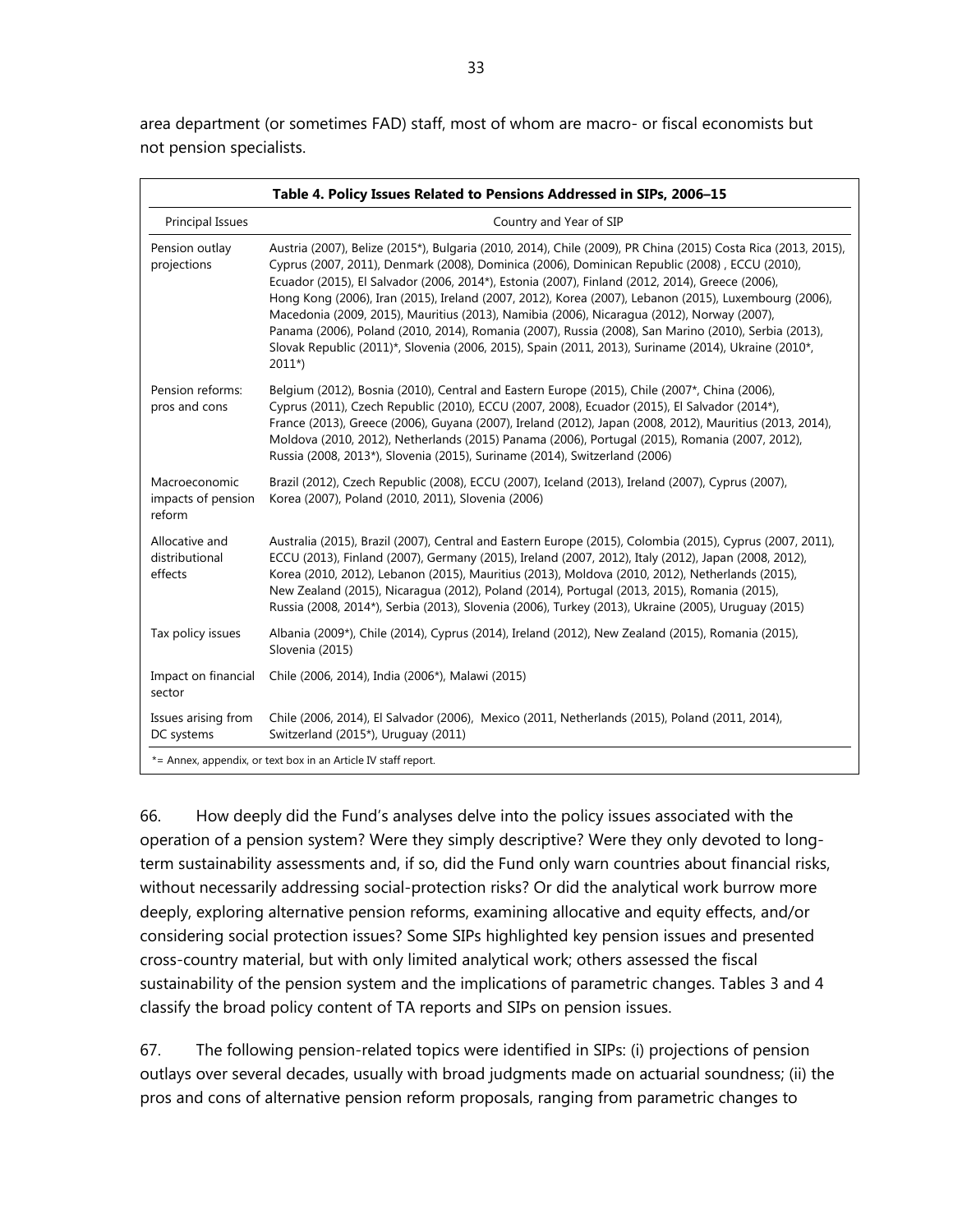area department (or sometimes FAD) staff, most of whom are macro- or fiscal economists but not pension specialists.

**Table 4. Policy Issues Related to Pensions Addressed in SIPs, 2006–15**

| Principal Issues | Country and Year of SIP |
|---|---|
| Pension outlay projections | Austria (2007), Belize (2015*), Bulgaria (2010, 2014), Chile (2009), PR China (2015) Costa Rica (2013, 2015), Cyprus (2007, 2011), Denmark (2008), Dominica (2006), Dominican Republic (2008) , ECCU (2010), Ecuador (2015), El Salvador (2006, 2014*), Estonia (2007), Finland (2012, 2014), Greece (2006), Hong Kong (2006), Iran (2015), Ireland (2007, 2012), Korea (2007), Lebanon (2015), Luxembourg (2006), Macedonia (2009, 2015), Mauritius (2013), Namibia (2006), Nicaragua (2012), Norway (2007), Panama (2006), Poland (2010, 2014), Romania (2007), Russia (2008), San Marino (2010), Serbia (2013), Slovak Republic (2011)*, Slovenia (2006, 2015), Spain (2011, 2013), Suriname (2014), Ukraine (2010*, 2011*) |
| Pension reforms: pros and cons | Belgium (2012), Bosnia (2010), Central and Eastern Europe (2015), Chile (2007*, China (2006), Cyprus (2011), Czech Republic (2010), ECCU (2007, 2008), Ecuador (2015), El Salvador (2014*), France (2013), Greece (2006), Guyana (2007), Ireland (2012), Japan (2008, 2012), Mauritius (2013, 2014), Moldova (2010, 2012), Netherlands (2015) Panama (2006), Portugal (2015), Romania (2007, 2012), Russia (2008, 2013*), Slovenia (2015), Suriname (2014), Switzerland (2006) |
| Macroeconomic impacts of pension reform | Brazil (2012), Czech Republic (2008), ECCU (2007), Iceland (2013), Ireland (2007), Cyprus (2007), Korea (2007), Poland (2010, 2011), Slovenia (2006) |
| Allocative and distributional effects | Australia (2015), Brazil (2007), Central and Eastern Europe (2015), Colombia (2015), Cyprus (2007, 2011), ECCU (2013), Finland (2007), Germany (2015), Ireland (2007, 2012), Italy (2012), Japan (2008, 2012), Korea (2010, 2012), Lebanon (2015), Mauritius (2013), Moldova (2010, 2012), Netherlands (2015), New Zealand (2015), Nicaragua (2012), Poland (2014), Portugal (2013, 2015), Romania (2015), Russia (2008, 2014*), Serbia (2013), Slovenia (2006), Turkey (2013), Ukraine (2005), Uruguay (2015) |
| Tax policy issues | Albania (2009*), Chile (2014), Cyprus (2014), Ireland (2012), New Zealand (2015), Romania (2015), Slovenia (2015) |
| Impact on financial sector | Chile (2006, 2014), India (2006*), Malawi (2015) |
| Issues arising from DC systems | Chile (2006, 2014), El Salvador (2006), Mexico (2011, Netherlands (2015), Poland (2011, 2014), Switzerland (2015*), Uruguay (2011) |

*= Annex, appendix, or text box in an Article IV staff report.

66. How deeply did the Fund's analyses delve into the policy issues associated with the operation of a pension system? Were they simply descriptive? Were they only devoted to long-term sustainability assessments and, if so, did the Fund only warn countries about financial risks, without necessarily addressing social-protection risks? Or did the analytical work burrow more deeply, exploring alternative pension reforms, examining allocative and equity effects, and/or considering social protection issues? Some SIPs highlighted key pension issues and presented cross-country material, but with only limited analytical work; others assessed the fiscal sustainability of the pension system and the implications of parametric changes. Tables 3 and 4 classify the broad policy content of TA reports and SIPs on pension issues.

67. The following pension-related topics were identified in SIPs: (i) projections of pension outlays over several decades, usually with broad judgments made on actuarial soundness; (ii) the pros and cons of alternative pension reform proposals, ranging from parametric changes to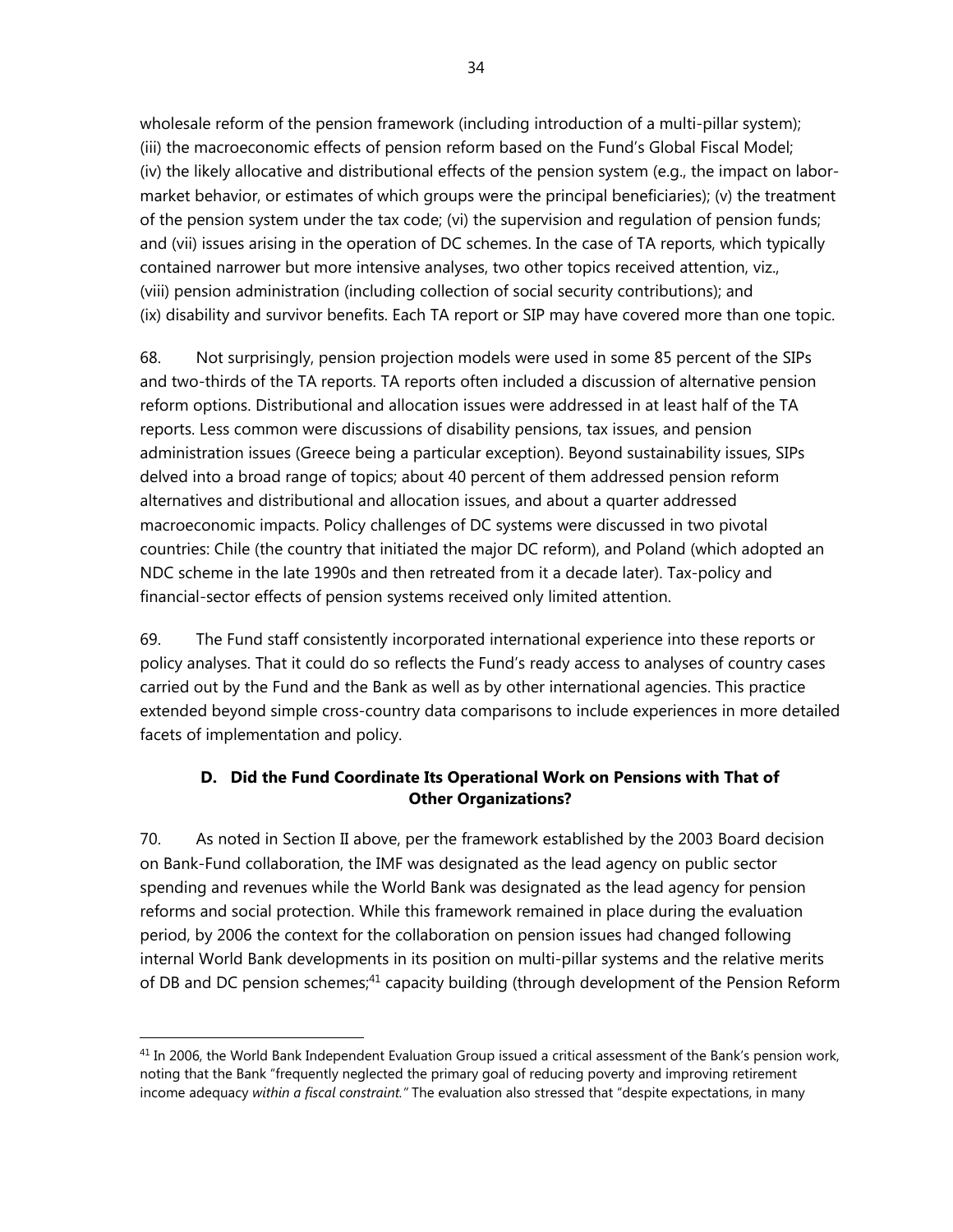wholesale reform of the pension framework (including introduction of a multi-pillar system); (iii) the macroeconomic effects of pension reform based on the Fund's Global Fiscal Model; (iv) the likely allocative and distributional effects of the pension system (e.g., the impact on labor-market behavior, or estimates of which groups were the principal beneficiaries); (v) the treatment of the pension system under the tax code; (vi) the supervision and regulation of pension funds; and (vii) issues arising in the operation of DC schemes. In the case of TA reports, which typically contained narrower but more intensive analyses, two other topics received attention, viz., (viii) pension administration (including collection of social security contributions); and (ix) disability and survivor benefits. Each TA report or SIP may have covered more than one topic.

68. Not surprisingly, pension projection models were used in some 85 percent of the SIPs and two-thirds of the TA reports. TA reports often included a discussion of alternative pension reform options. Distributional and allocation issues were addressed in at least half of the TA reports. Less common were discussions of disability pensions, tax issues, and pension administration issues (Greece being a particular exception). Beyond sustainability issues, SIPs delved into a broad range of topics; about 40 percent of them addressed pension reform alternatives and distributional and allocation issues, and about a quarter addressed macroeconomic impacts. Policy challenges of DC systems were discussed in two pivotal countries: Chile (the country that initiated the major DC reform), and Poland (which adopted an NDC scheme in the late 1990s and then retreated from it a decade later). Tax-policy and financial-sector effects of pension systems received only limited attention.

69. The Fund staff consistently incorporated international experience into these reports or policy analyses. That it could do so reflects the Fund's ready access to analyses of country cases carried out by the Fund and the Bank as well as by other international agencies. This practice extended beyond simple cross-country data comparisons to include experiences in more detailed facets of implementation and policy.

## D. Did the Fund Coordinate Its Operational Work on Pensions with That of Other Organizations?

70. As noted in Section II above, per the framework established by the 2003 Board decision on Bank-Fund collaboration, the IMF was designated as the lead agency on public sector spending and revenues while the World Bank was designated as the lead agency for pension reforms and social protection. While this framework remained in place during the evaluation period, by 2006 the context for the collaboration on pension issues had changed following internal World Bank developments in its position on multi-pillar systems and the relative merits of DB and DC pension schemes;[41] capacity building (through development of the Pension Reform

[41] In 2006, the World Bank Independent Evaluation Group issued a critical assessment of the Bank's pension work, noting that the Bank "frequently neglected the primary goal of reducing poverty and improving retirement income adequacy *within a fiscal constraint.*" The evaluation also stressed that "despite expectations, in many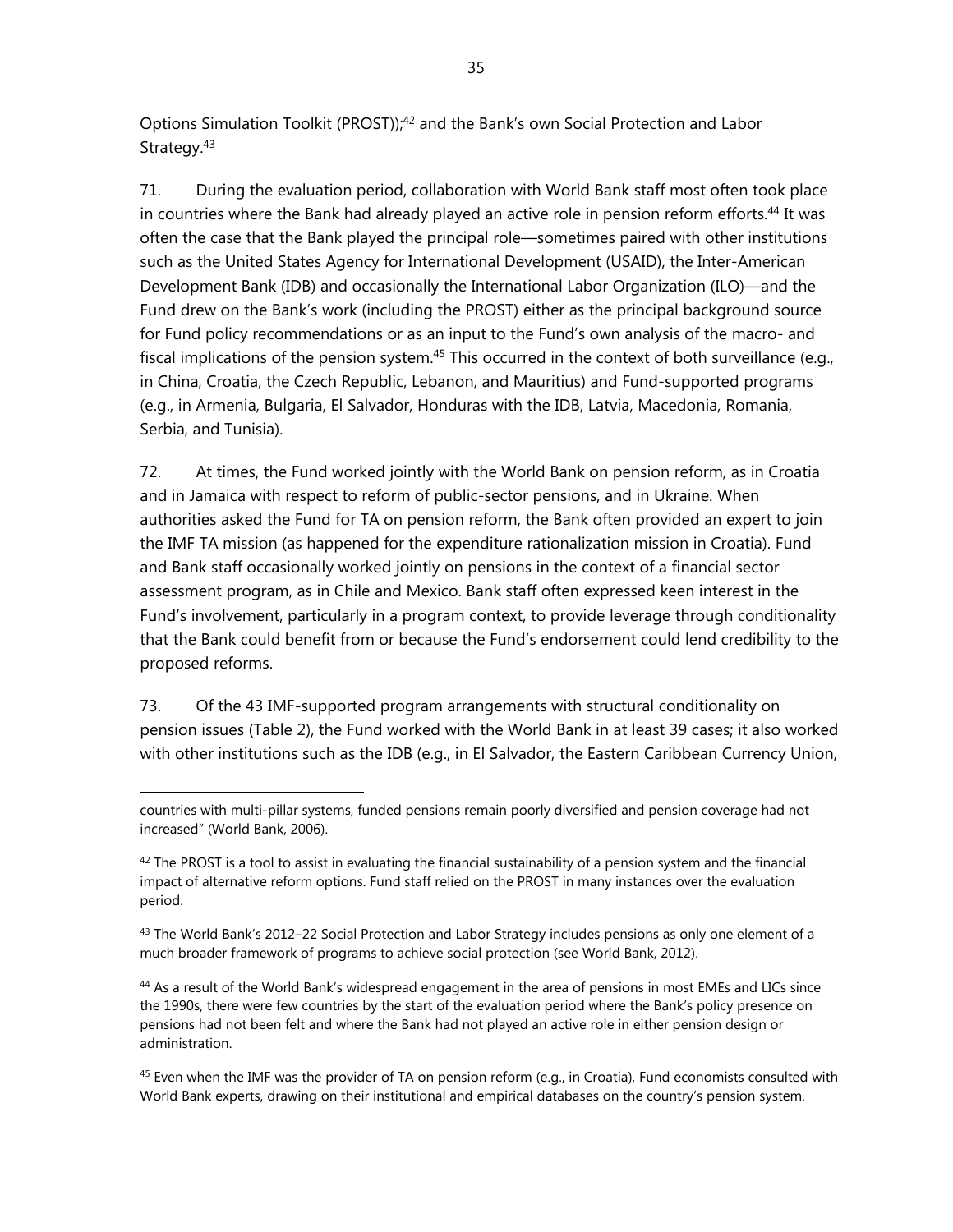Options Simulation Toolkit (PROST));[42] and the Bank's own Social Protection and Labor Strategy.[43]

71. During the evaluation period, collaboration with World Bank staff most often took place in countries where the Bank had already played an active role in pension reform efforts.[44] It was often the case that the Bank played the principal role—sometimes paired with other institutions such as the United States Agency for International Development (USAID), the Inter-American Development Bank (IDB) and occasionally the International Labor Organization (ILO)—and the Fund drew on the Bank's work (including the PROST) either as the principal background source for Fund policy recommendations or as an input to the Fund's own analysis of the macro- and fiscal implications of the pension system.[45] This occurred in the context of both surveillance (e.g., in China, Croatia, the Czech Republic, Lebanon, and Mauritius) and Fund-supported programs (e.g., in Armenia, Bulgaria, El Salvador, Honduras with the IDB, Latvia, Macedonia, Romania, Serbia, and Tunisia).

72. At times, the Fund worked jointly with the World Bank on pension reform, as in Croatia and in Jamaica with respect to reform of public-sector pensions, and in Ukraine. When authorities asked the Fund for TA on pension reform, the Bank often provided an expert to join the IMF TA mission (as happened for the expenditure rationalization mission in Croatia). Fund and Bank staff occasionally worked jointly on pensions in the context of a financial sector assessment program, as in Chile and Mexico. Bank staff often expressed keen interest in the Fund's involvement, particularly in a program context, to provide leverage through conditionality that the Bank could benefit from or because the Fund's endorsement could lend credibility to the proposed reforms.

73. Of the 43 IMF-supported program arrangements with structural conditionality on pension issues (Table 2), the Fund worked with the World Bank in at least 39 cases; it also worked with other institutions such as the IDB (e.g., in El Salvador, the Eastern Caribbean Currency Union,

---

countries with multi-pillar systems, funded pensions remain poorly diversified and pension coverage had not increased" (World Bank, 2006).

[42] The PROST is a tool to assist in evaluating the financial sustainability of a pension system and the financial impact of alternative reform options. Fund staff relied on the PROST in many instances over the evaluation period.

[43] The World Bank's 2012–22 Social Protection and Labor Strategy includes pensions as only one element of a much broader framework of programs to achieve social protection (see World Bank, 2012).

[44] As a result of the World Bank's widespread engagement in the area of pensions in most EMEs and LICs since the 1990s, there were few countries by the start of the evaluation period where the Bank's policy presence on pensions had not been felt and where the Bank had not played an active role in either pension design or administration.

[45] Even when the IMF was the provider of TA on pension reform (e.g., in Croatia), Fund economists consulted with World Bank experts, drawing on their institutional and empirical databases on the country's pension system.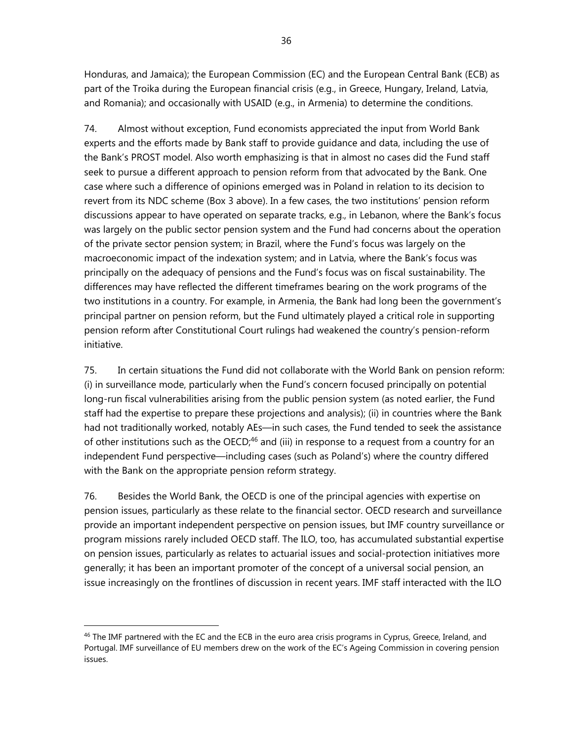Honduras, and Jamaica); the European Commission (EC) and the European Central Bank (ECB) as part of the Troika during the European financial crisis (e.g., in Greece, Hungary, Ireland, Latvia, and Romania); and occasionally with USAID (e.g., in Armenia) to determine the conditions.

74. Almost without exception, Fund economists appreciated the input from World Bank experts and the efforts made by Bank staff to provide guidance and data, including the use of the Bank's PROST model. Also worth emphasizing is that in almost no cases did the Fund staff seek to pursue a different approach to pension reform from that advocated by the Bank. One case where such a difference of opinions emerged was in Poland in relation to its decision to revert from its NDC scheme (Box 3 above). In a few cases, the two institutions' pension reform discussions appear to have operated on separate tracks, e.g., in Lebanon, where the Bank's focus was largely on the public sector pension system and the Fund had concerns about the operation of the private sector pension system; in Brazil, where the Fund's focus was largely on the macroeconomic impact of the indexation system; and in Latvia, where the Bank's focus was principally on the adequacy of pensions and the Fund's focus was on fiscal sustainability. The differences may have reflected the different timeframes bearing on the work programs of the two institutions in a country. For example, in Armenia, the Bank had long been the government's principal partner on pension reform, but the Fund ultimately played a critical role in supporting pension reform after Constitutional Court rulings had weakened the country's pension-reform initiative.

75. In certain situations the Fund did not collaborate with the World Bank on pension reform: (i) in surveillance mode, particularly when the Fund's concern focused principally on potential long-run fiscal vulnerabilities arising from the public pension system (as noted earlier, the Fund staff had the expertise to prepare these projections and analysis); (ii) in countries where the Bank had not traditionally worked, notably AEs—in such cases, the Fund tended to seek the assistance of other institutions such as the OECD;[46] and (iii) in response to a request from a country for an independent Fund perspective—including cases (such as Poland's) where the country differed with the Bank on the appropriate pension reform strategy.

76. Besides the World Bank, the OECD is one of the principal agencies with expertise on pension issues, particularly as these relate to the financial sector. OECD research and surveillance provide an important independent perspective on pension issues, but IMF country surveillance or program missions rarely included OECD staff. The ILO, too, has accumulated substantial expertise on pension issues, particularly as relates to actuarial issues and social-protection initiatives more generally; it has been an important promoter of the concept of a universal social pension, an issue increasingly on the frontlines of discussion in recent years. IMF staff interacted with the ILO

---

[46] The IMF partnered with the EC and the ECB in the euro area crisis programs in Cyprus, Greece, Ireland, and Portugal. IMF surveillance of EU members drew on the work of the EC's Ageing Commission in covering pension issues.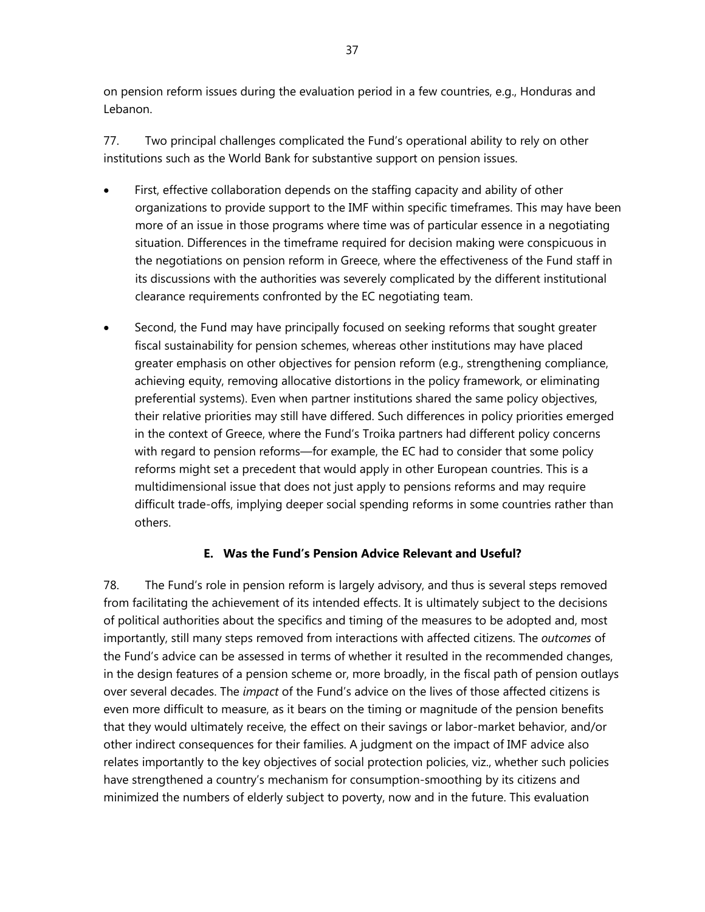on pension reform issues during the evaluation period in a few countries, e.g., Honduras and Lebanon.

77. Two principal challenges complicated the Fund's operational ability to rely on other institutions such as the World Bank for substantive support on pension issues.

- First, effective collaboration depends on the staffing capacity and ability of other organizations to provide support to the IMF within specific timeframes. This may have been more of an issue in those programs where time was of particular essence in a negotiating situation. Differences in the timeframe required for decision making were conspicuous in the negotiations on pension reform in Greece, where the effectiveness of the Fund staff in its discussions with the authorities was severely complicated by the different institutional clearance requirements confronted by the EC negotiating team.

- Second, the Fund may have principally focused on seeking reforms that sought greater fiscal sustainability for pension schemes, whereas other institutions may have placed greater emphasis on other objectives for pension reform (e.g., strengthening compliance, achieving equity, removing allocative distortions in the policy framework, or eliminating preferential systems). Even when partner institutions shared the same policy objectives, their relative priorities may still have differed. Such differences in policy priorities emerged in the context of Greece, where the Fund's Troika partners had different policy concerns with regard to pension reforms—for example, the EC had to consider that some policy reforms might set a precedent that would apply in other European countries. This is a multidimensional issue that does not just apply to pensions reforms and may require difficult trade-offs, implying deeper social spending reforms in some countries rather than others.

### E. Was the Fund's Pension Advice Relevant and Useful?

78. The Fund's role in pension reform is largely advisory, and thus is several steps removed from facilitating the achievement of its intended effects. It is ultimately subject to the decisions of political authorities about the specifics and timing of the measures to be adopted and, most importantly, still many steps removed from interactions with affected citizens. The *outcomes* of the Fund's advice can be assessed in terms of whether it resulted in the recommended changes, in the design features of a pension scheme or, more broadly, in the fiscal path of pension outlays over several decades. The *impact* of the Fund's advice on the lives of those affected citizens is even more difficult to measure, as it bears on the timing or magnitude of the pension benefits that they would ultimately receive, the effect on their savings or labor-market behavior, and/or other indirect consequences for their families. A judgment on the impact of IMF advice also relates importantly to the key objectives of social protection policies, viz., whether such policies have strengthened a country's mechanism for consumption-smoothing by its citizens and minimized the numbers of elderly subject to poverty, now and in the future. This evaluation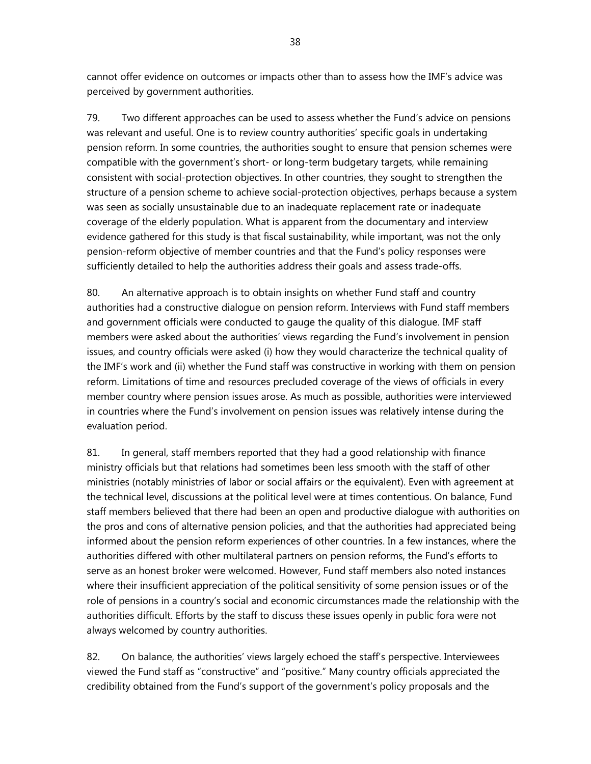cannot offer evidence on outcomes or impacts other than to assess how the IMF's advice was perceived by government authorities.

79. Two different approaches can be used to assess whether the Fund's advice on pensions was relevant and useful. One is to review country authorities' specific goals in undertaking pension reform. In some countries, the authorities sought to ensure that pension schemes were compatible with the government's short- or long-term budgetary targets, while remaining consistent with social-protection objectives. In other countries, they sought to strengthen the structure of a pension scheme to achieve social-protection objectives, perhaps because a system was seen as socially unsustainable due to an inadequate replacement rate or inadequate coverage of the elderly population. What is apparent from the documentary and interview evidence gathered for this study is that fiscal sustainability, while important, was not the only pension-reform objective of member countries and that the Fund's policy responses were sufficiently detailed to help the authorities address their goals and assess trade-offs.

80. An alternative approach is to obtain insights on whether Fund staff and country authorities had a constructive dialogue on pension reform. Interviews with Fund staff members and government officials were conducted to gauge the quality of this dialogue. IMF staff members were asked about the authorities' views regarding the Fund's involvement in pension issues, and country officials were asked (i) how they would characterize the technical quality of the IMF's work and (ii) whether the Fund staff was constructive in working with them on pension reform. Limitations of time and resources precluded coverage of the views of officials in every member country where pension issues arose. As much as possible, authorities were interviewed in countries where the Fund's involvement on pension issues was relatively intense during the evaluation period.

81. In general, staff members reported that they had a good relationship with finance ministry officials but that relations had sometimes been less smooth with the staff of other ministries (notably ministries of labor or social affairs or the equivalent). Even with agreement at the technical level, discussions at the political level were at times contentious. On balance, Fund staff members believed that there had been an open and productive dialogue with authorities on the pros and cons of alternative pension policies, and that the authorities had appreciated being informed about the pension reform experiences of other countries. In a few instances, where the authorities differed with other multilateral partners on pension reforms, the Fund's efforts to serve as an honest broker were welcomed. However, Fund staff members also noted instances where their insufficient appreciation of the political sensitivity of some pension issues or of the role of pensions in a country's social and economic circumstances made the relationship with the authorities difficult. Efforts by the staff to discuss these issues openly in public fora were not always welcomed by country authorities.

82. On balance, the authorities' views largely echoed the staff's perspective. Interviewees viewed the Fund staff as "constructive" and "positive." Many country officials appreciated the credibility obtained from the Fund's support of the government's policy proposals and the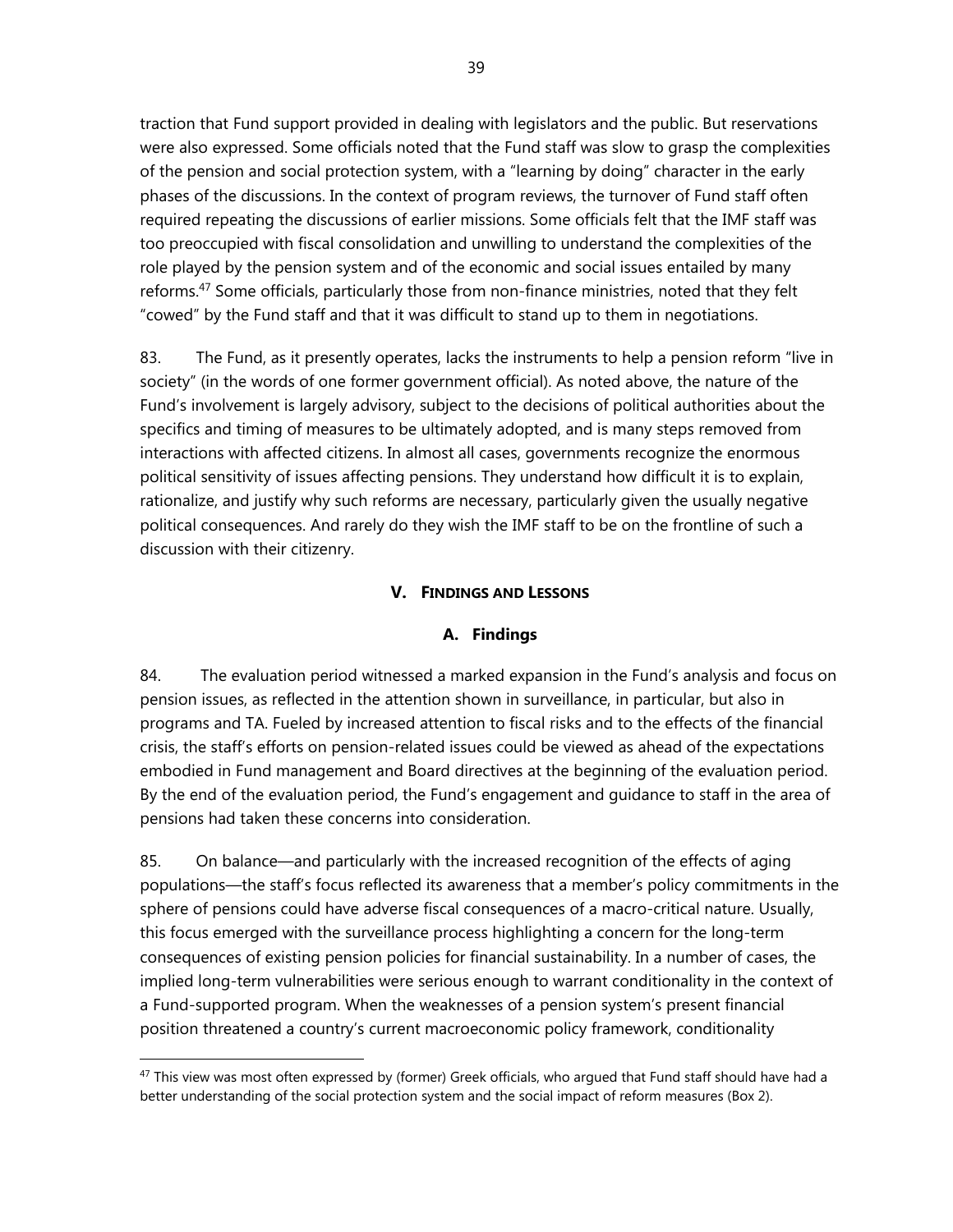traction that Fund support provided in dealing with legislators and the public. But reservations were also expressed. Some officials noted that the Fund staff was slow to grasp the complexities of the pension and social protection system, with a "learning by doing" character in the early phases of the discussions. In the context of program reviews, the turnover of Fund staff often required repeating the discussions of earlier missions. Some officials felt that the IMF staff was too preoccupied with fiscal consolidation and unwilling to understand the complexities of the role played by the pension system and of the economic and social issues entailed by many reforms.[47] Some officials, particularly those from non-finance ministries, noted that they felt "cowed" by the Fund staff and that it was difficult to stand up to them in negotiations.

83. The Fund, as it presently operates, lacks the instruments to help a pension reform "live in society" (in the words of one former government official). As noted above, the nature of the Fund's involvement is largely advisory, subject to the decisions of political authorities about the specifics and timing of measures to be ultimately adopted, and is many steps removed from interactions with affected citizens. In almost all cases, governments recognize the enormous political sensitivity of issues affecting pensions. They understand how difficult it is to explain, rationalize, and justify why such reforms are necessary, particularly given the usually negative political consequences. And rarely do they wish the IMF staff to be on the frontline of such a discussion with their citizenry.

## V. Findings and Lessons

### A. Findings

84. The evaluation period witnessed a marked expansion in the Fund's analysis and focus on pension issues, as reflected in the attention shown in surveillance, in particular, but also in programs and TA. Fueled by increased attention to fiscal risks and to the effects of the financial crisis, the staff's efforts on pension-related issues could be viewed as ahead of the expectations embodied in Fund management and Board directives at the beginning of the evaluation period. By the end of the evaluation period, the Fund's engagement and guidance to staff in the area of pensions had taken these concerns into consideration.

85. On balance—and particularly with the increased recognition of the effects of aging populations—the staff's focus reflected its awareness that a member's policy commitments in the sphere of pensions could have adverse fiscal consequences of a macro-critical nature. Usually, this focus emerged with the surveillance process highlighting a concern for the long-term consequences of existing pension policies for financial sustainability. In a number of cases, the implied long-term vulnerabilities were serious enough to warrant conditionality in the context of a Fund-supported program. When the weaknesses of a pension system's present financial position threatened a country's current macroeconomic policy framework, conditionality

[47] This view was most often expressed by (former) Greek officials, who argued that Fund staff should have had a better understanding of the social protection system and the social impact of reform measures (Box 2).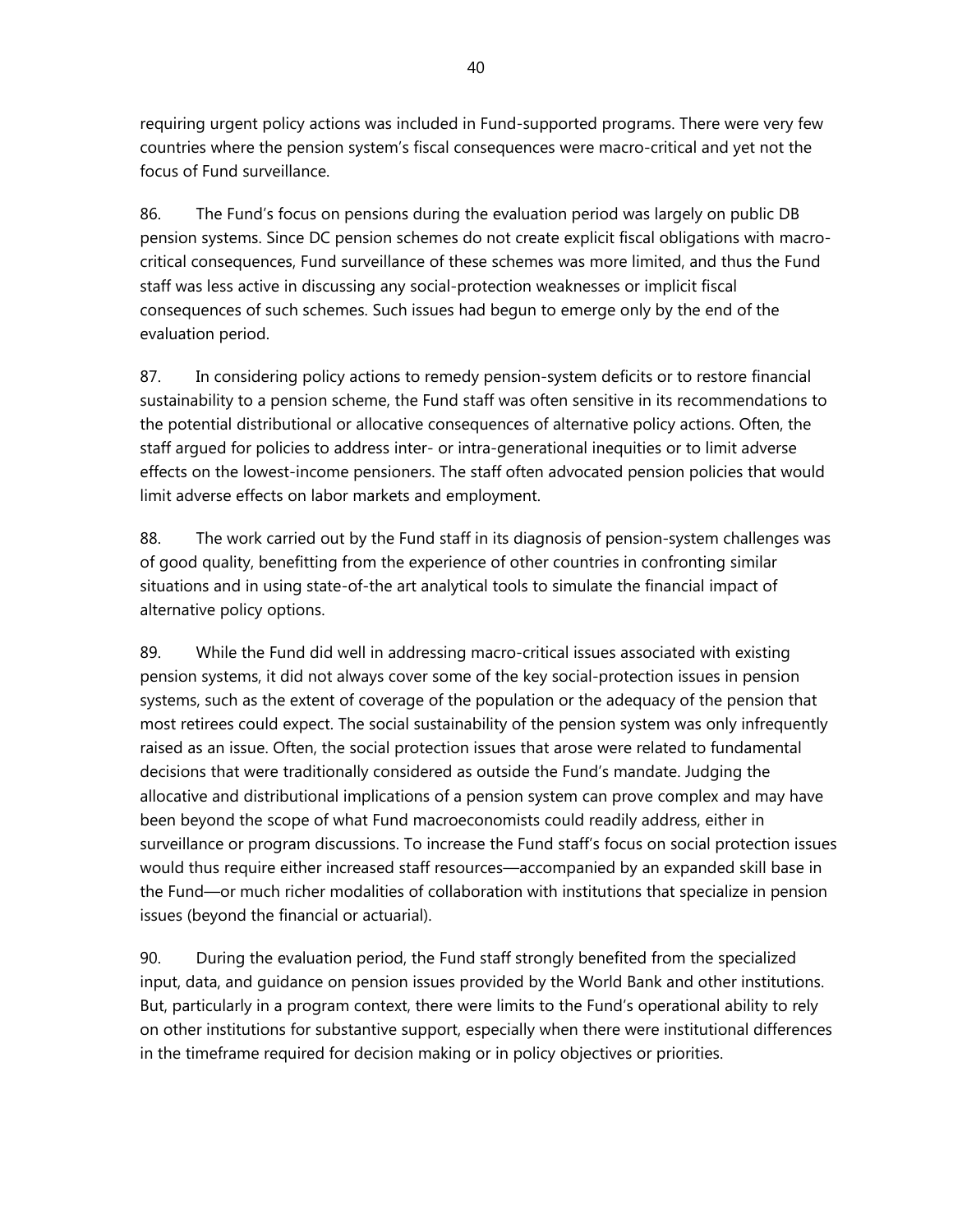requiring urgent policy actions was included in Fund-supported programs. There were very few countries where the pension system's fiscal consequences were macro-critical and yet not the focus of Fund surveillance.

86. The Fund's focus on pensions during the evaluation period was largely on public DB pension systems. Since DC pension schemes do not create explicit fiscal obligations with macro-critical consequences, Fund surveillance of these schemes was more limited, and thus the Fund staff was less active in discussing any social-protection weaknesses or implicit fiscal consequences of such schemes. Such issues had begun to emerge only by the end of the evaluation period.

87. In considering policy actions to remedy pension-system deficits or to restore financial sustainability to a pension scheme, the Fund staff was often sensitive in its recommendations to the potential distributional or allocative consequences of alternative policy actions. Often, the staff argued for policies to address inter- or intra-generational inequities or to limit adverse effects on the lowest-income pensioners. The staff often advocated pension policies that would limit adverse effects on labor markets and employment.

88. The work carried out by the Fund staff in its diagnosis of pension-system challenges was of good quality, benefitting from the experience of other countries in confronting similar situations and in using state-of-the art analytical tools to simulate the financial impact of alternative policy options.

89. While the Fund did well in addressing macro-critical issues associated with existing pension systems, it did not always cover some of the key social-protection issues in pension systems, such as the extent of coverage of the population or the adequacy of the pension that most retirees could expect. The social sustainability of the pension system was only infrequently raised as an issue. Often, the social protection issues that arose were related to fundamental decisions that were traditionally considered as outside the Fund's mandate. Judging the allocative and distributional implications of a pension system can prove complex and may have been beyond the scope of what Fund macroeconomists could readily address, either in surveillance or program discussions. To increase the Fund staff's focus on social protection issues would thus require either increased staff resources—accompanied by an expanded skill base in the Fund—or much richer modalities of collaboration with institutions that specialize in pension issues (beyond the financial or actuarial).

90. During the evaluation period, the Fund staff strongly benefited from the specialized input, data, and guidance on pension issues provided by the World Bank and other institutions. But, particularly in a program context, there were limits to the Fund's operational ability to rely on other institutions for substantive support, especially when there were institutional differences in the timeframe required for decision making or in policy objectives or priorities.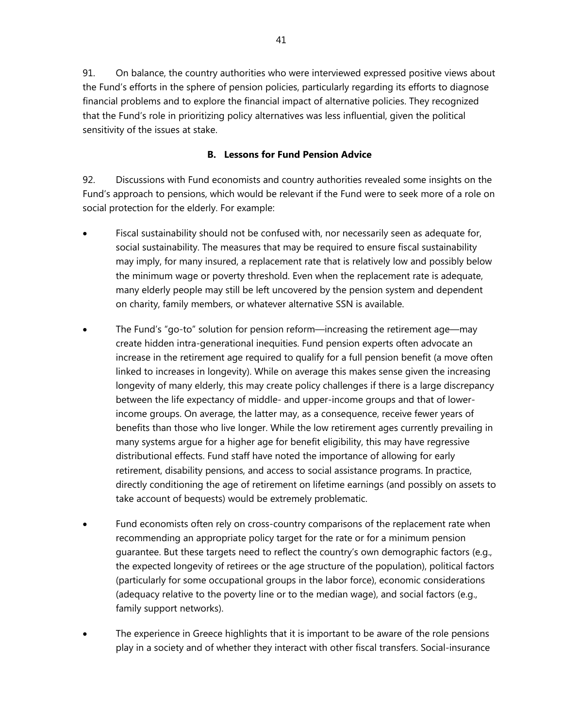91. On balance, the country authorities who were interviewed expressed positive views about the Fund's efforts in the sphere of pension policies, particularly regarding its efforts to diagnose financial problems and to explore the financial impact of alternative policies. They recognized that the Fund's role in prioritizing policy alternatives was less influential, given the political sensitivity of the issues at stake.

## B. Lessons for Fund Pension Advice

92. Discussions with Fund economists and country authorities revealed some insights on the Fund's approach to pensions, which would be relevant if the Fund were to seek more of a role on social protection for the elderly. For example:

- Fiscal sustainability should not be confused with, nor necessarily seen as adequate for, social sustainability. The measures that may be required to ensure fiscal sustainability may imply, for many insured, a replacement rate that is relatively low and possibly below the minimum wage or poverty threshold. Even when the replacement rate is adequate, many elderly people may still be left uncovered by the pension system and dependent on charity, family members, or whatever alternative SSN is available.

- The Fund's "go-to" solution for pension reform—increasing the retirement age—may create hidden intra-generational inequities. Fund pension experts often advocate an increase in the retirement age required to qualify for a full pension benefit (a move often linked to increases in longevity). While on average this makes sense given the increasing longevity of many elderly, this may create policy challenges if there is a large discrepancy between the life expectancy of middle- and upper-income groups and that of lower-income groups. On average, the latter may, as a consequence, receive fewer years of benefits than those who live longer. While the low retirement ages currently prevailing in many systems argue for a higher age for benefit eligibility, this may have regressive distributional effects. Fund staff have noted the importance of allowing for early retirement, disability pensions, and access to social assistance programs. In practice, directly conditioning the age of retirement on lifetime earnings (and possibly on assets to take account of bequests) would be extremely problematic.

- Fund economists often rely on cross-country comparisons of the replacement rate when recommending an appropriate policy target for the rate or for a minimum pension guarantee. But these targets need to reflect the country's own demographic factors (e.g., the expected longevity of retirees or the age structure of the population), political factors (particularly for some occupational groups in the labor force), economic considerations (adequacy relative to the poverty line or to the median wage), and social factors (e.g., family support networks).

- The experience in Greece highlights that it is important to be aware of the role pensions play in a society and of whether they interact with other fiscal transfers. Social-insurance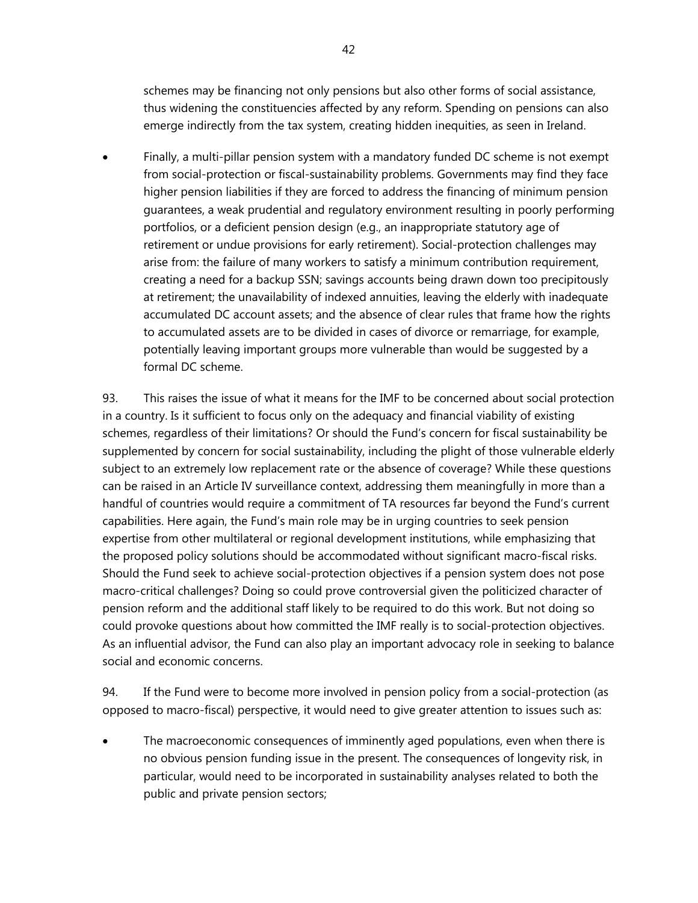schemes may be financing not only pensions but also other forms of social assistance, thus widening the constituencies affected by any reform. Spending on pensions can also emerge indirectly from the tax system, creating hidden inequities, as seen in Ireland.

- Finally, a multi-pillar pension system with a mandatory funded DC scheme is not exempt from social-protection or fiscal-sustainability problems. Governments may find they face higher pension liabilities if they are forced to address the financing of minimum pension guarantees, a weak prudential and regulatory environment resulting in poorly performing portfolios, or a deficient pension design (e.g., an inappropriate statutory age of retirement or undue provisions for early retirement). Social-protection challenges may arise from: the failure of many workers to satisfy a minimum contribution requirement, creating a need for a backup SSN; savings accounts being drawn down too precipitously at retirement; the unavailability of indexed annuities, leaving the elderly with inadequate accumulated DC account assets; and the absence of clear rules that frame how the rights to accumulated assets are to be divided in cases of divorce or remarriage, for example, potentially leaving important groups more vulnerable than would be suggested by a formal DC scheme.

93. This raises the issue of what it means for the IMF to be concerned about social protection in a country. Is it sufficient to focus only on the adequacy and financial viability of existing schemes, regardless of their limitations? Or should the Fund's concern for fiscal sustainability be supplemented by concern for social sustainability, including the plight of those vulnerable elderly subject to an extremely low replacement rate or the absence of coverage? While these questions can be raised in an Article IV surveillance context, addressing them meaningfully in more than a handful of countries would require a commitment of TA resources far beyond the Fund's current capabilities. Here again, the Fund's main role may be in urging countries to seek pension expertise from other multilateral or regional development institutions, while emphasizing that the proposed policy solutions should be accommodated without significant macro-fiscal risks. Should the Fund seek to achieve social-protection objectives if a pension system does not pose macro-critical challenges? Doing so could prove controversial given the politicized character of pension reform and the additional staff likely to be required to do this work. But not doing so could provoke questions about how committed the IMF really is to social-protection objectives. As an influential advisor, the Fund can also play an important advocacy role in seeking to balance social and economic concerns.

94. If the Fund were to become more involved in pension policy from a social-protection (as opposed to macro-fiscal) perspective, it would need to give greater attention to issues such as:

- The macroeconomic consequences of imminently aged populations, even when there is no obvious pension funding issue in the present. The consequences of longevity risk, in particular, would need to be incorporated in sustainability analyses related to both the public and private pension sectors;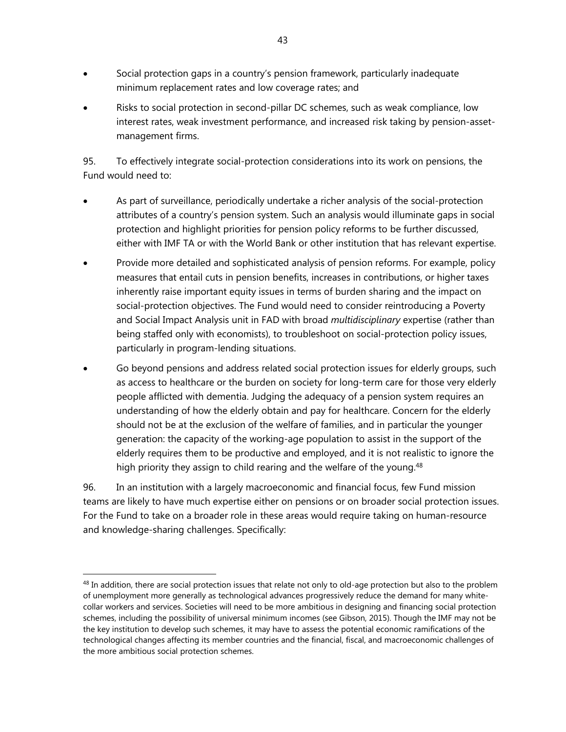- Social protection gaps in a country's pension framework, particularly inadequate minimum replacement rates and low coverage rates; and
- Risks to social protection in second-pillar DC schemes, such as weak compliance, low interest rates, weak investment performance, and increased risk taking by pension-asset-management firms.

95. To effectively integrate social-protection considerations into its work on pensions, the Fund would need to:

- As part of surveillance, periodically undertake a richer analysis of the social-protection attributes of a country's pension system. Such an analysis would illuminate gaps in social protection and highlight priorities for pension policy reforms to be further discussed, either with IMF TA or with the World Bank or other institution that has relevant expertise.
- Provide more detailed and sophisticated analysis of pension reforms. For example, policy measures that entail cuts in pension benefits, increases in contributions, or higher taxes inherently raise important equity issues in terms of burden sharing and the impact on social-protection objectives. The Fund would need to consider reintroducing a Poverty and Social Impact Analysis unit in FAD with broad *multidisciplinary* expertise (rather than being staffed only with economists), to troubleshoot on social-protection policy issues, particularly in program-lending situations.
- Go beyond pensions and address related social protection issues for elderly groups, such as access to healthcare or the burden on society for long-term care for those very elderly people afflicted with dementia. Judging the adequacy of a pension system requires an understanding of how the elderly obtain and pay for healthcare. Concern for the elderly should not be at the exclusion of the welfare of families, and in particular the younger generation: the capacity of the working-age population to assist in the support of the elderly requires them to be productive and employed, and it is not realistic to ignore the high priority they assign to child rearing and the welfare of the young.[48]

96. In an institution with a largely macroeconomic and financial focus, few Fund mission teams are likely to have much expertise either on pensions or on broader social protection issues. For the Fund to take on a broader role in these areas would require taking on human-resource and knowledge-sharing challenges. Specifically:

[48] In addition, there are social protection issues that relate not only to old-age protection but also to the problem of unemployment more generally as technological advances progressively reduce the demand for many white-collar workers and services. Societies will need to be more ambitious in designing and financing social protection schemes, including the possibility of universal minimum incomes (see Gibson, 2015). Though the IMF may not be the key institution to develop such schemes, it may have to assess the potential economic ramifications of the technological changes affecting its member countries and the financial, fiscal, and macroeconomic challenges of the more ambitious social protection schemes.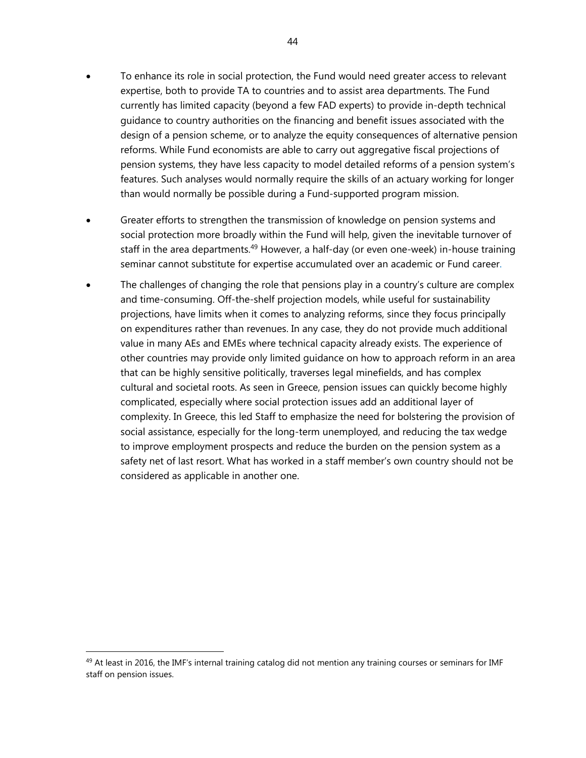- To enhance its role in social protection, the Fund would need greater access to relevant expertise, both to provide TA to countries and to assist area departments. The Fund currently has limited capacity (beyond a few FAD experts) to provide in-depth technical guidance to country authorities on the financing and benefit issues associated with the design of a pension scheme, or to analyze the equity consequences of alternative pension reforms. While Fund economists are able to carry out aggregative fiscal projections of pension systems, they have less capacity to model detailed reforms of a pension system's features. Such analyses would normally require the skills of an actuary working for longer than would normally be possible during a Fund-supported program mission.

- Greater efforts to strengthen the transmission of knowledge on pension systems and social protection more broadly within the Fund will help, given the inevitable turnover of staff in the area departments.[49] However, a half-day (or even one-week) in-house training seminar cannot substitute for expertise accumulated over an academic or Fund career.

- The challenges of changing the role that pensions play in a country's culture are complex and time-consuming. Off-the-shelf projection models, while useful for sustainability projections, have limits when it comes to analyzing reforms, since they focus principally on expenditures rather than revenues. In any case, they do not provide much additional value in many AEs and EMEs where technical capacity already exists. The experience of other countries may provide only limited guidance on how to approach reform in an area that can be highly sensitive politically, traverses legal minefields, and has complex cultural and societal roots. As seen in Greece, pension issues can quickly become highly complicated, especially where social protection issues add an additional layer of complexity. In Greece, this led Staff to emphasize the need for bolstering the provision of social assistance, especially for the long-term unemployed, and reducing the tax wedge to improve employment prospects and reduce the burden on the pension system as a safety net of last resort. What has worked in a staff member's own country should not be considered as applicable in another one.

---

[49] At least in 2016, the IMF's internal training catalog did not mention any training courses or seminars for IMF staff on pension issues.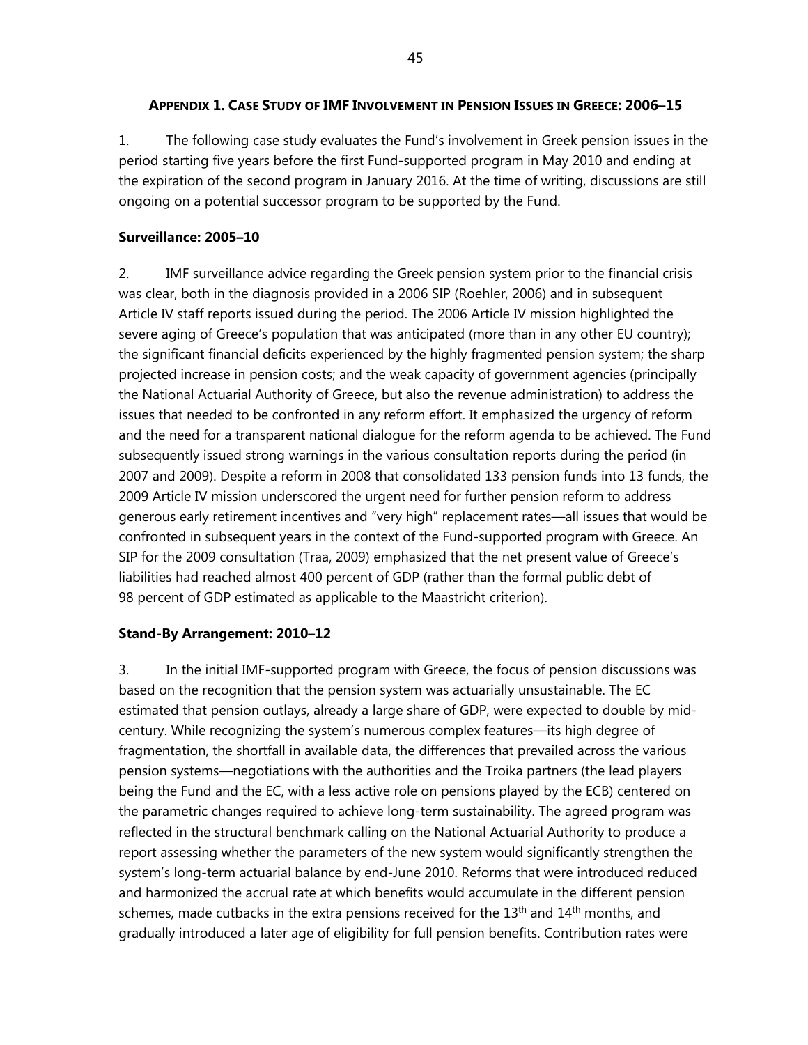## APPENDIX 1. CASE STUDY OF IMF INVOLVEMENT IN PENSION ISSUES IN GREECE: 2006–15

1. The following case study evaluates the Fund's involvement in Greek pension issues in the period starting five years before the first Fund-supported program in May 2010 and ending at the expiration of the second program in January 2016. At the time of writing, discussions are still ongoing on a potential successor program to be supported by the Fund.

### Surveillance: 2005–10

2. IMF surveillance advice regarding the Greek pension system prior to the financial crisis was clear, both in the diagnosis provided in a 2006 SIP (Roehler, 2006) and in subsequent Article IV staff reports issued during the period. The 2006 Article IV mission highlighted the severe aging of Greece's population that was anticipated (more than in any other EU country); the significant financial deficits experienced by the highly fragmented pension system; the sharp projected increase in pension costs; and the weak capacity of government agencies (principally the National Actuarial Authority of Greece, but also the revenue administration) to address the issues that needed to be confronted in any reform effort. It emphasized the urgency of reform and the need for a transparent national dialogue for the reform agenda to be achieved. The Fund subsequently issued strong warnings in the various consultation reports during the period (in 2007 and 2009). Despite a reform in 2008 that consolidated 133 pension funds into 13 funds, the 2009 Article IV mission underscored the urgent need for further pension reform to address generous early retirement incentives and "very high" replacement rates—all issues that would be confronted in subsequent years in the context of the Fund-supported program with Greece. An SIP for the 2009 consultation (Traa, 2009) emphasized that the net present value of Greece's liabilities had reached almost 400 percent of GDP (rather than the formal public debt of 98 percent of GDP estimated as applicable to the Maastricht criterion).

### Stand-By Arrangement: 2010–12

3. In the initial IMF-supported program with Greece, the focus of pension discussions was based on the recognition that the pension system was actuarially unsustainable. The EC estimated that pension outlays, already a large share of GDP, were expected to double by mid-century. While recognizing the system's numerous complex features—its high degree of fragmentation, the shortfall in available data, the differences that prevailed across the various pension systems—negotiations with the authorities and the Troika partners (the lead players being the Fund and the EC, with a less active role on pensions played by the ECB) centered on the parametric changes required to achieve long-term sustainability. The agreed program was reflected in the structural benchmark calling on the National Actuarial Authority to produce a report assessing whether the parameters of the new system would significantly strengthen the system's long-term actuarial balance by end-June 2010. Reforms that were introduced reduced and harmonized the accrual rate at which benefits would accumulate in the different pension schemes, made cutbacks in the extra pensions received for the 13th and 14th months, and gradually introduced a later age of eligibility for full pension benefits. Contribution rates were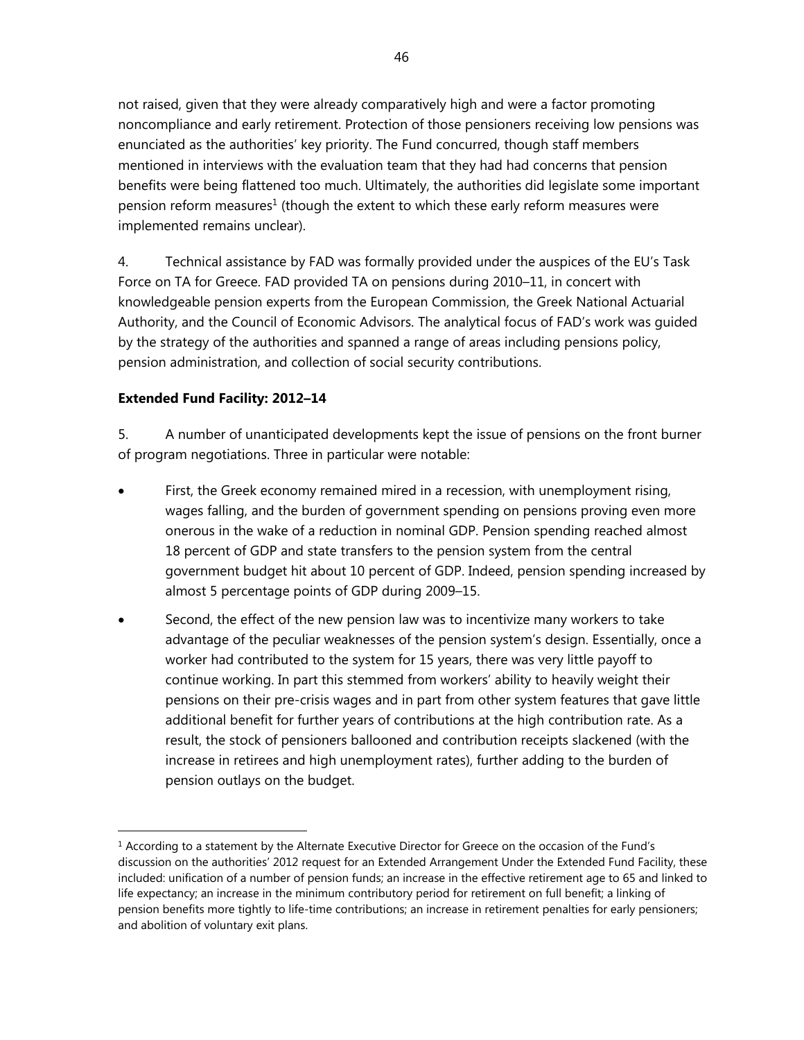not raised, given that they were already comparatively high and were a factor promoting noncompliance and early retirement. Protection of those pensioners receiving low pensions was enunciated as the authorities' key priority. The Fund concurred, though staff members mentioned in interviews with the evaluation team that they had had concerns that pension benefits were being flattened too much. Ultimately, the authorities did legislate some important pension reform measures[1] (though the extent to which these early reform measures were implemented remains unclear).

4. Technical assistance by FAD was formally provided under the auspices of the EU's Task Force on TA for Greece. FAD provided TA on pensions during 2010–11, in concert with knowledgeable pension experts from the European Commission, the Greek National Actuarial Authority, and the Council of Economic Advisors. The analytical focus of FAD's work was guided by the strategy of the authorities and spanned a range of areas including pensions policy, pension administration, and collection of social security contributions.

**Extended Fund Facility: 2012–14**

5. A number of unanticipated developments kept the issue of pensions on the front burner of program negotiations. Three in particular were notable:

- First, the Greek economy remained mired in a recession, with unemployment rising, wages falling, and the burden of government spending on pensions proving even more onerous in the wake of a reduction in nominal GDP. Pension spending reached almost 18 percent of GDP and state transfers to the pension system from the central government budget hit about 10 percent of GDP. Indeed, pension spending increased by almost 5 percentage points of GDP during 2009–15.
- Second, the effect of the new pension law was to incentivize many workers to take advantage of the peculiar weaknesses of the pension system's design. Essentially, once a worker had contributed to the system for 15 years, there was very little payoff to continue working. In part this stemmed from workers' ability to heavily weight their pensions on their pre-crisis wages and in part from other system features that gave little additional benefit for further years of contributions at the high contribution rate. As a result, the stock of pensioners ballooned and contribution receipts slackened (with the increase in retirees and high unemployment rates), further adding to the burden of pension outlays on the budget.

[1] According to a statement by the Alternate Executive Director for Greece on the occasion of the Fund's discussion on the authorities' 2012 request for an Extended Arrangement Under the Extended Fund Facility, these included: unification of a number of pension funds; an increase in the effective retirement age to 65 and linked to life expectancy; an increase in the minimum contributory period for retirement on full benefit; a linking of pension benefits more tightly to life-time contributions; an increase in retirement penalties for early pensioners; and abolition of voluntary exit plans.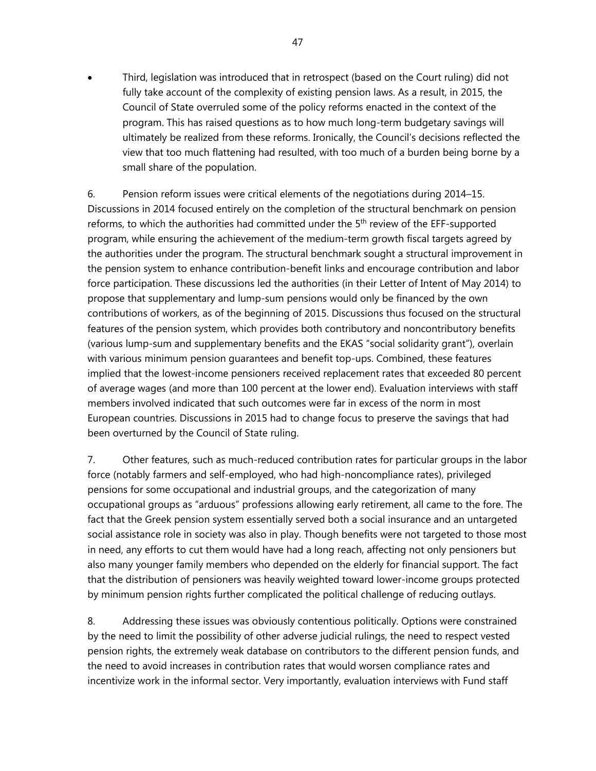- Third, legislation was introduced that in retrospect (based on the Court ruling) did not fully take account of the complexity of existing pension laws. As a result, in 2015, the Council of State overruled some of the policy reforms enacted in the context of the program. This has raised questions as to how much long-term budgetary savings will ultimately be realized from these reforms. Ironically, the Council's decisions reflected the view that too much flattening had resulted, with too much of a burden being borne by a small share of the population.

6. Pension reform issues were critical elements of the negotiations during 2014–15. Discussions in 2014 focused entirely on the completion of the structural benchmark on pension reforms, to which the authorities had committed under the 5th review of the EFF-supported program, while ensuring the achievement of the medium-term growth fiscal targets agreed by the authorities under the program. The structural benchmark sought a structural improvement in the pension system to enhance contribution-benefit links and encourage contribution and labor force participation. These discussions led the authorities (in their Letter of Intent of May 2014) to propose that supplementary and lump-sum pensions would only be financed by the own contributions of workers, as of the beginning of 2015. Discussions thus focused on the structural features of the pension system, which provides both contributory and noncontributory benefits (various lump-sum and supplementary benefits and the EKAS "social solidarity grant"), overlain with various minimum pension guarantees and benefit top-ups. Combined, these features implied that the lowest-income pensioners received replacement rates that exceeded 80 percent of average wages (and more than 100 percent at the lower end). Evaluation interviews with staff members involved indicated that such outcomes were far in excess of the norm in most European countries. Discussions in 2015 had to change focus to preserve the savings that had been overturned by the Council of State ruling.

7. Other features, such as much-reduced contribution rates for particular groups in the labor force (notably farmers and self-employed, who had high-noncompliance rates), privileged pensions for some occupational and industrial groups, and the categorization of many occupational groups as "arduous" professions allowing early retirement, all came to the fore. The fact that the Greek pension system essentially served both a social insurance and an untargeted social assistance role in society was also in play. Though benefits were not targeted to those most in need, any efforts to cut them would have had a long reach, affecting not only pensioners but also many younger family members who depended on the elderly for financial support. The fact that the distribution of pensioners was heavily weighted toward lower-income groups protected by minimum pension rights further complicated the political challenge of reducing outlays.

8. Addressing these issues was obviously contentious politically. Options were constrained by the need to limit the possibility of other adverse judicial rulings, the need to respect vested pension rights, the extremely weak database on contributors to the different pension funds, and the need to avoid increases in contribution rates that would worsen compliance rates and incentivize work in the informal sector. Very importantly, evaluation interviews with Fund staff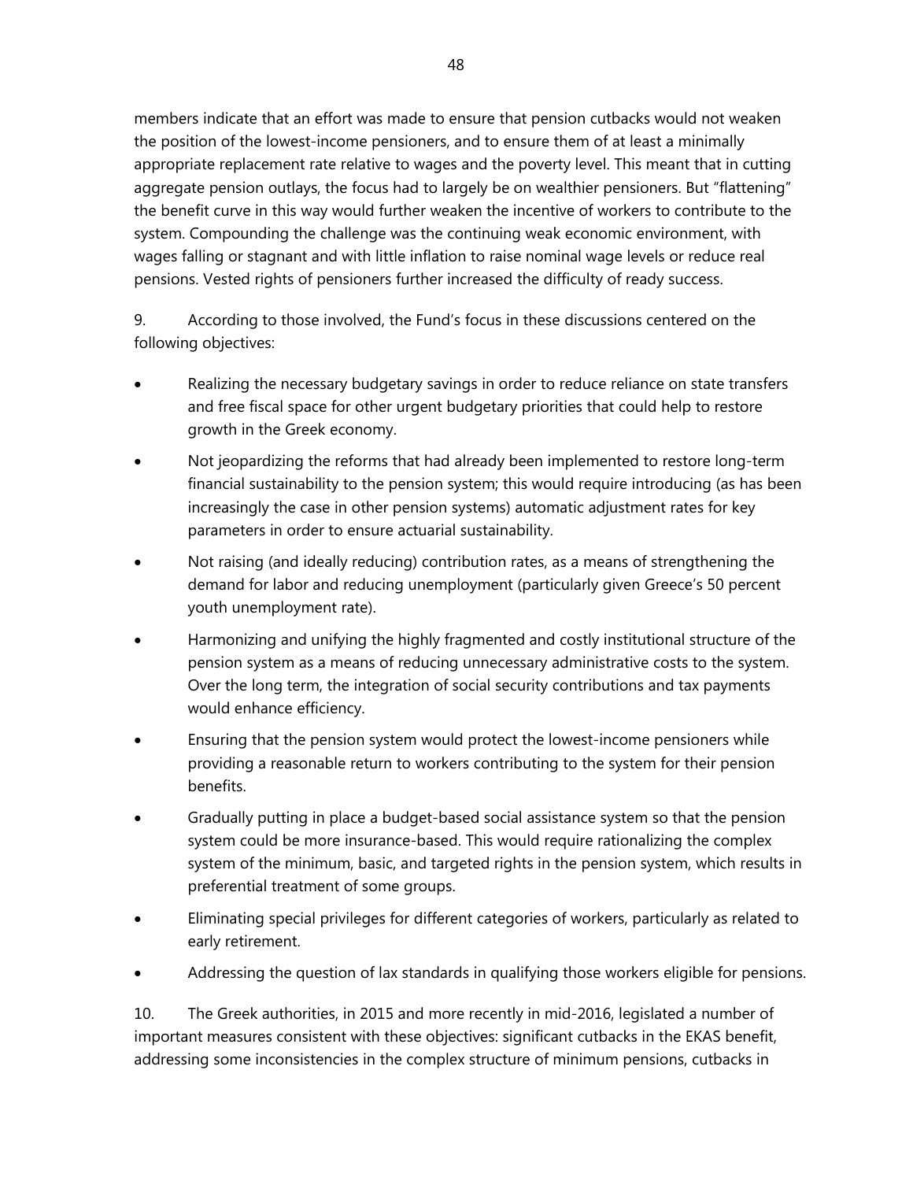members indicate that an effort was made to ensure that pension cutbacks would not weaken the position of the lowest-income pensioners, and to ensure them of at least a minimally appropriate replacement rate relative to wages and the poverty level. This meant that in cutting aggregate pension outlays, the focus had to largely be on wealthier pensioners. But "flattening" the benefit curve in this way would further weaken the incentive of workers to contribute to the system. Compounding the challenge was the continuing weak economic environment, with wages falling or stagnant and with little inflation to raise nominal wage levels or reduce real pensions. Vested rights of pensioners further increased the difficulty of ready success.

9. According to those involved, the Fund's focus in these discussions centered on the following objectives:

- Realizing the necessary budgetary savings in order to reduce reliance on state transfers and free fiscal space for other urgent budgetary priorities that could help to restore growth in the Greek economy.
- Not jeopardizing the reforms that had already been implemented to restore long-term financial sustainability to the pension system; this would require introducing (as has been increasingly the case in other pension systems) automatic adjustment rates for key parameters in order to ensure actuarial sustainability.
- Not raising (and ideally reducing) contribution rates, as a means of strengthening the demand for labor and reducing unemployment (particularly given Greece's 50 percent youth unemployment rate).
- Harmonizing and unifying the highly fragmented and costly institutional structure of the pension system as a means of reducing unnecessary administrative costs to the system. Over the long term, the integration of social security contributions and tax payments would enhance efficiency.
- Ensuring that the pension system would protect the lowest-income pensioners while providing a reasonable return to workers contributing to the system for their pension benefits.
- Gradually putting in place a budget-based social assistance system so that the pension system could be more insurance-based. This would require rationalizing the complex system of the minimum, basic, and targeted rights in the pension system, which results in preferential treatment of some groups.
- Eliminating special privileges for different categories of workers, particularly as related to early retirement.
- Addressing the question of lax standards in qualifying those workers eligible for pensions.

10. The Greek authorities, in 2015 and more recently in mid-2016, legislated a number of important measures consistent with these objectives: significant cutbacks in the EKAS benefit, addressing some inconsistencies in the complex structure of minimum pensions, cutbacks in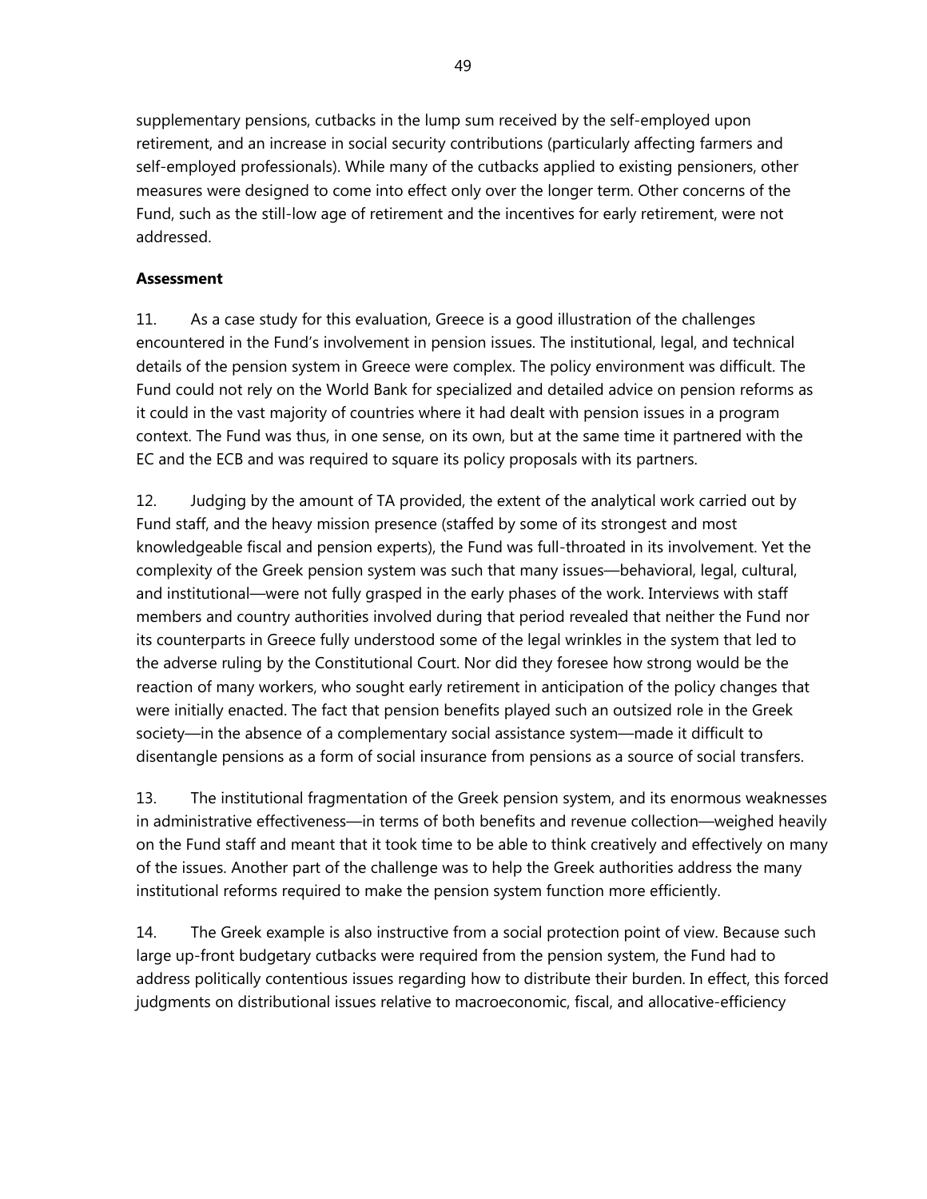supplementary pensions, cutbacks in the lump sum received by the self-employed upon retirement, and an increase in social security contributions (particularly affecting farmers and self-employed professionals). While many of the cutbacks applied to existing pensioners, other measures were designed to come into effect only over the longer term. Other concerns of the Fund, such as the still-low age of retirement and the incentives for early retirement, were not addressed.

**Assessment**

11. As a case study for this evaluation, Greece is a good illustration of the challenges encountered in the Fund's involvement in pension issues. The institutional, legal, and technical details of the pension system in Greece were complex. The policy environment was difficult. The Fund could not rely on the World Bank for specialized and detailed advice on pension reforms as it could in the vast majority of countries where it had dealt with pension issues in a program context. The Fund was thus, in one sense, on its own, but at the same time it partnered with the EC and the ECB and was required to square its policy proposals with its partners.

12. Judging by the amount of TA provided, the extent of the analytical work carried out by Fund staff, and the heavy mission presence (staffed by some of its strongest and most knowledgeable fiscal and pension experts), the Fund was full-throated in its involvement. Yet the complexity of the Greek pension system was such that many issues—behavioral, legal, cultural, and institutional—were not fully grasped in the early phases of the work. Interviews with staff members and country authorities involved during that period revealed that neither the Fund nor its counterparts in Greece fully understood some of the legal wrinkles in the system that led to the adverse ruling by the Constitutional Court. Nor did they foresee how strong would be the reaction of many workers, who sought early retirement in anticipation of the policy changes that were initially enacted. The fact that pension benefits played such an outsized role in the Greek society—in the absence of a complementary social assistance system—made it difficult to disentangle pensions as a form of social insurance from pensions as a source of social transfers.

13. The institutional fragmentation of the Greek pension system, and its enormous weaknesses in administrative effectiveness—in terms of both benefits and revenue collection—weighed heavily on the Fund staff and meant that it took time to be able to think creatively and effectively on many of the issues. Another part of the challenge was to help the Greek authorities address the many institutional reforms required to make the pension system function more efficiently.

14. The Greek example is also instructive from a social protection point of view. Because such large up-front budgetary cutbacks were required from the pension system, the Fund had to address politically contentious issues regarding how to distribute their burden. In effect, this forced judgments on distributional issues relative to macroeconomic, fiscal, and allocative-efficiency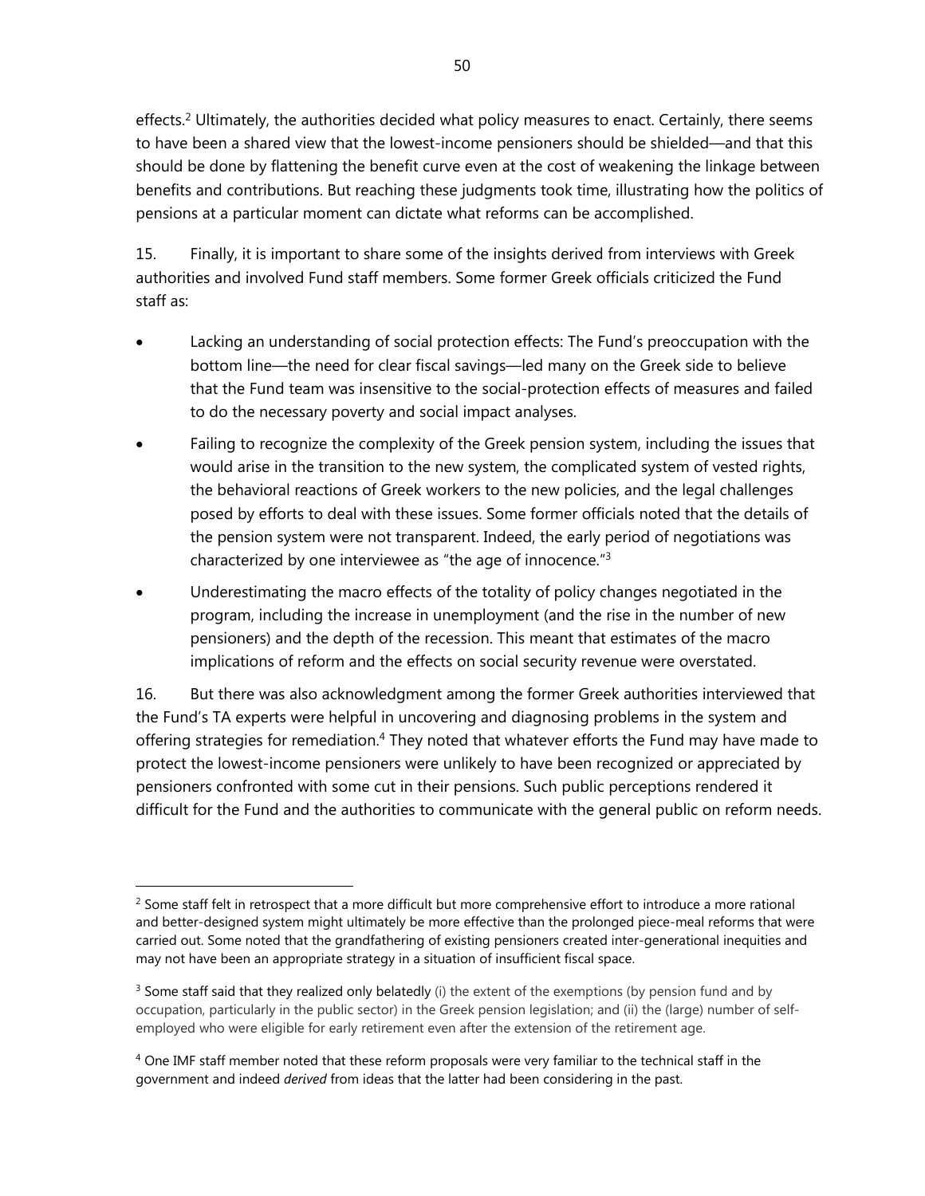effects.[2] Ultimately, the authorities decided what policy measures to enact. Certainly, there seems to have been a shared view that the lowest-income pensioners should be shielded—and that this should be done by flattening the benefit curve even at the cost of weakening the linkage between benefits and contributions. But reaching these judgments took time, illustrating how the politics of pensions at a particular moment can dictate what reforms can be accomplished.

15. Finally, it is important to share some of the insights derived from interviews with Greek authorities and involved Fund staff members. Some former Greek officials criticized the Fund staff as:

- Lacking an understanding of social protection effects: The Fund's preoccupation with the bottom line—the need for clear fiscal savings—led many on the Greek side to believe that the Fund team was insensitive to the social-protection effects of measures and failed to do the necessary poverty and social impact analyses.
- Failing to recognize the complexity of the Greek pension system, including the issues that would arise in the transition to the new system, the complicated system of vested rights, the behavioral reactions of Greek workers to the new policies, and the legal challenges posed by efforts to deal with these issues. Some former officials noted that the details of the pension system were not transparent. Indeed, the early period of negotiations was characterized by one interviewee as "the age of innocence."[3]
- Underestimating the macro effects of the totality of policy changes negotiated in the program, including the increase in unemployment (and the rise in the number of new pensioners) and the depth of the recession. This meant that estimates of the macro implications of reform and the effects on social security revenue were overstated.

16. But there was also acknowledgment among the former Greek authorities interviewed that the Fund's TA experts were helpful in uncovering and diagnosing problems in the system and offering strategies for remediation.[4] They noted that whatever efforts the Fund may have made to protect the lowest-income pensioners were unlikely to have been recognized or appreciated by pensioners confronted with some cut in their pensions. Such public perceptions rendered it difficult for the Fund and the authorities to communicate with the general public on reform needs.

---

[2] Some staff felt in retrospect that a more difficult but more comprehensive effort to introduce a more rational and better-designed system might ultimately be more effective than the prolonged piece-meal reforms that were carried out. Some noted that the grandfathering of existing pensioners created inter-generational inequities and may not have been an appropriate strategy in a situation of insufficient fiscal space.

[3] Some staff said that they realized only belatedly (i) the extent of the exemptions (by pension fund and by occupation, particularly in the public sector) in the Greek pension legislation; and (ii) the (large) number of self-employed who were eligible for early retirement even after the extension of the retirement age.

[4] One IMF staff member noted that these reform proposals were very familiar to the technical staff in the government and indeed *derived* from ideas that the latter had been considering in the past.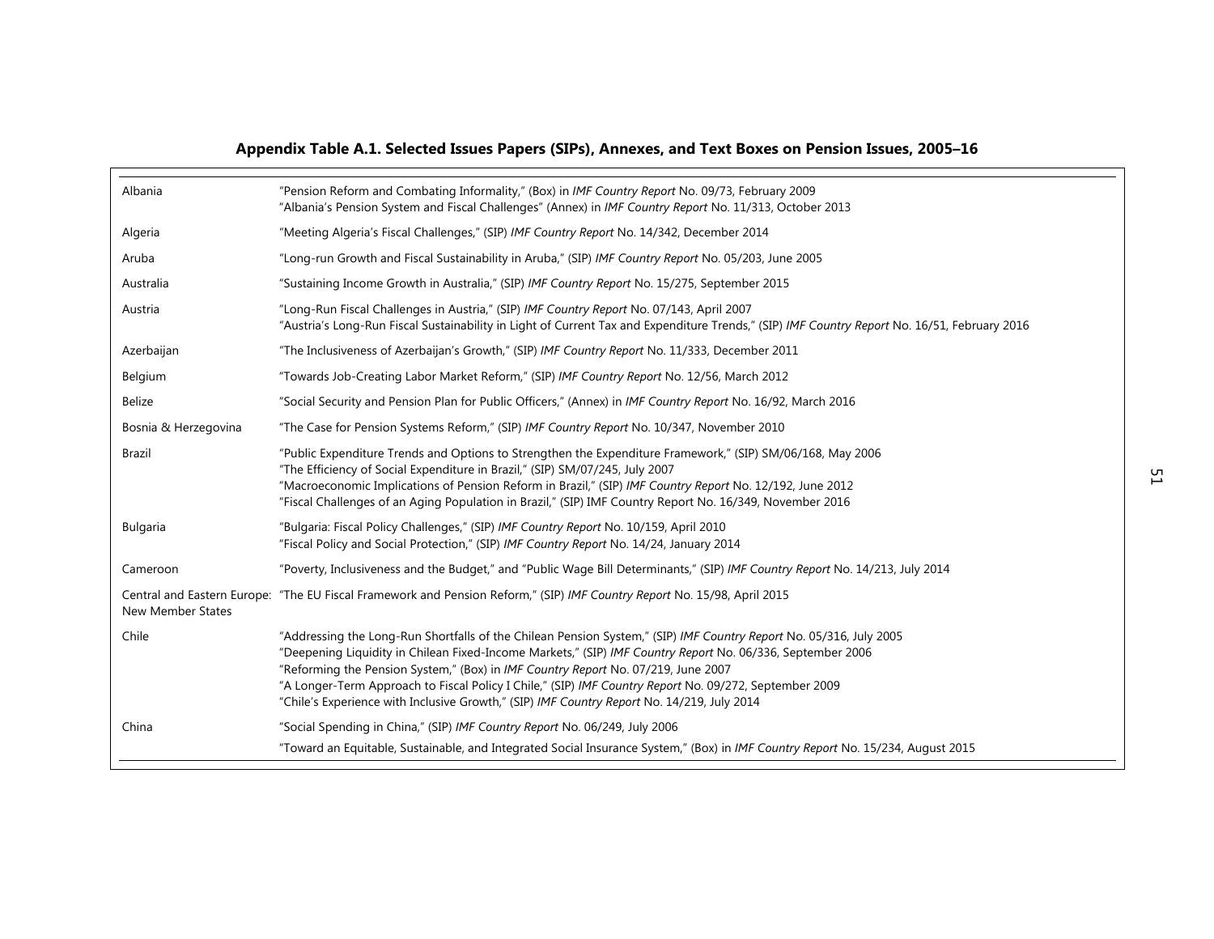**Appendix Table A.1. Selected Issues Papers (SIPs), Annexes, and Text Boxes on Pension Issues, 2005–16**

| Country | Paper |
|---|---|
| Albania | "Pension Reform and Combating Informality," (Box) in *IMF Country Report* No. 09/73, February 2009<br>"Albania's Pension System and Fiscal Challenges" (Annex) in *IMF Country Report* No. 11/313, October 2013 |
| Algeria | "Meeting Algeria's Fiscal Challenges," (SIP) *IMF Country Report* No. 14/342, December 2014 |
| Aruba | "Long-run Growth and Fiscal Sustainability in Aruba," (SIP) *IMF Country Report* No. 05/203, June 2005 |
| Australia | "Sustaining Income Growth in Australia," (SIP) *IMF Country Report* No. 15/275, September 2015 |
| Austria | "Long-Run Fiscal Challenges in Austria," (SIP) *IMF Country Report* No. 07/143, April 2007<br>"Austria's Long-Run Fiscal Sustainability in Light of Current Tax and Expenditure Trends," (SIP) *IMF Country Report* No. 16/51, February 2016 |
| Azerbaijan | "The Inclusiveness of Azerbaijan's Growth," (SIP) *IMF Country Report* No. 11/333, December 2011 |
| Belgium | "Towards Job-Creating Labor Market Reform," (SIP) *IMF Country Report* No. 12/56, March 2012 |
| Belize | "Social Security and Pension Plan for Public Officers," (Annex) in *IMF Country Report* No. 16/92, March 2016 |
| Bosnia & Herzegovina | "The Case for Pension Systems Reform," (SIP) *IMF Country Report* No. 10/347, November 2010 |
| Brazil | "Public Expenditure Trends and Options to Strengthen the Expenditure Framework," (SIP) SM/06/168, May 2006<br>"The Efficiency of Social Expenditure in Brazil," (SIP) SM/07/245, July 2007<br>"Macroeconomic Implications of Pension Reform in Brazil," (SIP) *IMF Country Report* No. 12/192, June 2012<br>"Fiscal Challenges of an Aging Population in Brazil," (SIP) IMF Country Report No. 16/349, November 2016 |
| Bulgaria | "Bulgaria: Fiscal Policy Challenges," (SIP) *IMF Country Report* No. 10/159, April 2010<br>"Fiscal Policy and Social Protection," (SIP) *IMF Country Report* No. 14/24, January 2014 |
| Cameroon | "Poverty, Inclusiveness and the Budget," and "Public Wage Bill Determinants," (SIP) *IMF Country Report* No. 14/213, July 2014 |
| Central and Eastern Europe: New Member States | "The EU Fiscal Framework and Pension Reform," (SIP) *IMF Country Report* No. 15/98, April 2015 |
| Chile | "Addressing the Long-Run Shortfalls of the Chilean Pension System," (SIP) *IMF Country Report* No. 05/316, July 2005<br>"Deepening Liquidity in Chilean Fixed-Income Markets," (SIP) *IMF Country Report* No. 06/336, September 2006<br>"Reforming the Pension System," (Box) in *IMF Country Report* No. 07/219, June 2007<br>"A Longer-Term Approach to Fiscal Policy I Chile," (SIP) *IMF Country Report* No. 09/272, September 2009<br>"Chile's Experience with Inclusive Growth," (SIP) *IMF Country Report* No. 14/219, July 2014 |
| China | "Social Spending in China," (SIP) *IMF Country Report* No. 06/249, July 2006<br>"Toward an Equitable, Sustainable, and Integrated Social Insurance System," (Box) in *IMF Country Report* No. 15/234, August 2015 |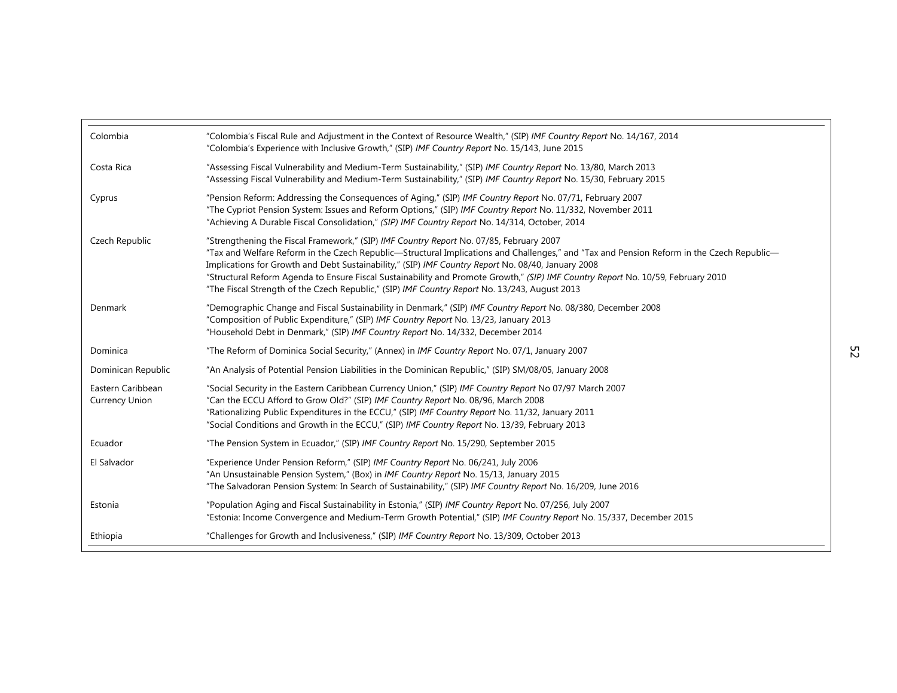| | |
|---|---|
| Colombia | "Colombia's Fiscal Rule and Adjustment in the Context of Resource Wealth," (SIP) *IMF Country Report* No. 14/167, 2014<br>"Colombia's Experience with Inclusive Growth," (SIP) *IMF Country Report* No. 15/143, June 2015 |
| Costa Rica | "Assessing Fiscal Vulnerability and Medium-Term Sustainability," (SIP) *IMF Country Report* No. 13/80, March 2013<br>"Assessing Fiscal Vulnerability and Medium-Term Sustainability," (SIP) *IMF Country Report* No. 15/30, February 2015 |
| Cyprus | "Pension Reform: Addressing the Consequences of Aging," (SIP) *IMF Country Report* No. 07/71, February 2007<br>"The Cypriot Pension System: Issues and Reform Options," (SIP) *IMF Country Report* No. 11/332, November 2011<br>"Achieving A Durable Fiscal Consolidation," *(SIP) IMF Country Report* No. 14/314, October, 2014 |
| Czech Republic | "Strengthening the Fiscal Framework," (SIP) *IMF Country Report* No. 07/85, February 2007<br>"Tax and Welfare Reform in the Czech Republic—Structural Implications and Challenges," and "Tax and Pension Reform in the Czech Republic—Implications for Growth and Debt Sustainability," (SIP) *IMF Country Report* No. 08/40, January 2008<br>"Structural Reform Agenda to Ensure Fiscal Sustainability and Promote Growth," *(SIP) IMF Country Report* No. 10/59, February 2010<br>"The Fiscal Strength of the Czech Republic," (SIP) *IMF Country Report* No. 13/243, August 2013 |
| Denmark | "Demographic Change and Fiscal Sustainability in Denmark," (SIP) *IMF Country Report* No. 08/380, December 2008<br>"Composition of Public Expenditure," (SIP) *IMF Country Report* No. 13/23, January 2013<br>"Household Debt in Denmark," (SIP) *IMF Country Report* No. 14/332, December 2014 |
| Dominica | "The Reform of Dominica Social Security," (Annex) in *IMF Country Report* No. 07/1, January 2007 |
| Dominican Republic | "An Analysis of Potential Pension Liabilities in the Dominican Republic," (SIP) SM/08/05, January 2008 |
| Eastern Caribbean Currency Union | "Social Security in the Eastern Caribbean Currency Union," (SIP) *IMF Country Report* No 07/97 March 2007<br>"Can the ECCU Afford to Grow Old?" (SIP) *IMF Country Report* No. 08/96, March 2008<br>"Rationalizing Public Expenditures in the ECCU," (SIP) *IMF Country Report* No. 11/32, January 2011<br>"Social Conditions and Growth in the ECCU," (SIP) *IMF Country Report* No. 13/39, February 2013 |
| Ecuador | "The Pension System in Ecuador," (SIP) *IMF Country Report* No. 15/290, September 2015 |
| El Salvador | "Experience Under Pension Reform," (SIP) *IMF Country Report* No. 06/241, July 2006<br>"An Unsustainable Pension System," (Box) in *IMF Country Report* No. 15/13, January 2015<br>"The Salvadoran Pension System: In Search of Sustainability," (SIP) *IMF Country Report* No. 16/209, June 2016 |
| Estonia | "Population Aging and Fiscal Sustainability in Estonia," (SIP) *IMF Country Report* No. 07/256, July 2007<br>"Estonia: Income Convergence and Medium-Term Growth Potential," (SIP) *IMF Country Report* No. 15/337, December 2015 |
| Ethiopia | "Challenges for Growth and Inclusiveness," (SIP) *IMF Country Report* No. 13/309, October 2013 |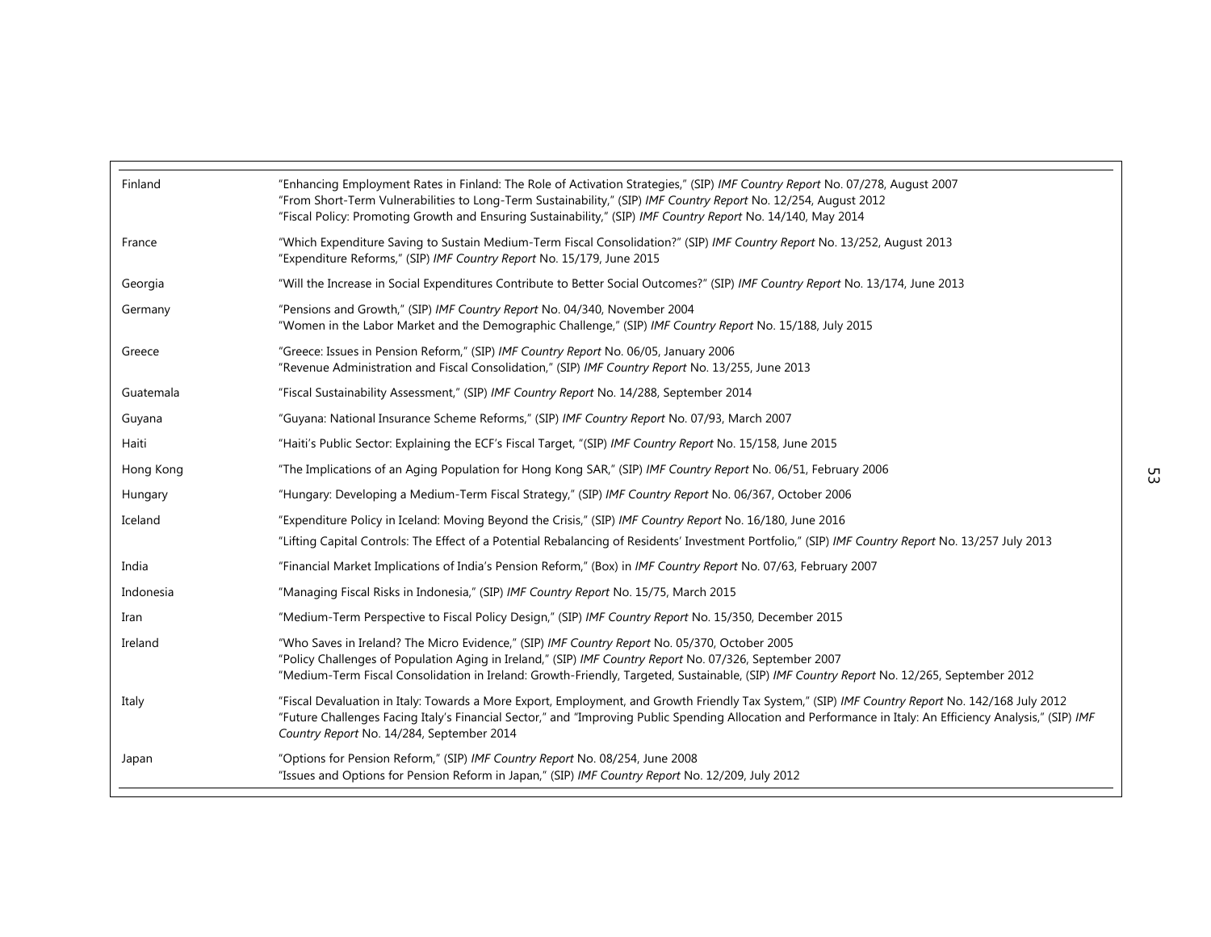| | |
|---|---|
| Finland | "Enhancing Employment Rates in Finland: The Role of Activation Strategies," (SIP) *IMF Country Report* No. 07/278, August 2007<br>"From Short-Term Vulnerabilities to Long-Term Sustainability," (SIP) *IMF Country Report* No. 12/254, August 2012<br>"Fiscal Policy: Promoting Growth and Ensuring Sustainability," (SIP) *IMF Country Report* No. 14/140, May 2014 |
| France | "Which Expenditure Saving to Sustain Medium-Term Fiscal Consolidation?" (SIP) *IMF Country Report* No. 13/252, August 2013<br>"Expenditure Reforms," (SIP) *IMF Country Report* No. 15/179, June 2015 |
| Georgia | "Will the Increase in Social Expenditures Contribute to Better Social Outcomes?" (SIP) *IMF Country Report* No. 13/174, June 2013 |
| Germany | "Pensions and Growth," (SIP) *IMF Country Report* No. 04/340, November 2004<br>"Women in the Labor Market and the Demographic Challenge," (SIP) *IMF Country Report* No. 15/188, July 2015 |
| Greece | "Greece: Issues in Pension Reform," (SIP) *IMF Country Report* No. 06/05, January 2006<br>"Revenue Administration and Fiscal Consolidation," (SIP) *IMF Country Report* No. 13/255, June 2013 |
| Guatemala | "Fiscal Sustainability Assessment," (SIP) *IMF Country Report* No. 14/288, September 2014 |
| Guyana | "Guyana: National Insurance Scheme Reforms," (SIP) *IMF Country Report* No. 07/93, March 2007 |
| Haiti | "Haiti's Public Sector: Explaining the ECF's Fiscal Target, "(SIP) *IMF Country Report* No. 15/158, June 2015 |
| Hong Kong | "The Implications of an Aging Population for Hong Kong SAR," (SIP) *IMF Country Report* No. 06/51, February 2006 |
| Hungary | "Hungary: Developing a Medium-Term Fiscal Strategy," (SIP) *IMF Country Report* No. 06/367, October 2006 |
| Iceland | "Expenditure Policy in Iceland: Moving Beyond the Crisis," (SIP) *IMF Country Report* No. 16/180, June 2016<br>"Lifting Capital Controls: The Effect of a Potential Rebalancing of Residents' Investment Portfolio," (SIP) *IMF Country Report* No. 13/257 July 2013 |
| India | "Financial Market Implications of India's Pension Reform," (Box) in *IMF Country Report* No. 07/63, February 2007 |
| Indonesia | "Managing Fiscal Risks in Indonesia," (SIP) *IMF Country Report* No. 15/75, March 2015 |
| Iran | "Medium-Term Perspective to Fiscal Policy Design," (SIP) *IMF Country Report* No. 15/350, December 2015 |
| Ireland | "Who Saves in Ireland? The Micro Evidence," (SIP) *IMF Country Report* No. 05/370, October 2005<br>"Policy Challenges of Population Aging in Ireland," (SIP) *IMF Country Report* No. 07/326, September 2007<br>"Medium-Term Fiscal Consolidation in Ireland: Growth-Friendly, Targeted, Sustainable, (SIP) *IMF Country Report* No. 12/265, September 2012 |
| Italy | "Fiscal Devaluation in Italy: Towards a More Export, Employment, and Growth Friendly Tax System," (SIP) *IMF Country Report* No. 142/168 July 2012<br>"Future Challenges Facing Italy's Financial Sector," and "Improving Public Spending Allocation and Performance in Italy: An Efficiency Analysis," (SIP) *IMF Country Report* No. 14/284, September 2014 |
| Japan | "Options for Pension Reform," (SIP) *IMF Country Report* No. 08/254, June 2008<br>"Issues and Options for Pension Reform in Japan," (SIP) *IMF Country Report* No. 12/209, July 2012 |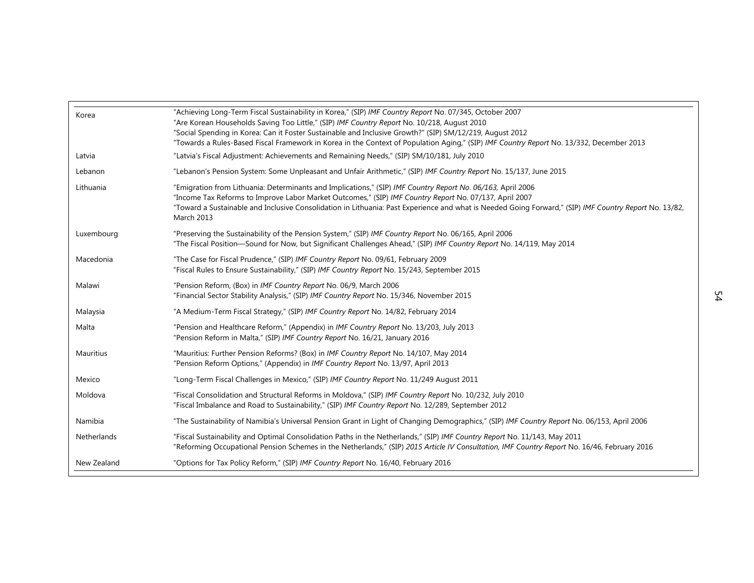| | |
|---|---|
| Korea | "Achieving Long-Term Fiscal Sustainability in Korea," (SIP) *IMF Country Report* No. 07/345, October 2007<br>"Are Korean Households Saving Too Little," (SIP) *IMF Country Report* No. 10/218, August 2010<br>"Social Spending in Korea: Can it Foster Sustainable and Inclusive Growth?" (SIP) SM/12/219, August 2012<br>"Towards a Rules-Based Fiscal Framework in Korea in the Context of Population Aging," (SIP) *IMF Country Report* No. 13/332, December 2013 |
| Latvia | "Latvia's Fiscal Adjustment: Achievements and Remaining Needs," (SIP) SM/10/181, July 2010 |
| Lebanon | "Lebanon's Pension System: Some Unpleasant and Unfair Arithmetic," (SIP) *IMF Country Report* No. 15/137, June 2015 |
| Lithuania | "Emigration from Lithuania: Determinants and Implications," (SIP) *IMF Country Report No. 06/163,* April 2006<br>"Income Tax Reforms to Improve Labor Market Outcomes," (SIP) *IMF Country Report* No. 07/137, April 2007<br>"Toward a Sustainable and Inclusive Consolidation in Lithuania: Past Experience and what is Needed Going Forward," (SIP) *IMF Country Report* No. 13/82, March 2013 |
| Luxembourg | "Preserving the Sustainability of the Pension System," (SIP) *IMF Country Report* No. 06/165, April 2006<br>"The Fiscal Position—Sound for Now, but Significant Challenges Ahead," (SIP) *IMF Country Report* No. 14/119, May 2014 |
| Macedonia | "The Case for Fiscal Prudence," (SIP) *IMF Country Report* No. 09/61, February 2009<br>"Fiscal Rules to Ensure Sustainability," (SIP) *IMF Country Report* No. 15/243, September 2015 |
| Malawi | "Pension Reform, (Box) in *IMF Country Report* No. 06/9, March 2006<br>"Financial Sector Stability Analysis," (SIP) *IMF Country Report* No. 15/346, November 2015 |
| Malaysia | "A Medium-Term Fiscal Strategy," (SIP) *IMF Country Report* No. 14/82, February 2014 |
| Malta | "Pension and Healthcare Reform," (Appendix) in *IMF Country Report* No. 13/203, July 2013<br>"Pension Reform in Malta," (SIP) *IMF Country Report* No. 16/21, January 2016 |
| Mauritius | "Mauritius: Further Pension Reforms? (Box) in *IMF Country Report* No. 14/107, May 2014<br>"Pension Reform Options," (Appendix) in *IMF Country Report* No. 13/97, April 2013 |
| Mexico | "Long-Term Fiscal Challenges in Mexico," (SIP) *IMF Country Report* No. 11/249 August 2011 |
| Moldova | "Fiscal Consolidation and Structural Reforms in Moldova," (SIP) *IMF Country Report* No. 10/232, July 2010<br>"Fiscal Imbalance and Road to Sustainability," (SIP) *IMF Country Report* No. 12/289, September 2012 |
| Namibia | "The Sustainability of Namibia's Universal Pension Grant in Light of Changing Demographics," (SIP) *IMF Country Report* No. 06/153, April 2006 |
| Netherlands | "Fiscal Sustainability and Optimal Consolidation Paths in the Netherlands," (SIP) *IMF Country Report* No. 11/143, May 2011<br>"Reforming Occupational Pension Schemes in the Netherlands," (SIP) *2015 Article IV Consultation, IMF Country Report* No. 16/46, February 2016 |
| New Zealand | "Options for Tax Policy Reform," (SIP) *IMF Country Report* No. 16/40, February 2016 |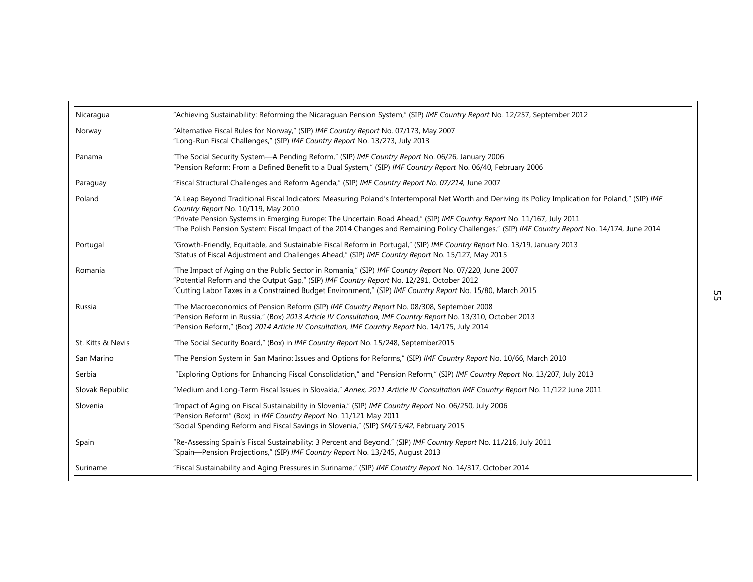| | |
|---|---|
| Nicaragua | "Achieving Sustainability: Reforming the Nicaraguan Pension System," (SIP) *IMF Country Report* No. 12/257, September 2012 |
| Norway | "Alternative Fiscal Rules for Norway," (SIP) *IMF Country Report* No. 07/173, May 2007<br>"Long-Run Fiscal Challenges," (SIP) *IMF Country Report* No. 13/273, July 2013 |
| Panama | "The Social Security System—A Pending Reform," (SIP) *IMF Country Report* No. 06/26, January 2006<br>"Pension Reform: From a Defined Benefit to a Dual System," (SIP) *IMF Country Report* No. 06/40, February 2006 |
| Paraguay | "Fiscal Structural Challenges and Reform Agenda," (SIP) *IMF Country Report No. 07/214,* June 2007 |
| Poland | "A Leap Beyond Traditional Fiscal Indicators: Measuring Poland's Intertemporal Net Worth and Deriving its Policy Implication for Poland," (SIP) *IMF Country Report* No. 10/119, May 2010<br>"Private Pension Systems in Emerging Europe: The Uncertain Road Ahead," (SIP) *IMF Country Report* No. 11/167, July 2011<br>"The Polish Pension System: Fiscal Impact of the 2014 Changes and Remaining Policy Challenges," (SIP) *IMF Country Report* No. 14/174, June 2014 |
| Portugal | "Growth-Friendly, Equitable, and Sustainable Fiscal Reform in Portugal," (SIP) *IMF Country Report* No. 13/19, January 2013<br>"Status of Fiscal Adjustment and Challenges Ahead," (SIP) *IMF Country Report* No. 15/127, May 2015 |
| Romania | "The Impact of Aging on the Public Sector in Romania," (SIP) *IMF Country Report* No. 07/220, June 2007<br>"Potential Reform and the Output Gap," (SIP) *IMF Country Report* No. 12/291, October 2012<br>"Cutting Labor Taxes in a Constrained Budget Environment," (SIP) *IMF Country Report* No. 15/80, March 2015 |
| Russia | "The Macroeconomics of Pension Reform (SIP) *IMF Country Report* No. 08/308, September 2008<br>"Pension Reform in Russia," (Box) *2013 Article IV Consultation, IMF Country Report* No. 13/310, October 2013<br>"Pension Reform," (Box) *2014 Article IV Consultation, IMF Country Report* No. 14/175, July 2014 |
| St. Kitts & Nevis | "The Social Security Board," (Box) in *IMF Country Report* No. 15/248, September2015 |
| San Marino | "The Pension System in San Marino: Issues and Options for Reforms," (SIP) *IMF Country Report* No. 10/66, March 2010 |
| Serbia | "Exploring Options for Enhancing Fiscal Consolidation," and "Pension Reform," (SIP) *IMF Country Report* No. 13/207, July 2013 |
| Slovak Republic | "Medium and Long-Term Fiscal Issues in Slovakia," *Annex, 2011 Article IV Consultation IMF Country Report* No. 11/122 June 2011 |
| Slovenia | "Impact of Aging on Fiscal Sustainability in Slovenia," (SIP) *IMF Country Report* No. 06/250, July 2006<br>"Pension Reform" (Box) in *IMF Country Report* No. 11/121 May 2011<br>"Social Spending Reform and Fiscal Savings in Slovenia," (SIP) *SM/15/42,* February 2015 |
| Spain | "Re-Assessing Spain's Fiscal Sustainability: 3 Percent and Beyond," (SIP) *IMF Country Report* No. 11/216, July 2011<br>"Spain—Pension Projections," (SIP) *IMF Country Report* No. 13/245, August 2013 |
| Suriname | "Fiscal Sustainability and Aging Pressures in Suriname," (SIP) *IMF Country Report* No. 14/317, October 2014 |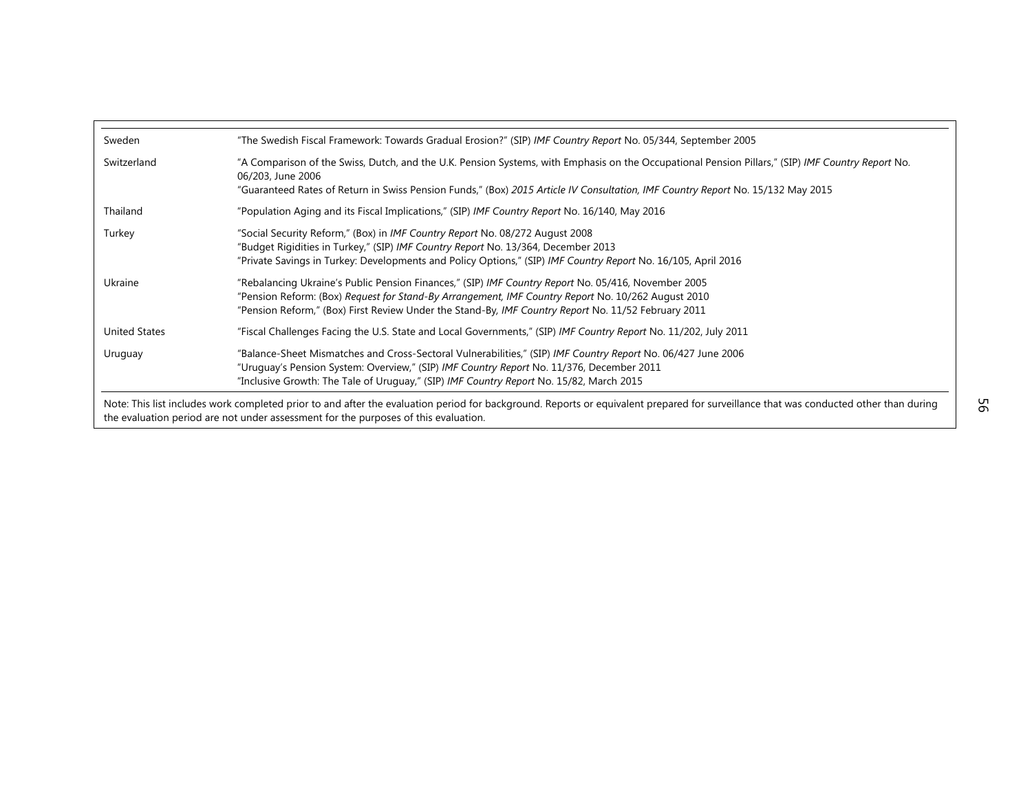| | |
|---|---|
| Sweden | "The Swedish Fiscal Framework: Towards Gradual Erosion?" (SIP) *IMF Country Report* No. 05/344, September 2005 |
| Switzerland | "A Comparison of the Swiss, Dutch, and the U.K. Pension Systems, with Emphasis on the Occupational Pension Pillars," (SIP) *IMF Country Report* No. 06/203, June 2006<br>"Guaranteed Rates of Return in Swiss Pension Funds," (Box) *2015 Article IV Consultation, IMF Country Report* No. 15/132 May 2015 |
| Thailand | "Population Aging and its Fiscal Implications," (SIP) *IMF Country Report* No. 16/140, May 2016 |
| Turkey | "Social Security Reform," (Box) in *IMF Country Report* No. 08/272 August 2008<br>"Budget Rigidities in Turkey," (SIP) *IMF Country Report* No. 13/364, December 2013<br>"Private Savings in Turkey: Developments and Policy Options," (SIP) *IMF Country Report* No. 16/105, April 2016 |
| Ukraine | "Rebalancing Ukraine's Public Pension Finances," (SIP) *IMF Country Report* No. 05/416, November 2005<br>"Pension Reform: (Box) *Request for Stand-By Arrangement, IMF Country Report* No. 10/262 August 2010<br>"Pension Reform," (Box) First Review Under the Stand-By, *IMF Country Report* No. 11/52 February 2011 |
| United States | "Fiscal Challenges Facing the U.S. State and Local Governments," (SIP) *IMF Country Report* No. 11/202, July 2011 |
| Uruguay | "Balance-Sheet Mismatches and Cross-Sectoral Vulnerabilities," (SIP) *IMF Country Report* No. 06/427 June 2006<br>"Uruguay's Pension System: Overview," (SIP) *IMF Country Report* No. 11/376, December 2011<br>"Inclusive Growth: The Tale of Uruguay," (SIP) *IMF Country Report* No. 15/82, March 2015 |

Note: This list includes work completed prior to and after the evaluation period for background. Reports or equivalent prepared for surveillance that was conducted other than during the evaluation period are not under assessment for the purposes of this evaluation.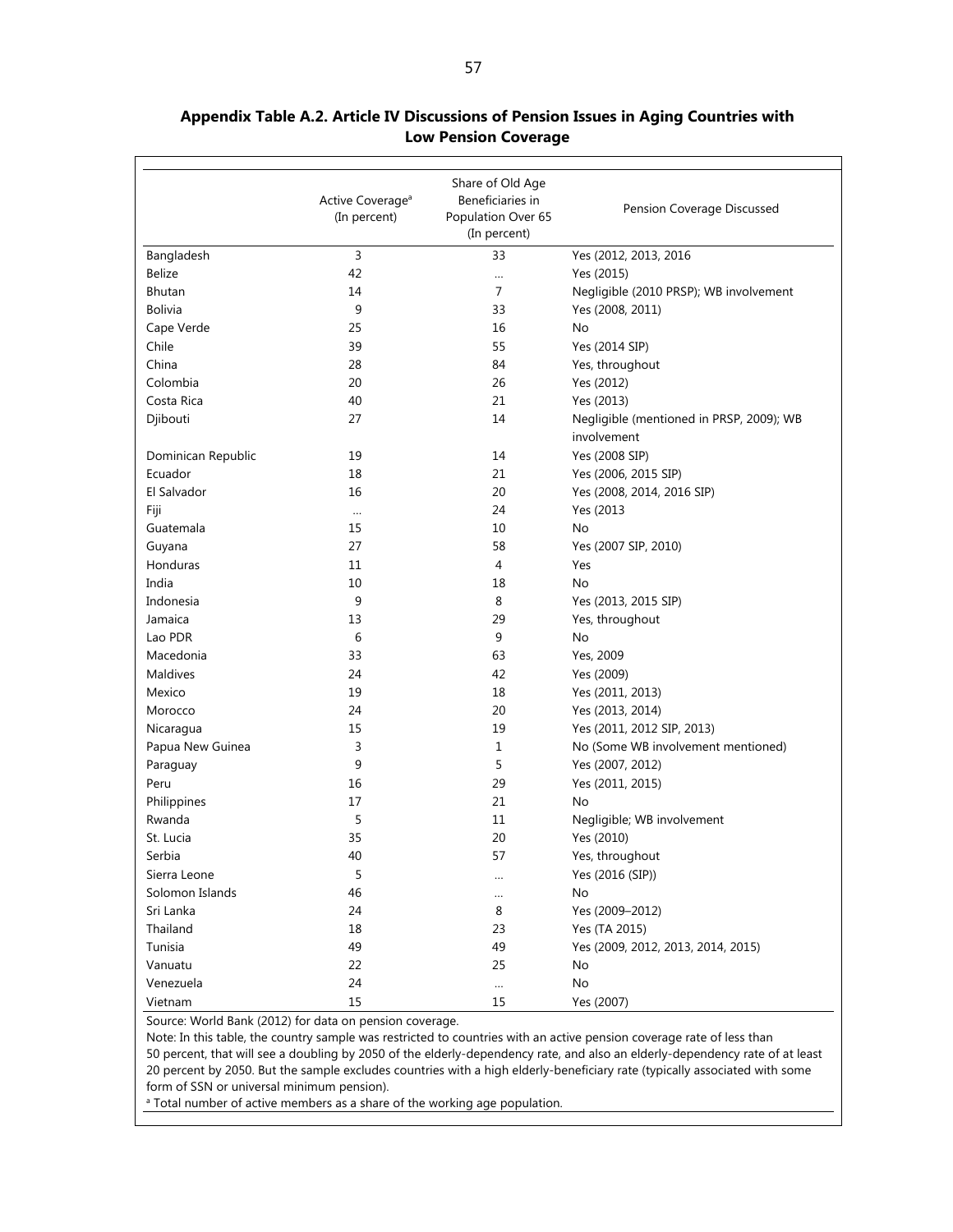**Appendix Table A.2. Article IV Discussions of Pension Issues in Aging Countries with Low Pension Coverage**

| | Active Coverage[a] (In percent) | Share of Old Age Beneficiaries in Population Over 65 (In percent) | Pension Coverage Discussed |
|---|---|---|---|
| Bangladesh | 3 | 33 | Yes (2012, 2013, 2016 |
| Belize | 42 | … | Yes (2015) |
| Bhutan | 14 | 7 | Negligible (2010 PRSP); WB involvement |
| Bolivia | 9 | 33 | Yes (2008, 2011) |
| Cape Verde | 25 | 16 | No |
| Chile | 39 | 55 | Yes (2014 SIP) |
| China | 28 | 84 | Yes, throughout |
| Colombia | 20 | 26 | Yes (2012) |
| Costa Rica | 40 | 21 | Yes (2013) |
| Djibouti | 27 | 14 | Negligible (mentioned in PRSP, 2009); WB involvement |
| Dominican Republic | 19 | 14 | Yes (2008 SIP) |
| Ecuador | 18 | 21 | Yes (2006, 2015 SIP) |
| El Salvador | 16 | 20 | Yes (2008, 2014, 2016 SIP) |
| Fiji | … | 24 | Yes (2013 |
| Guatemala | 15 | 10 | No |
| Guyana | 27 | 58 | Yes (2007 SIP, 2010) |
| Honduras | 11 | 4 | Yes |
| India | 10 | 18 | No |
| Indonesia | 9 | 8 | Yes (2013, 2015 SIP) |
| Jamaica | 13 | 29 | Yes, throughout |
| Lao PDR | 6 | 9 | No |
| Macedonia | 33 | 63 | Yes, 2009 |
| Maldives | 24 | 42 | Yes (2009) |
| Mexico | 19 | 18 | Yes (2011, 2013) |
| Morocco | 24 | 20 | Yes (2013, 2014) |
| Nicaragua | 15 | 19 | Yes (2011, 2012 SIP, 2013) |
| Papua New Guinea | 3 | 1 | No (Some WB involvement mentioned) |
| Paraguay | 9 | 5 | Yes (2007, 2012) |
| Peru | 16 | 29 | Yes (2011, 2015) |
| Philippines | 17 | 21 | No |
| Rwanda | 5 | 11 | Negligible; WB involvement |
| St. Lucia | 35 | 20 | Yes (2010) |
| Serbia | 40 | 57 | Yes, throughout |
| Sierra Leone | 5 | … | Yes (2016 (SIP)) |
| Solomon Islands | 46 | … | No |
| Sri Lanka | 24 | 8 | Yes (2009–2012) |
| Thailand | 18 | 23 | Yes (TA 2015) |
| Tunisia | 49 | 49 | Yes (2009, 2012, 2013, 2014, 2015) |
| Vanuatu | 22 | 25 | No |
| Venezuela | 24 | … | No |
| Vietnam | 15 | 15 | Yes (2007) |

Source: World Bank (2012) for data on pension coverage.

Note: In this table, the country sample was restricted to countries with an active pension coverage rate of less than 50 percent, that will see a doubling by 2050 of the elderly-dependency rate, and also an elderly-dependency rate of at least 20 percent by 2050. But the sample excludes countries with a high elderly-beneficiary rate (typically associated with some form of SSN or universal minimum pension).

[a] Total number of active members as a share of the working age population.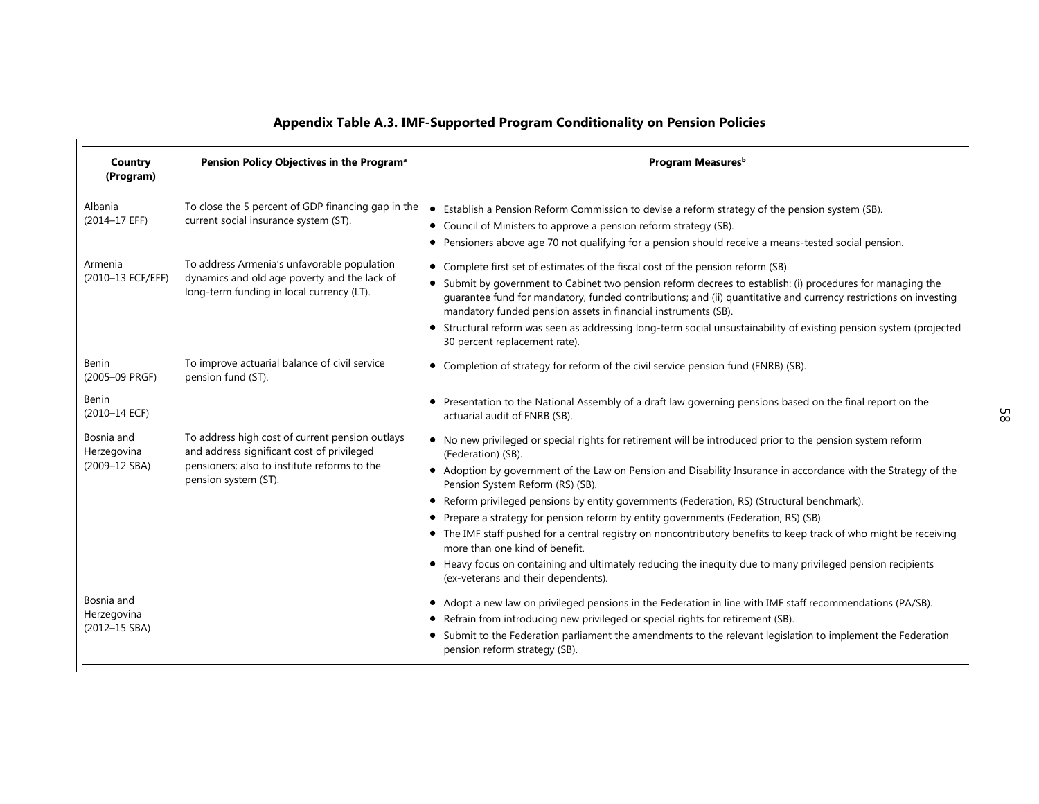**Appendix Table A.3. IMF-Supported Program Conditionality on Pension Policies**

| Country (Program) | Pension Policy Objectives in the Program[a] | Program Measures[b] |
|---|---|---|
| Albania (2014–17 EFF) | To close the 5 percent of GDP financing gap in the current social insurance system (ST). | • Establish a Pension Reform Commission to devise a reform strategy of the pension system (SB).<br>• Council of Ministers to approve a pension reform strategy (SB).<br>• Pensioners above age 70 not qualifying for a pension should receive a means-tested social pension. |
| Armenia (2010–13 ECF/EFF) | To address Armenia's unfavorable population dynamics and old age poverty and the lack of long-term funding in local currency (LT). | • Complete first set of estimates of the fiscal cost of the pension reform (SB).<br>• Submit by government to Cabinet two pension reform decrees to establish: (i) procedures for managing the guarantee fund for mandatory, funded contributions; and (ii) quantitative and currency restrictions on investing mandatory funded pension assets in financial instruments (SB).<br>• Structural reform was seen as addressing long-term social unsustainability of existing pension system (projected 30 percent replacement rate). |
| Benin (2005–09 PRGF) | To improve actuarial balance of civil service pension fund (ST). | • Completion of strategy for reform of the civil service pension fund (FNRB) (SB). |
| Benin (2010–14 ECF) | | • Presentation to the National Assembly of a draft law governing pensions based on the final report on the actuarial audit of FNRB (SB). |
| Bosnia and Herzegovina (2009–12 SBA) | To address high cost of current pension outlays and address significant cost of privileged pensioners; also to institute reforms to the pension system (ST). | • No new privileged or special rights for retirement will be introduced prior to the pension system reform (Federation) (SB).<br>• Adoption by government of the Law on Pension and Disability Insurance in accordance with the Strategy of the Pension System Reform (RS) (SB).<br>• Reform privileged pensions by entity governments (Federation, RS) (Structural benchmark).<br>• Prepare a strategy for pension reform by entity governments (Federation, RS) (SB).<br>• The IMF staff pushed for a central registry on noncontributory benefits to keep track of who might be receiving more than one kind of benefit.<br>• Heavy focus on containing and ultimately reducing the inequity due to many privileged pension recipients (ex-veterans and their dependents). |
| Bosnia and Herzegovina (2012–15 SBA) | | • Adopt a new law on privileged pensions in the Federation in line with IMF staff recommendations (PA/SB).<br>• Refrain from introducing new privileged or special rights for retirement (SB).<br>• Submit to the Federation parliament the amendments to the relevant legislation to implement the Federation pension reform strategy (SB). |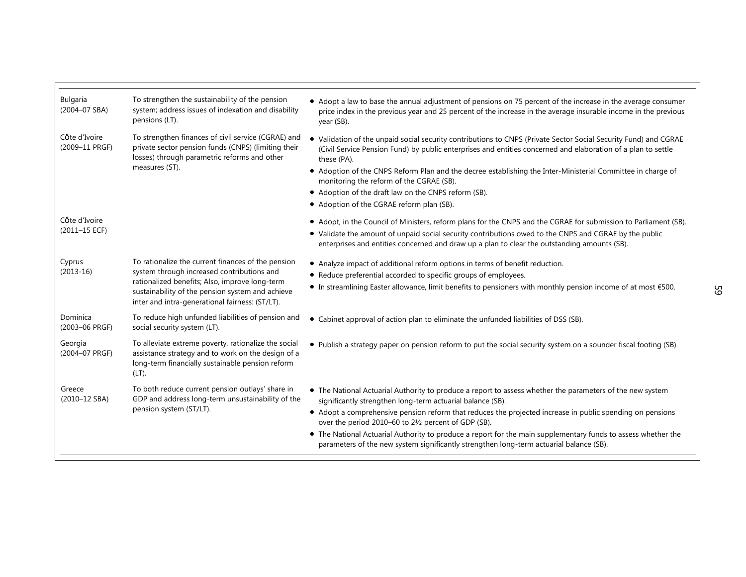| | | |
|---|---|---|
| Bulgaria (2004–07 SBA) | To strengthen the sustainability of the pension system; address issues of indexation and disability pensions (LT). | • Adopt a law to base the annual adjustment of pensions on 75 percent of the increase in the average consumer price index in the previous year and 25 percent of the increase in the average insurable income in the previous year (SB). |
| Côte d'Ivoire (2009–11 PRGF) | To strengthen finances of civil service (CGRAE) and private sector pension funds (CNPS) (limiting their losses) through parametric reforms and other measures (ST). | • Validation of the unpaid social security contributions to CNPS (Private Sector Social Security Fund) and CGRAE (Civil Service Pension Fund) by public enterprises and entities concerned and elaboration of a plan to settle these (PA).<br>• Adoption of the CNPS Reform Plan and the decree establishing the Inter-Ministerial Committee in charge of monitoring the reform of the CGRAE (SB).<br>• Adoption of the draft law on the CNPS reform (SB).<br>• Adoption of the CGRAE reform plan (SB). |
| Côte d'Ivoire (2011–15 ECF) | | • Adopt, in the Council of Ministers, reform plans for the CNPS and the CGRAE for submission to Parliament (SB).<br>• Validate the amount of unpaid social security contributions owed to the CNPS and CGRAE by the public enterprises and entities concerned and draw up a plan to clear the outstanding amounts (SB). |
| Cyprus (2013-16) | To rationalize the current finances of the pension system through increased contributions and rationalized benefits; Also, improve long-term sustainability of the pension system and achieve inter and intra-generational fairness: (ST/LT). | • Analyze impact of additional reform options in terms of benefit reduction.<br>• Reduce preferential accorded to specific groups of employees.<br>• In streamlining Easter allowance, limit benefits to pensioners with monthly pension income of at most €500. |
| Dominica (2003–06 PRGF) | To reduce high unfunded liabilities of pension and social security system (LT). | • Cabinet approval of action plan to eliminate the unfunded liabilities of DSS (SB). |
| Georgia (2004–07 PRGF) | To alleviate extreme poverty, rationalize the social assistance strategy and to work on the design of a long-term financially sustainable pension reform (LT). | • Publish a strategy paper on pension reform to put the social security system on a sounder fiscal footing (SB). |
| Greece (2010–12 SBA) | To both reduce current pension outlays' share in GDP and address long-term unsustainability of the pension system (ST/LT). | • The National Actuarial Authority to produce a report to assess whether the parameters of the new system significantly strengthen long-term actuarial balance (SB).<br>• Adopt a comprehensive pension reform that reduces the projected increase in public spending on pensions over the period 2010–60 to 2½ percent of GDP (SB).<br>• The National Actuarial Authority to produce a report for the main supplementary funds to assess whether the parameters of the new system significantly strengthen long-term actuarial balance (SB). |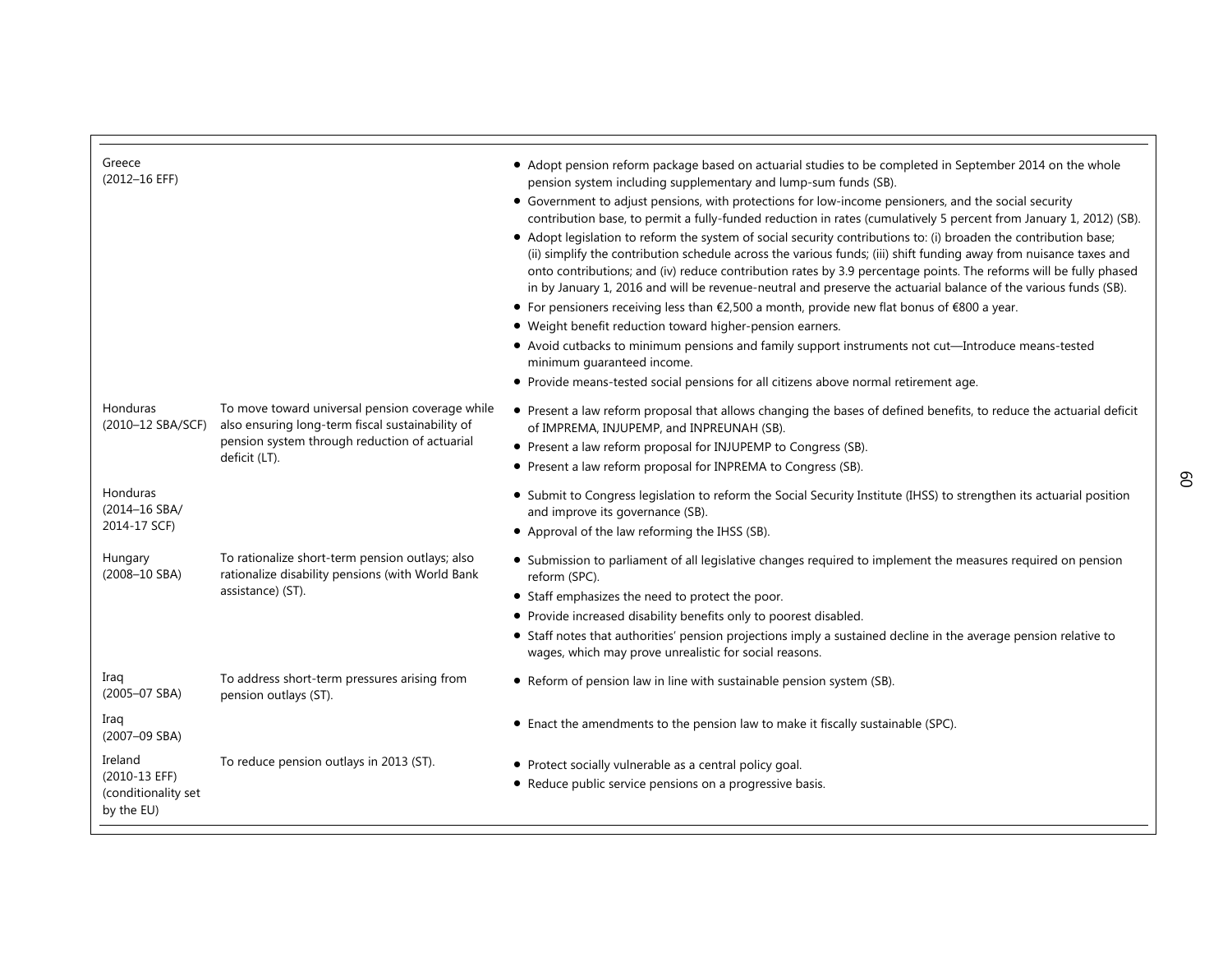| | | |
|---|---|---|
| Greece (2012–16 EFF) | | • Adopt pension reform package based on actuarial studies to be completed in September 2014 on the whole pension system including supplementary and lump-sum funds (SB).<br>• Government to adjust pensions, with protections for low-income pensioners, and the social security contribution base, to permit a fully-funded reduction in rates (cumulatively 5 percent from January 1, 2012) (SB).<br>• Adopt legislation to reform the system of social security contributions to: (i) broaden the contribution base; (ii) simplify the contribution schedule across the various funds; (iii) shift funding away from nuisance taxes and onto contributions; and (iv) reduce contribution rates by 3.9 percentage points. The reforms will be fully phased in by January 1, 2016 and will be revenue-neutral and preserve the actuarial balance of the various funds (SB).<br>• For pensioners receiving less than €2,500 a month, provide new flat bonus of €800 a year.<br>• Weight benefit reduction toward higher-pension earners.<br>• Avoid cutbacks to minimum pensions and family support instruments not cut—Introduce means-tested minimum guaranteed income.<br>• Provide means-tested social pensions for all citizens above normal retirement age. |
| Honduras (2010–12 SBA/SCF) | To move toward universal pension coverage while also ensuring long-term fiscal sustainability of pension system through reduction of actuarial deficit (LT). | • Present a law reform proposal that allows changing the bases of defined benefits, to reduce the actuarial deficit of IMPREMA, INJUPEMP, and INPREUNAH (SB).<br>• Present a law reform proposal for INJUPEMP to Congress (SB).<br>• Present a law reform proposal for INPREMA to Congress (SB). |
| Honduras (2014–16 SBA/ 2014-17 SCF) | | • Submit to Congress legislation to reform the Social Security Institute (IHSS) to strengthen its actuarial position and improve its governance (SB).<br>• Approval of the law reforming the IHSS (SB). |
| Hungary (2008–10 SBA) | To rationalize short-term pension outlays; also rationalize disability pensions (with World Bank assistance) (ST). | • Submission to parliament of all legislative changes required to implement the measures required on pension reform (SPC).<br>• Staff emphasizes the need to protect the poor.<br>• Provide increased disability benefits only to poorest disabled.<br>• Staff notes that authorities' pension projections imply a sustained decline in the average pension relative to wages, which may prove unrealistic for social reasons. |
| Iraq (2005–07 SBA) | To address short-term pressures arising from pension outlays (ST). | • Reform of pension law in line with sustainable pension system (SB). |
| Iraq (2007–09 SBA) | | • Enact the amendments to the pension law to make it fiscally sustainable (SPC). |
| Ireland (2010-13 EFF) (conditionality set by the EU) | To reduce pension outlays in 2013 (ST). | • Protect socially vulnerable as a central policy goal.<br>• Reduce public service pensions on a progressive basis. |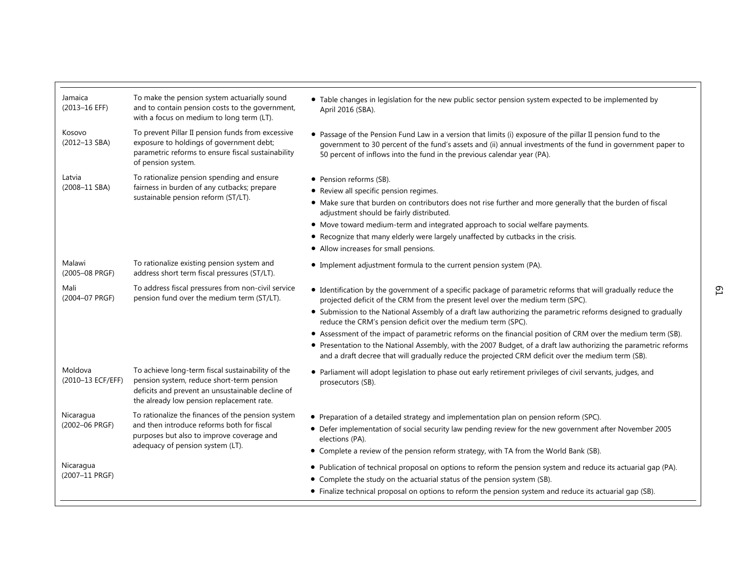| | | |
|---|---|---|
| Jamaica (2013–16 EFF) | To make the pension system actuarially sound and to contain pension costs to the government, with a focus on medium to long term (LT). | • Table changes in legislation for the new public sector pension system expected to be implemented by April 2016 (SBA). |
| Kosovo (2012–13 SBA) | To prevent Pillar II pension funds from excessive exposure to holdings of government debt; parametric reforms to ensure fiscal sustainability of pension system. | • Passage of the Pension Fund Law in a version that limits (i) exposure of the pillar II pension fund to the government to 30 percent of the fund's assets and (ii) annual investments of the fund in government paper to 50 percent of inflows into the fund in the previous calendar year (PA). |
| Latvia (2008–11 SBA) | To rationalize pension spending and ensure fairness in burden of any cutbacks; prepare sustainable pension reform (ST/LT). | • Pension reforms (SB).<br>• Review all specific pension regimes.<br>• Make sure that burden on contributors does not rise further and more generally that the burden of fiscal adjustment should be fairly distributed.<br>• Move toward medium-term and integrated approach to social welfare payments.<br>• Recognize that many elderly were largely unaffected by cutbacks in the crisis.<br>• Allow increases for small pensions. |
| Malawi (2005–08 PRGF) | To rationalize existing pension system and address short term fiscal pressures (ST/LT). | • Implement adjustment formula to the current pension system (PA). |
| Mali (2004–07 PRGF) | To address fiscal pressures from non-civil service pension fund over the medium term (ST/LT). | • Identification by the government of a specific package of parametric reforms that will gradually reduce the projected deficit of the CRM from the present level over the medium term (SPC).<br>• Submission to the National Assembly of a draft law authorizing the parametric reforms designed to gradually reduce the CRM's pension deficit over the medium term (SPC).<br>• Assessment of the impact of parametric reforms on the financial position of CRM over the medium term (SB).<br>• Presentation to the National Assembly, with the 2007 Budget, of a draft law authorizing the parametric reforms and a draft decree that will gradually reduce the projected CRM deficit over the medium term (SB). |
| Moldova (2010–13 ECF/EFF) | To achieve long-term fiscal sustainability of the pension system, reduce short-term pension deficits and prevent an unsustainable decline of the already low pension replacement rate. | • Parliament will adopt legislation to phase out early retirement privileges of civil servants, judges, and prosecutors (SB). |
| Nicaragua (2002–06 PRGF) | To rationalize the finances of the pension system and then introduce reforms both for fiscal purposes but also to improve coverage and adequacy of pension system (LT). | • Preparation of a detailed strategy and implementation plan on pension reform (SPC).<br>• Defer implementation of social security law pending review for the new government after November 2005 elections (PA).<br>• Complete a review of the pension reform strategy, with TA from the World Bank (SB). |
| Nicaragua (2007–11 PRGF) | | • Publication of technical proposal on options to reform the pension system and reduce its actuarial gap (PA).<br>• Complete the study on the actuarial status of the pension system (SB).<br>• Finalize technical proposal on options to reform the pension system and reduce its actuarial gap (SB). |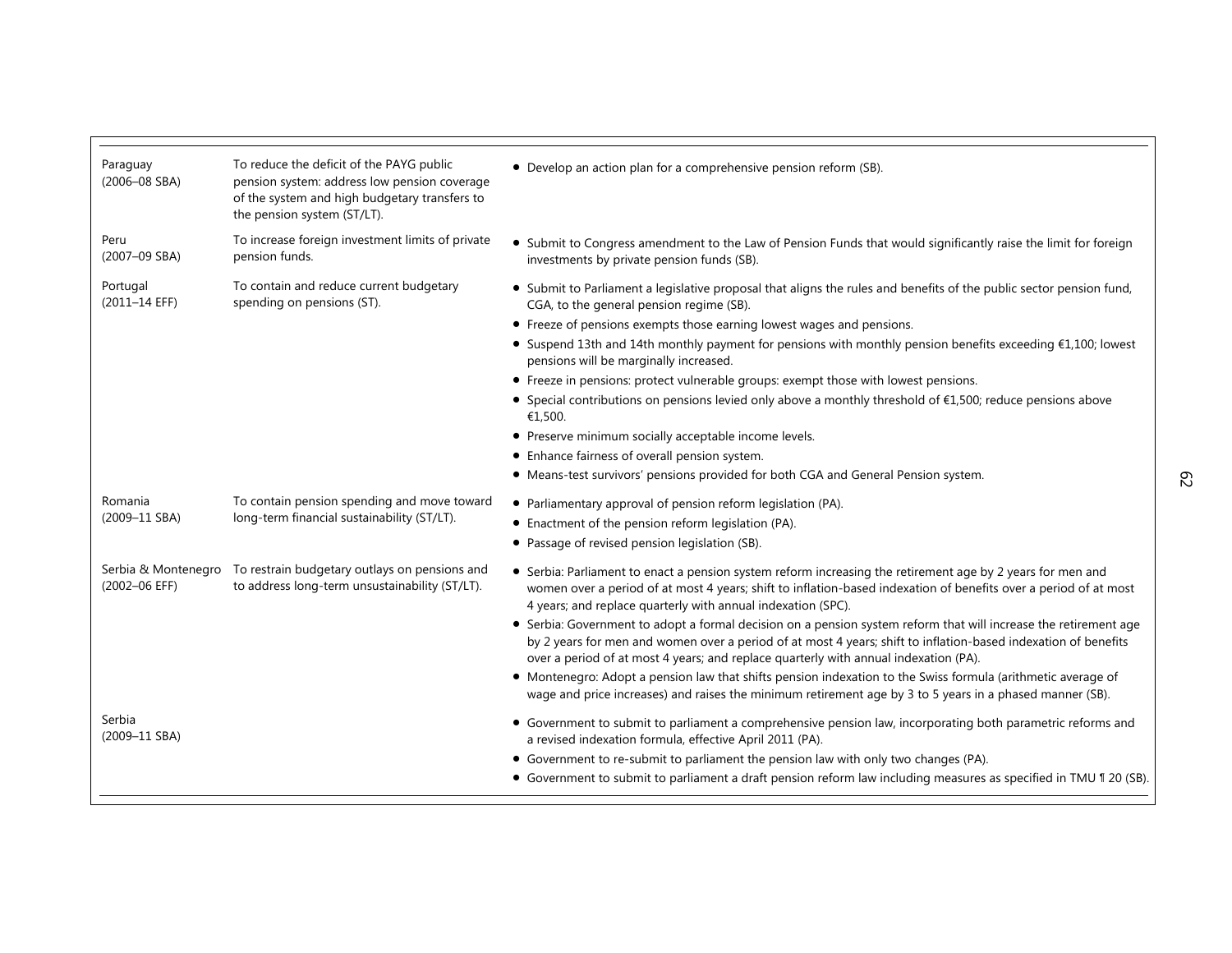| | | |
|---|---|---|
| Paraguay (2006–08 SBA) | To reduce the deficit of the PAYG public pension system: address low pension coverage of the system and high budgetary transfers to the pension system (ST/LT). | • Develop an action plan for a comprehensive pension reform (SB). |
| Peru (2007–09 SBA) | To increase foreign investment limits of private pension funds. | • Submit to Congress amendment to the Law of Pension Funds that would significantly raise the limit for foreign investments by private pension funds (SB). |
| Portugal (2011–14 EFF) | To contain and reduce current budgetary spending on pensions (ST). | • Submit to Parliament a legislative proposal that aligns the rules and benefits of the public sector pension fund, CGA, to the general pension regime (SB).<br>• Freeze of pensions exempts those earning lowest wages and pensions.<br>• Suspend 13th and 14th monthly payment for pensions with monthly pension benefits exceeding €1,100; lowest pensions will be marginally increased.<br>• Freeze in pensions: protect vulnerable groups: exempt those with lowest pensions.<br>• Special contributions on pensions levied only above a monthly threshold of €1,500; reduce pensions above €1,500.<br>• Preserve minimum socially acceptable income levels.<br>• Enhance fairness of overall pension system.<br>• Means-test survivors' pensions provided for both CGA and General Pension system. |
| Romania (2009–11 SBA) | To contain pension spending and move toward long-term financial sustainability (ST/LT). | • Parliamentary approval of pension reform legislation (PA).<br>• Enactment of the pension reform legislation (PA).<br>• Passage of revised pension legislation (SB). |
| Serbia & Montenegro (2002–06 EFF) | To restrain budgetary outlays on pensions and to address long-term unsustainability (ST/LT). | • Serbia: Parliament to enact a pension system reform increasing the retirement age by 2 years for men and women over a period of at most 4 years; shift to inflation-based indexation of benefits over a period of at most 4 years; and replace quarterly with annual indexation (SPC).<br>• Serbia: Government to adopt a formal decision on a pension system reform that will increase the retirement age by 2 years for men and women over a period of at most 4 years; shift to inflation-based indexation of benefits over a period of at most 4 years; and replace quarterly with annual indexation (PA).<br>• Montenegro: Adopt a pension law that shifts pension indexation to the Swiss formula (arithmetic average of wage and price increases) and raises the minimum retirement age by 3 to 5 years in a phased manner (SB). |
| Serbia (2009–11 SBA) | | • Government to submit to parliament a comprehensive pension law, incorporating both parametric reforms and a revised indexation formula, effective April 2011 (PA).<br>• Government to re-submit to parliament the pension law with only two changes (PA).<br>• Government to submit to parliament a draft pension reform law including measures as specified in TMU ¶ 20 (SB). |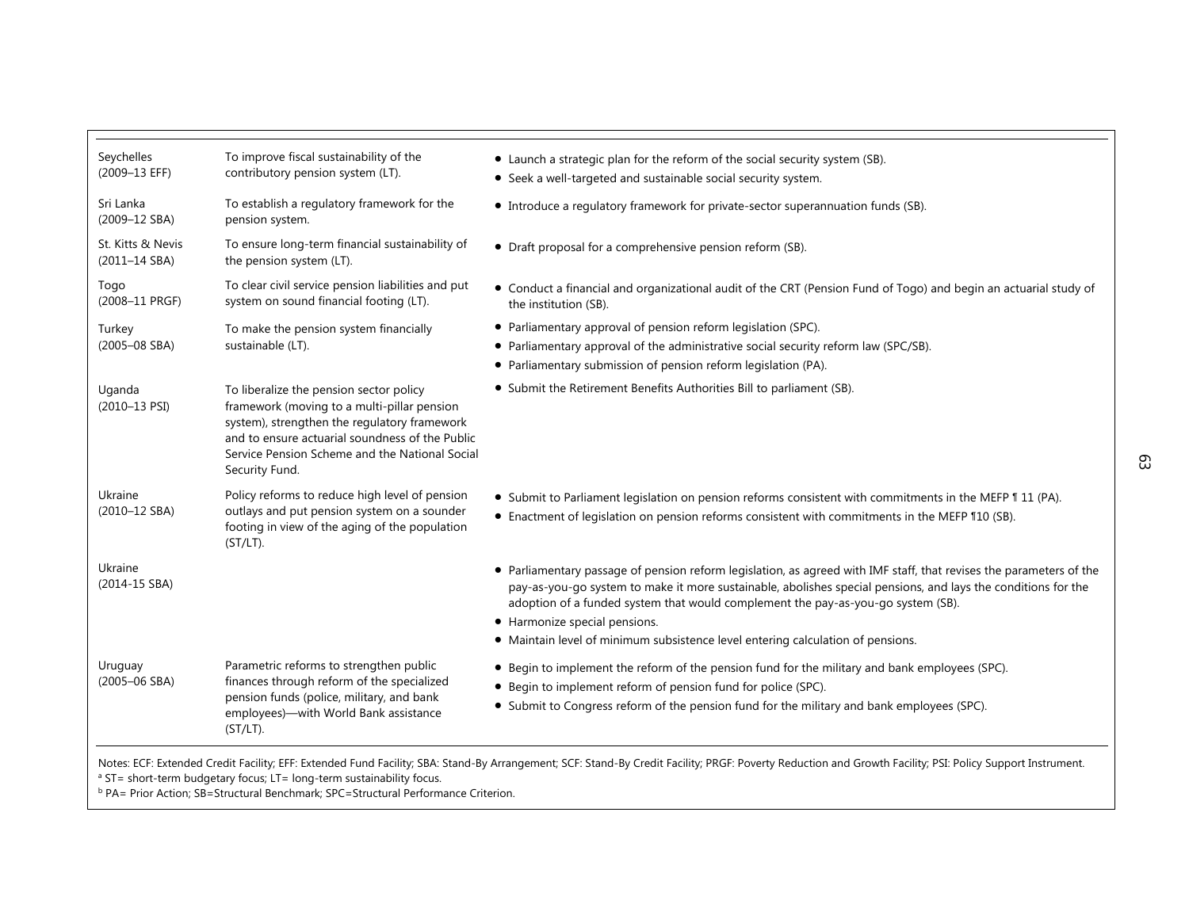| | | |
|---|---|---|
| Seychelles (2009–13 EFF) | To improve fiscal sustainability of the contributory pension system (LT). | • Launch a strategic plan for the reform of the social security system (SB).<br>• Seek a well-targeted and sustainable social security system. |
| Sri Lanka (2009–12 SBA) | To establish a regulatory framework for the pension system. | • Introduce a regulatory framework for private-sector superannuation funds (SB). |
| St. Kitts & Nevis (2011–14 SBA) | To ensure long-term financial sustainability of the pension system (LT). | • Draft proposal for a comprehensive pension reform (SB). |
| Togo (2008–11 PRGF) | To clear civil service pension liabilities and put system on sound financial footing (LT). | • Conduct a financial and organizational audit of the CRT (Pension Fund of Togo) and begin an actuarial study of the institution (SB). |
| Turkey (2005–08 SBA) | To make the pension system financially sustainable (LT). | • Parliamentary approval of pension reform legislation (SPC).<br>• Parliamentary approval of the administrative social security reform law (SPC/SB).<br>• Parliamentary submission of pension reform legislation (PA). |
| Uganda (2010–13 PSI) | To liberalize the pension sector policy framework (moving to a multi-pillar pension system), strengthen the regulatory framework and to ensure actuarial soundness of the Public Service Pension Scheme and the National Social Security Fund. | • Submit the Retirement Benefits Authorities Bill to parliament (SB). |
| Ukraine (2010–12 SBA) | Policy reforms to reduce high level of pension outlays and put pension system on a sounder footing in view of the aging of the population (ST/LT). | • Submit to Parliament legislation on pension reforms consistent with commitments in the MEFP ¶ 11 (PA).<br>• Enactment of legislation on pension reforms consistent with commitments in the MEFP ¶10 (SB). |
| Ukraine (2014-15 SBA) | | • Parliamentary passage of pension reform legislation, as agreed with IMF staff, that revises the parameters of the pay-as-you-go system to make it more sustainable, abolishes special pensions, and lays the conditions for the adoption of a funded system that would complement the pay-as-you-go system (SB).<br>• Harmonize special pensions.<br>• Maintain level of minimum subsistence level entering calculation of pensions. |
| Uruguay (2005–06 SBA) | Parametric reforms to strengthen public finances through reform of the specialized pension funds (police, military, and bank employees)—with World Bank assistance (ST/LT). | • Begin to implement the reform of the pension fund for the military and bank employees (SPC).<br>• Begin to implement reform of pension fund for police (SPC).<br>• Submit to Congress reform of the pension fund for the military and bank employees (SPC). |

Notes: ECF: Extended Credit Facility; EFF: Extended Fund Facility; SBA: Stand-By Arrangement; SCF: Stand-By Credit Facility; PRGF: Poverty Reduction and Growth Facility; PSI: Policy Support Instrument.
[a] ST= short-term budgetary focus; LT= long-term sustainability focus.
[b] PA= Prior Action; SB=Structural Benchmark; SPC=Structural Performance Criterion.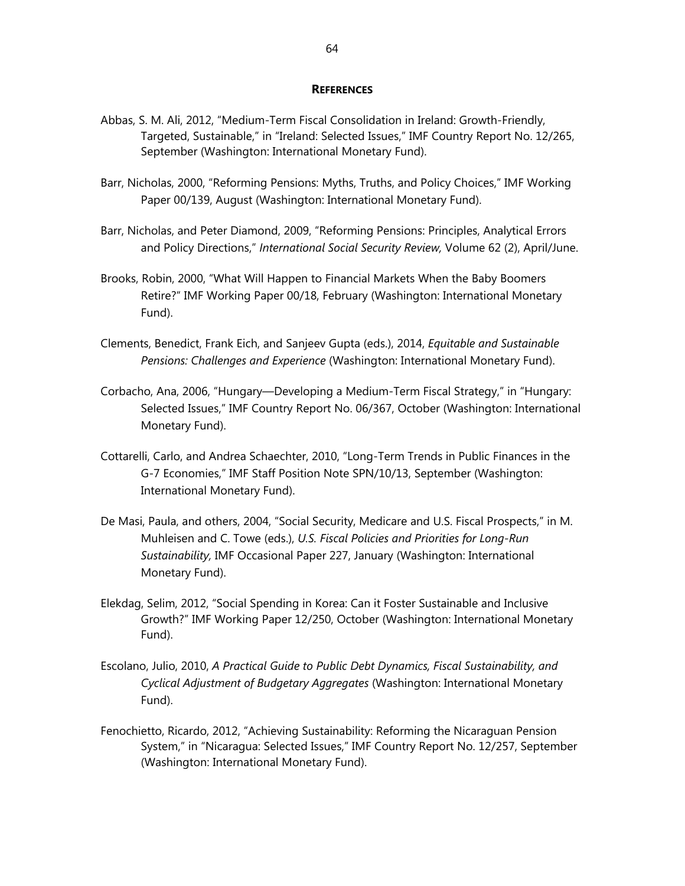## REFERENCES

Abbas, S. M. Ali, 2012, "Medium-Term Fiscal Consolidation in Ireland: Growth-Friendly, Targeted, Sustainable," in "Ireland: Selected Issues," IMF Country Report No. 12/265, September (Washington: International Monetary Fund).

Barr, Nicholas, 2000, "Reforming Pensions: Myths, Truths, and Policy Choices," IMF Working Paper 00/139, August (Washington: International Monetary Fund).

Barr, Nicholas, and Peter Diamond, 2009, "Reforming Pensions: Principles, Analytical Errors and Policy Directions," *International Social Security Review,* Volume 62 (2), April/June.

Brooks, Robin, 2000, "What Will Happen to Financial Markets When the Baby Boomers Retire?" IMF Working Paper 00/18, February (Washington: International Monetary Fund).

Clements, Benedict, Frank Eich, and Sanjeev Gupta (eds.), 2014, *Equitable and Sustainable Pensions: Challenges and Experience* (Washington: International Monetary Fund).

Corbacho, Ana, 2006, "Hungary—Developing a Medium-Term Fiscal Strategy," in "Hungary: Selected Issues," IMF Country Report No. 06/367, October (Washington: International Monetary Fund).

Cottarelli, Carlo, and Andrea Schaechter, 2010, "Long-Term Trends in Public Finances in the G-7 Economies," IMF Staff Position Note SPN/10/13, September (Washington: International Monetary Fund).

De Masi, Paula, and others, 2004, "Social Security, Medicare and U.S. Fiscal Prospects," in M. Muhleisen and C. Towe (eds.), *U.S. Fiscal Policies and Priorities for Long-Run Sustainability,* IMF Occasional Paper 227, January (Washington: International Monetary Fund).

Elekdag, Selim, 2012, "Social Spending in Korea: Can it Foster Sustainable and Inclusive Growth?" IMF Working Paper 12/250, October (Washington: International Monetary Fund).

Escolano, Julio, 2010, *A Practical Guide to Public Debt Dynamics, Fiscal Sustainability, and Cyclical Adjustment of Budgetary Aggregates* (Washington: International Monetary Fund).

Fenochietto, Ricardo, 2012, "Achieving Sustainability: Reforming the Nicaraguan Pension System," in "Nicaragua: Selected Issues," IMF Country Report No. 12/257, September (Washington: International Monetary Fund).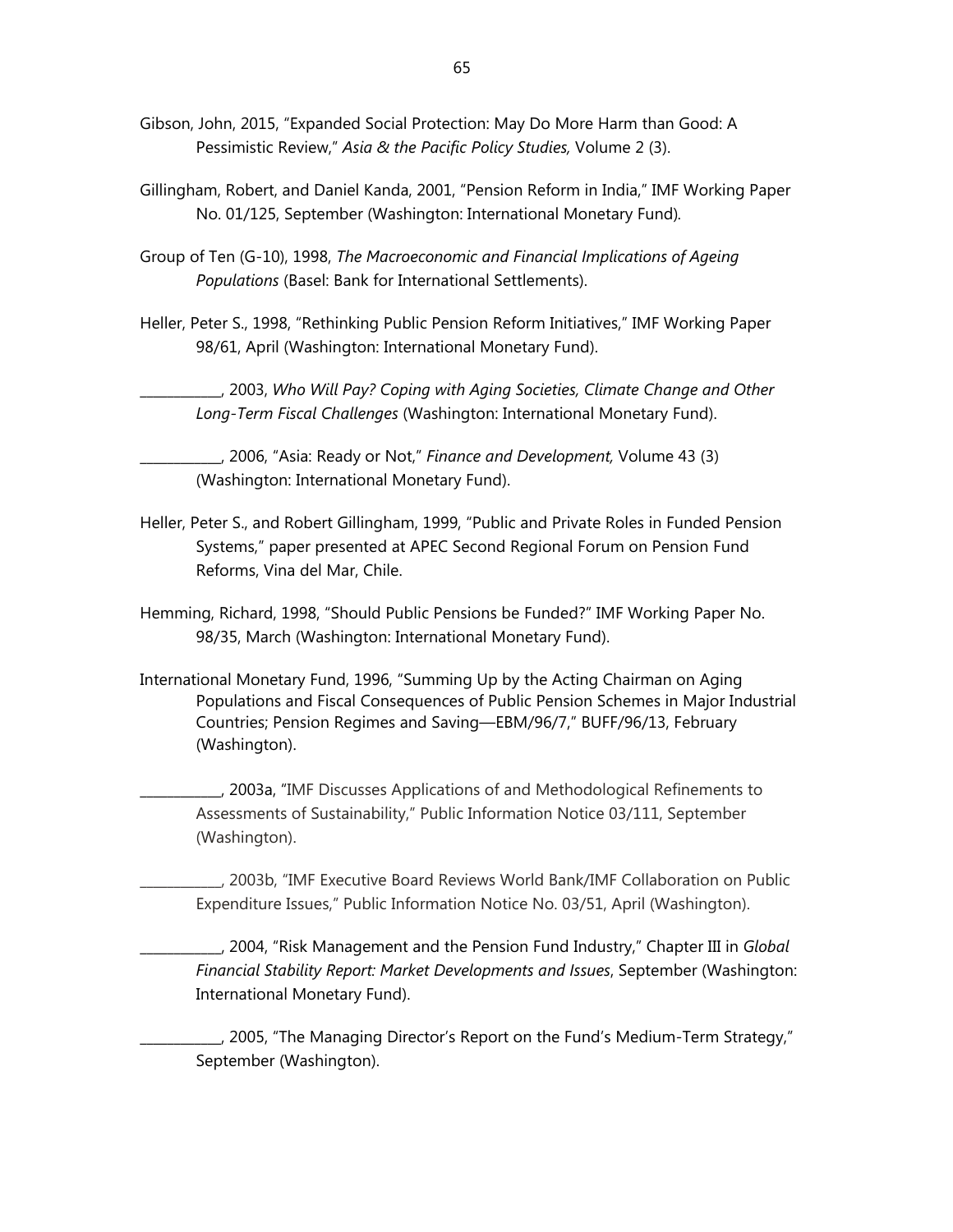Gibson, John, 2015, "Expanded Social Protection: May Do More Harm than Good: A Pessimistic Review," *Asia & the Pacific Policy Studies,* Volume 2 (3).

Gillingham, Robert, and Daniel Kanda, 2001, "Pension Reform in India," IMF Working Paper No. 01/125, September (Washington: International Monetary Fund).

Group of Ten (G-10), 1998, *The Macroeconomic and Financial Implications of Ageing Populations* (Basel: Bank for International Settlements).

Heller, Peter S., 1998, "Rethinking Public Pension Reform Initiatives," IMF Working Paper 98/61, April (Washington: International Monetary Fund).

___________, 2003, *Who Will Pay? Coping with Aging Societies, Climate Change and Other Long-Term Fiscal Challenges* (Washington: International Monetary Fund).

___________, 2006, "Asia: Ready or Not," *Finance and Development,* Volume 43 (3) (Washington: International Monetary Fund).

Heller, Peter S., and Robert Gillingham, 1999, "Public and Private Roles in Funded Pension Systems," paper presented at APEC Second Regional Forum on Pension Fund Reforms, Vina del Mar, Chile.

Hemming, Richard, 1998, "Should Public Pensions be Funded?" IMF Working Paper No. 98/35, March (Washington: International Monetary Fund).

International Monetary Fund, 1996, "Summing Up by the Acting Chairman on Aging Populations and Fiscal Consequences of Public Pension Schemes in Major Industrial Countries; Pension Regimes and Saving—EBM/96/7," BUFF/96/13, February (Washington).

___________, 2003a, "IMF Discusses Applications of and Methodological Refinements to Assessments of Sustainability," Public Information Notice 03/111, September (Washington).

___________, 2003b, "IMF Executive Board Reviews World Bank/IMF Collaboration on Public Expenditure Issues," Public Information Notice No. 03/51, April (Washington).

___________, 2004, "Risk Management and the Pension Fund Industry," Chapter III in *Global Financial Stability Report: Market Developments and Issues*, September (Washington: International Monetary Fund).

___________, 2005, "The Managing Director's Report on the Fund's Medium-Term Strategy," September (Washington).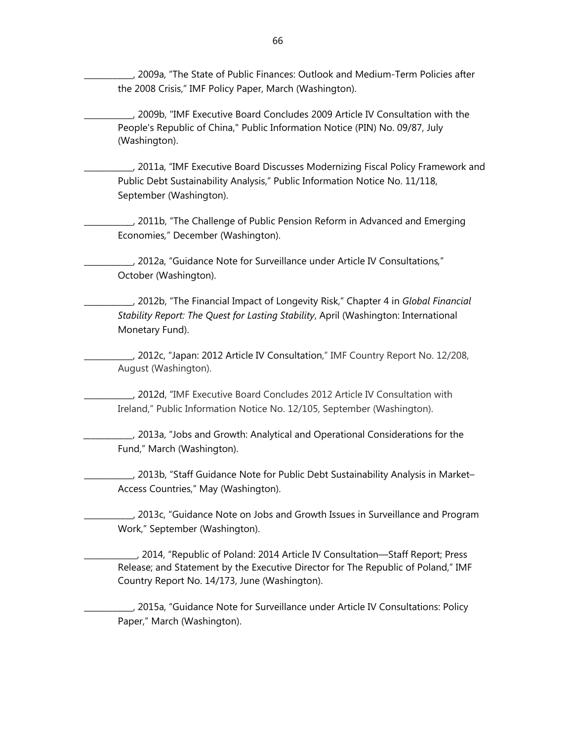___________, 2009a, "The State of Public Finances: Outlook and Medium-Term Policies after the 2008 Crisis," IMF Policy Paper, March (Washington).

___________, 2009b, "IMF Executive Board Concludes 2009 Article IV Consultation with the People's Republic of China," Public Information Notice (PIN) No. 09/87, July (Washington).

___________, 2011a, "IMF Executive Board Discusses Modernizing Fiscal Policy Framework and Public Debt Sustainability Analysis," Public Information Notice No. 11/118, September (Washington).

___________, 2011b, "The Challenge of Public Pension Reform in Advanced and Emerging Economies," December (Washington).

___________, 2012a, "Guidance Note for Surveillance under Article IV Consultations," October (Washington).

___________, 2012b, "The Financial Impact of Longevity Risk," Chapter 4 in *Global Financial Stability Report: The Quest for Lasting Stability*, April (Washington: International Monetary Fund).

___________, 2012c, "Japan: 2012 Article IV Consultation," IMF Country Report No. 12/208, August (Washington).

___________, 2012d, "IMF Executive Board Concludes 2012 Article IV Consultation with Ireland," Public Information Notice No. 12/105, September (Washington).

___________, 2013a, "Jobs and Growth: Analytical and Operational Considerations for the Fund," March (Washington).

___________, 2013b, "Staff Guidance Note for Public Debt Sustainability Analysis in Market–Access Countries," May (Washington).

___________, 2013c, "Guidance Note on Jobs and Growth Issues in Surveillance and Program Work," September (Washington).

____________, 2014, "Republic of Poland: 2014 Article IV Consultation—Staff Report; Press Release; and Statement by the Executive Director for The Republic of Poland," IMF Country Report No. 14/173, June (Washington).

___________, 2015a, "Guidance Note for Surveillance under Article IV Consultations: Policy Paper," March (Washington).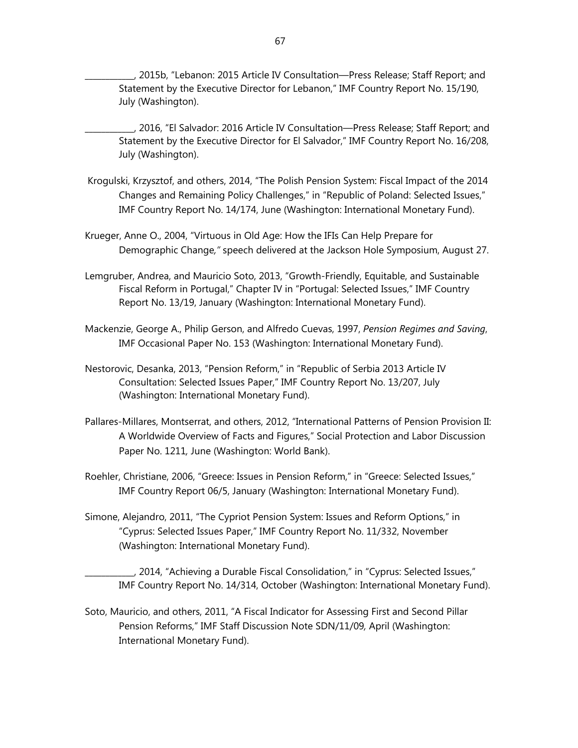___________, 2015b, "Lebanon: 2015 Article IV Consultation—Press Release; Staff Report; and Statement by the Executive Director for Lebanon," IMF Country Report No. 15/190, July (Washington).

___________, 2016, "El Salvador: 2016 Article IV Consultation—Press Release; Staff Report; and Statement by the Executive Director for El Salvador," IMF Country Report No. 16/208, July (Washington).

Krogulski, Krzysztof, and others, 2014, "The Polish Pension System: Fiscal Impact of the 2014 Changes and Remaining Policy Challenges," in "Republic of Poland: Selected Issues," IMF Country Report No. 14/174, June (Washington: International Monetary Fund).

Krueger, Anne O., 2004, "Virtuous in Old Age: How the IFIs Can Help Prepare for Demographic Change," speech delivered at the Jackson Hole Symposium, August 27.

Lemgruber, Andrea, and Mauricio Soto, 2013, "Growth-Friendly, Equitable, and Sustainable Fiscal Reform in Portugal," Chapter IV in "Portugal: Selected Issues," IMF Country Report No. 13/19, January (Washington: International Monetary Fund).

Mackenzie, George A., Philip Gerson, and Alfredo Cuevas, 1997, *Pension Regimes and Saving*, IMF Occasional Paper No. 153 (Washington: International Monetary Fund).

Nestorovic, Desanka, 2013, "Pension Reform," in "Republic of Serbia 2013 Article IV Consultation: Selected Issues Paper," IMF Country Report No. 13/207, July (Washington: International Monetary Fund).

Pallares-Millares, Montserrat, and others, 2012, "International Patterns of Pension Provision II: A Worldwide Overview of Facts and Figures," Social Protection and Labor Discussion Paper No. 1211, June (Washington: World Bank).

Roehler, Christiane, 2006, "Greece: Issues in Pension Reform," in "Greece: Selected Issues," IMF Country Report 06/5, January (Washington: International Monetary Fund).

Simone, Alejandro, 2011, "The Cypriot Pension System: Issues and Reform Options," in "Cyprus: Selected Issues Paper," IMF Country Report No. 11/332, November (Washington: International Monetary Fund).

___________, 2014, "Achieving a Durable Fiscal Consolidation," in "Cyprus: Selected Issues," IMF Country Report No. 14/314, October (Washington: International Monetary Fund).

Soto, Mauricio, and others, 2011, "A Fiscal Indicator for Assessing First and Second Pillar Pension Reforms," IMF Staff Discussion Note SDN/11/09, April (Washington: International Monetary Fund).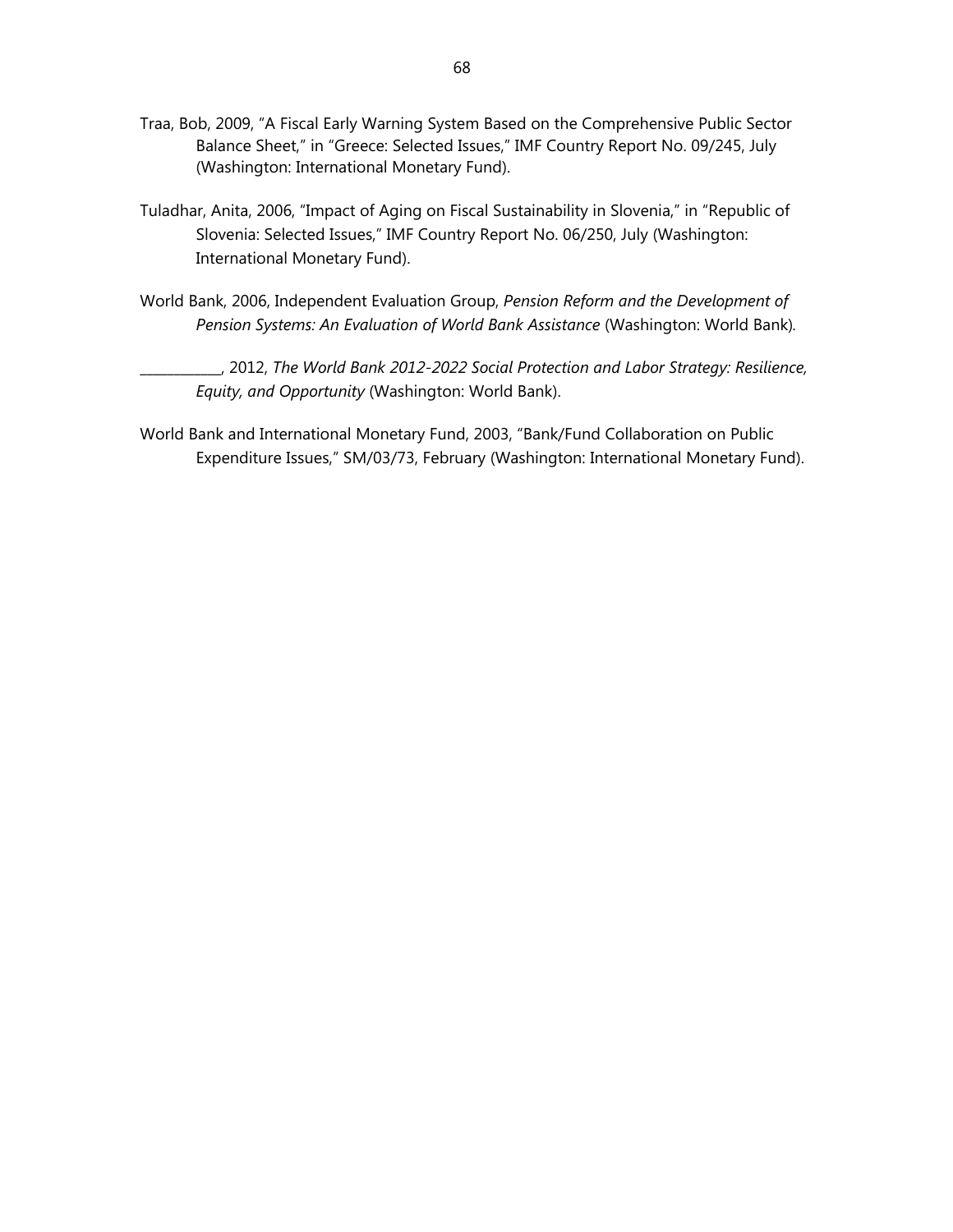Traa, Bob, 2009, "A Fiscal Early Warning System Based on the Comprehensive Public Sector Balance Sheet," in "Greece: Selected Issues," IMF Country Report No. 09/245, July (Washington: International Monetary Fund).

Tuladhar, Anita, 2006, "Impact of Aging on Fiscal Sustainability in Slovenia," in "Republic of Slovenia: Selected Issues," IMF Country Report No. 06/250, July (Washington: International Monetary Fund).

World Bank, 2006, Independent Evaluation Group, *Pension Reform and the Development of Pension Systems: An Evaluation of World Bank Assistance* (Washington: World Bank).

___________, 2012, *The World Bank 2012-2022 Social Protection and Labor Strategy: Resilience, Equity, and Opportunity* (Washington: World Bank).

World Bank and International Monetary Fund, 2003, "Bank/Fund Collaboration on Public Expenditure Issues," SM/03/73, February (Washington: International Monetary Fund).